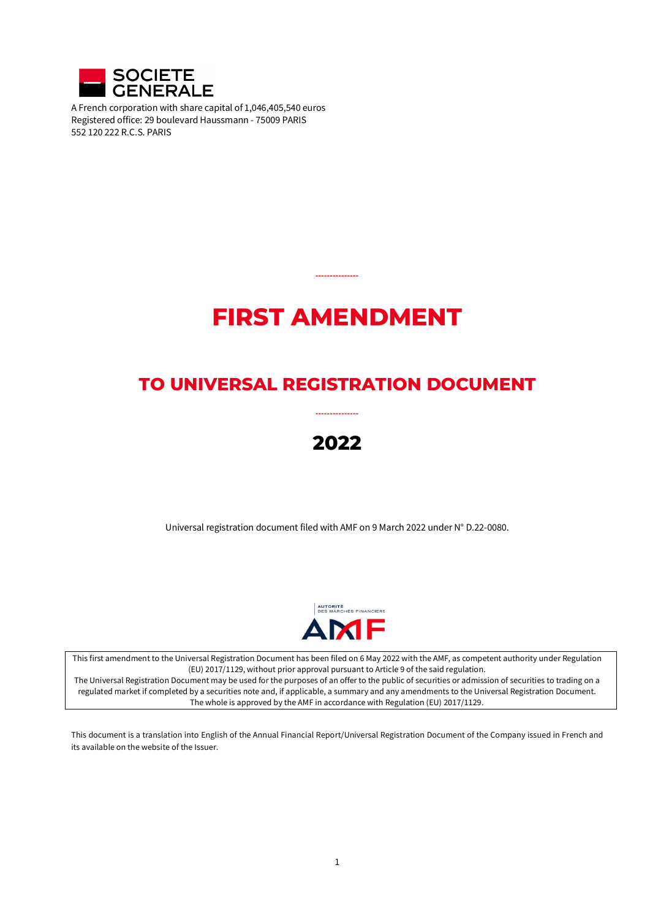**SOCIETE GENERALE**

A French corporation with share capital of 1,046,405,540 euros
Registered office: 29 boulevard Haussmann - 75009 PARIS
552 120 222 R.C.S. PARIS

---------------

# FIRST AMENDMENT

## TO UNIVERSAL REGISTRATION DOCUMENT

---------------

## 2022

Universal registration document filed with AMF on 9 March 2022 under N° D.22-0080.

AUTORITÉ DES MARCHÉS FINANCIERS
AMF

This first amendment to the Universal Registration Document has been filed on 6 May 2022 with the AMF, as competent authority under Regulation (EU) 2017/1129, without prior approval pursuant to Article 9 of the said regulation.
The Universal Registration Document may be used for the purposes of an offer to the public of securities or admission of securities to trading on a regulated market if completed by a securities note and, if applicable, a summary and any amendments to the Universal Registration Document.
The whole is approved by the AMF in accordance with Regulation (EU) 2017/1129.

This document is a translation into English of the Annual Financial Report/Universal Registration Document of the Company issued in French and its available on the website of the Issuer.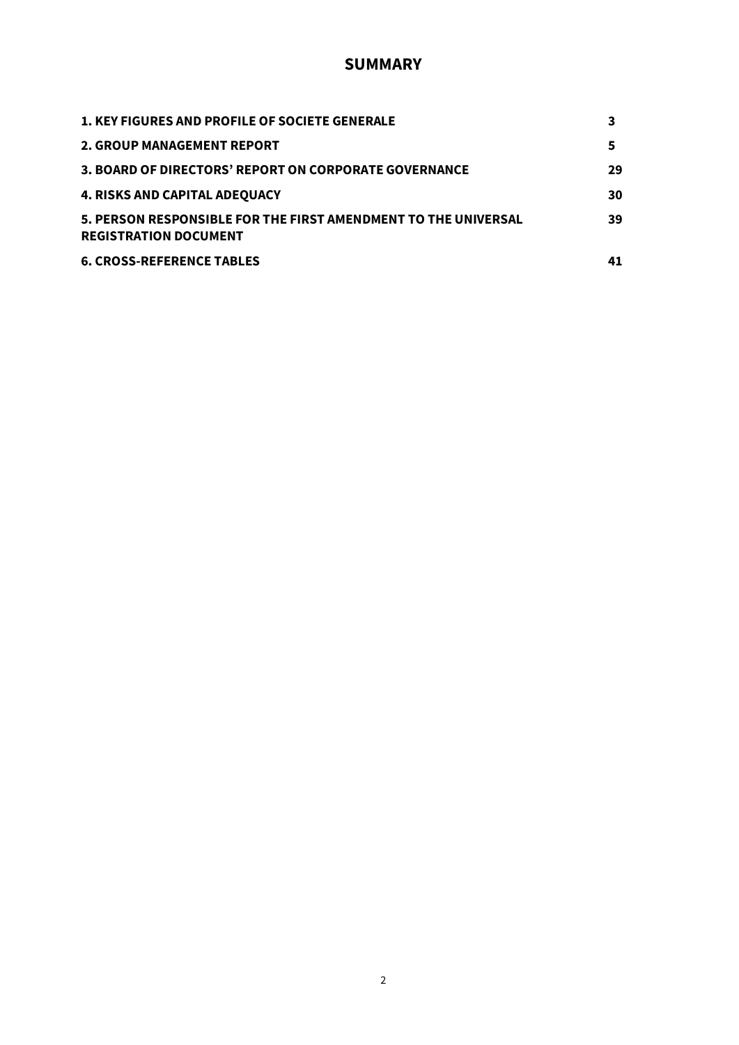# SUMMARY

| | |
|---|---|
| **1. KEY FIGURES AND PROFILE OF SOCIETE GENERALE** | **3** |
| **2. GROUP MANAGEMENT REPORT** | **5** |
| **3. BOARD OF DIRECTORS' REPORT ON CORPORATE GOVERNANCE** | **29** |
| **4. RISKS AND CAPITAL ADEQUACY** | **30** |
| **5. PERSON RESPONSIBLE FOR THE FIRST AMENDMENT TO THE UNIVERSAL REGISTRATION DOCUMENT** | **39** |
| **6. CROSS-REFERENCE TABLES** | **41** |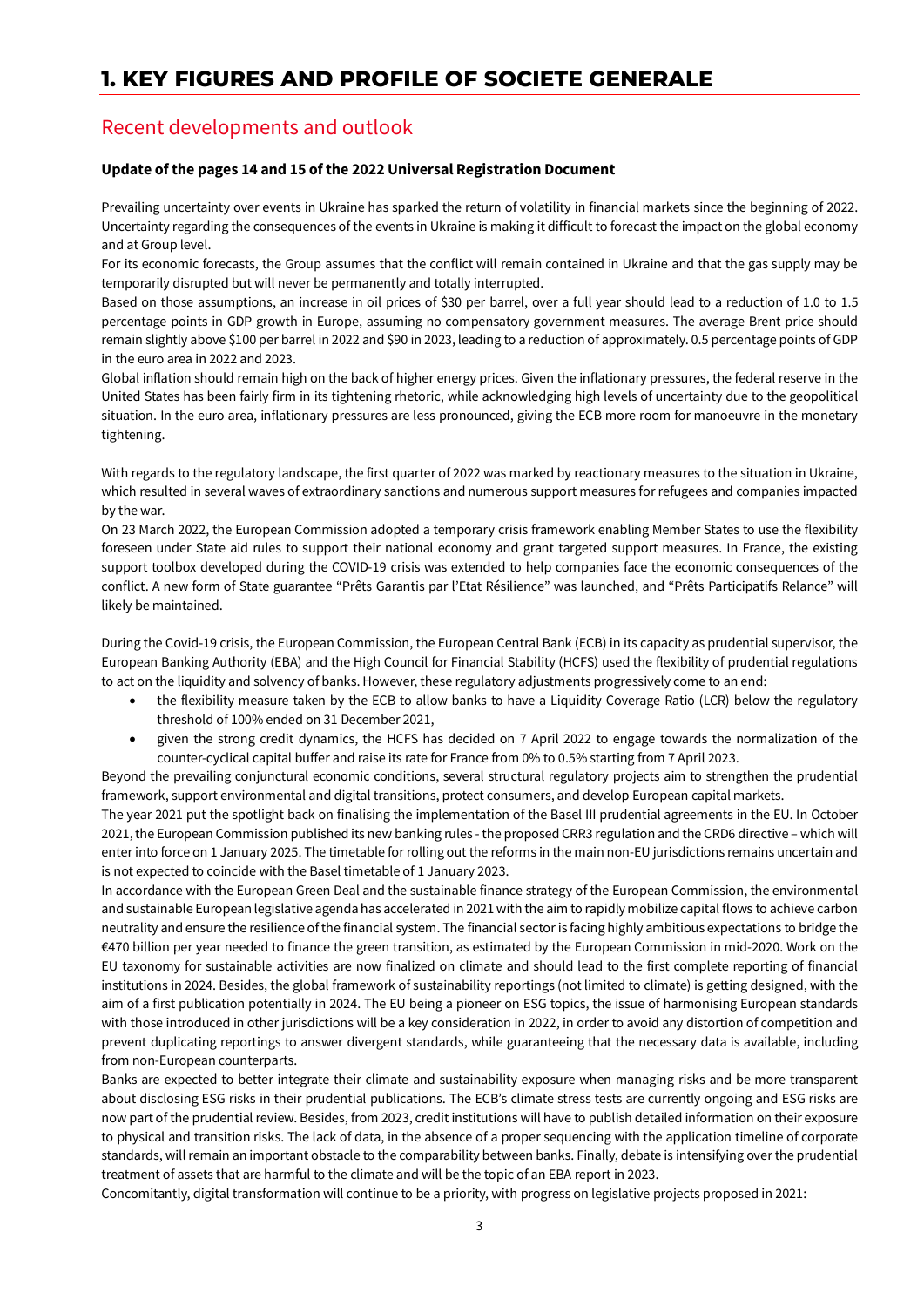# 1. KEY FIGURES AND PROFILE OF SOCIETE GENERALE

## Recent developments and outlook

**Update of the pages 14 and 15 of the 2022 Universal Registration Document**

Prevailing uncertainty over events in Ukraine has sparked the return of volatility in financial markets since the beginning of 2022. Uncertainty regarding the consequences of the events in Ukraine is making it difficult to forecast the impact on the global economy and at Group level.

For its economic forecasts, the Group assumes that the conflict will remain contained in Ukraine and that the gas supply may be temporarily disrupted but will never be permanently and totally interrupted.

Based on those assumptions, an increase in oil prices of $30 per barrel, over a full year should lead to a reduction of 1.0 to 1.5 percentage points in GDP growth in Europe, assuming no compensatory government measures. The average Brent price should remain slightly above $100 per barrel in 2022 and $90 in 2023, leading to a reduction of approximately. 0.5 percentage points of GDP in the euro area in 2022 and 2023.

Global inflation should remain high on the back of higher energy prices. Given the inflationary pressures, the federal reserve in the United States has been fairly firm in its tightening rhetoric, while acknowledging high levels of uncertainty due to the geopolitical situation. In the euro area, inflationary pressures are less pronounced, giving the ECB more room for manoeuvre in the monetary tightening.

With regards to the regulatory landscape, the first quarter of 2022 was marked by reactionary measures to the situation in Ukraine, which resulted in several waves of extraordinary sanctions and numerous support measures for refugees and companies impacted by the war.

On 23 March 2022, the European Commission adopted a temporary crisis framework enabling Member States to use the flexibility foreseen under State aid rules to support their national economy and grant targeted support measures. In France, the existing support toolbox developed during the COVID-19 crisis was extended to help companies face the economic consequences of the conflict. A new form of State guarantee “Prêts Garantis par l’Etat Résilience” was launched, and “Prêts Participatifs Relance” will likely be maintained.

During the Covid-19 crisis, the European Commission, the European Central Bank (ECB) in its capacity as prudential supervisor, the European Banking Authority (EBA) and the High Council for Financial Stability (HCFS) used the flexibility of prudential regulations to act on the liquidity and solvency of banks. However, these regulatory adjustments progressively come to an end:

- the flexibility measure taken by the ECB to allow banks to have a Liquidity Coverage Ratio (LCR) below the regulatory threshold of 100% ended on 31 December 2021,
- given the strong credit dynamics, the HCFS has decided on 7 April 2022 to engage towards the normalization of the counter-cyclical capital buffer and raise its rate for France from 0% to 0.5% starting from 7 April 2023.

Beyond the prevailing conjunctural economic conditions, several structural regulatory projects aim to strengthen the prudential framework, support environmental and digital transitions, protect consumers, and develop European capital markets.

The year 2021 put the spotlight back on finalising the implementation of the Basel III prudential agreements in the EU. In October 2021, the European Commission published its new banking rules - the proposed CRR3 regulation and the CRD6 directive – which will enter into force on 1 January 2025. The timetable for rolling out the reforms in the main non-EU jurisdictions remains uncertain and is not expected to coincide with the Basel timetable of 1 January 2023.

In accordance with the European Green Deal and the sustainable finance strategy of the European Commission, the environmental and sustainable European legislative agenda has accelerated in 2021 with the aim to rapidly mobilize capital flows to achieve carbon neutrality and ensure the resilience of the financial system. The financial sector is facing highly ambitious expectations to bridge the €470 billion per year needed to finance the green transition, as estimated by the European Commission in mid-2020. Work on the EU taxonomy for sustainable activities are now finalized on climate and should lead to the first complete reporting of financial institutions in 2024. Besides, the global framework of sustainability reportings (not limited to climate) is getting designed, with the aim of a first publication potentially in 2024. The EU being a pioneer on ESG topics, the issue of harmonising European standards with those introduced in other jurisdictions will be a key consideration in 2022, in order to avoid any distortion of competition and prevent duplicating reportings to answer divergent standards, while guaranteeing that the necessary data is available, including from non-European counterparts.

Banks are expected to better integrate their climate and sustainability exposure when managing risks and be more transparent about disclosing ESG risks in their prudential publications. The ECB’s climate stress tests are currently ongoing and ESG risks are now part of the prudential review. Besides, from 2023, credit institutions will have to publish detailed information on their exposure to physical and transition risks. The lack of data, in the absence of a proper sequencing with the application timeline of corporate standards, will remain an important obstacle to the comparability between banks. Finally, debate is intensifying over the prudential treatment of assets that are harmful to the climate and will be the topic of an EBA report in 2023.

Concomitantly, digital transformation will continue to be a priority, with progress on legislative projects proposed in 2021: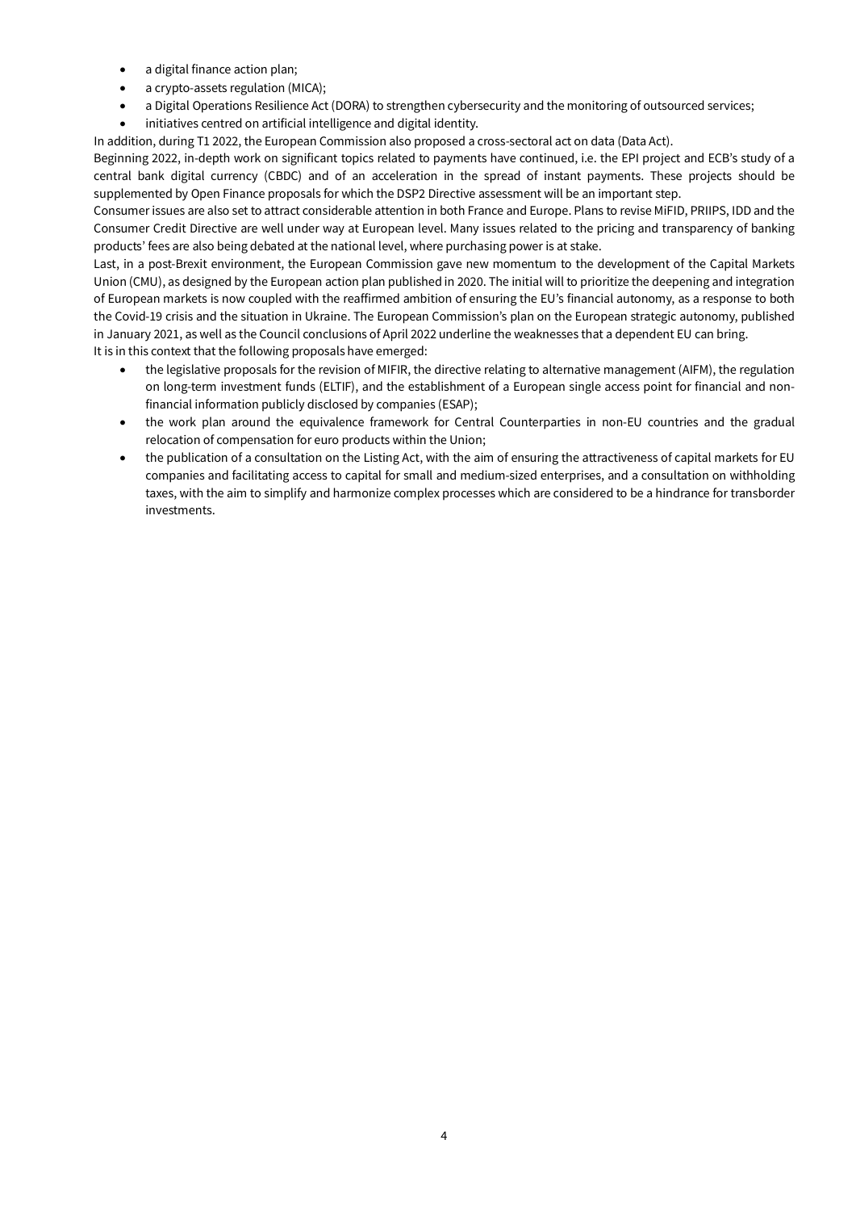- a digital finance action plan;
- a crypto-assets regulation (MICA);
- a Digital Operations Resilience Act (DORA) to strengthen cybersecurity and the monitoring of outsourced services;
- initiatives centred on artificial intelligence and digital identity.

In addition, during T1 2022, the European Commission also proposed a cross-sectoral act on data (Data Act).

Beginning 2022, in-depth work on significant topics related to payments have continued, i.e. the EPI project and ECB's study of a central bank digital currency (CBDC) and of an acceleration in the spread of instant payments. These projects should be supplemented by Open Finance proposals for which the DSP2 Directive assessment will be an important step.

Consumer issues are also set to attract considerable attention in both France and Europe. Plans to revise MiFID, PRIIPS, IDD and the Consumer Credit Directive are well under way at European level. Many issues related to the pricing and transparency of banking products' fees are also being debated at the national level, where purchasing power is at stake.

Last, in a post-Brexit environment, the European Commission gave new momentum to the development of the Capital Markets Union (CMU), as designed by the European action plan published in 2020. The initial will to prioritize the deepening and integration of European markets is now coupled with the reaffirmed ambition of ensuring the EU's financial autonomy, as a response to both the Covid-19 crisis and the situation in Ukraine. The European Commission's plan on the European strategic autonomy, published in January 2021, as well as the Council conclusions of April 2022 underline the weaknesses that a dependent EU can bring.

It is in this context that the following proposals have emerged:

- the legislative proposals for the revision of MIFIR, the directive relating to alternative management (AIFM), the regulation on long-term investment funds (ELTIF), and the establishment of a European single access point for financial and non-financial information publicly disclosed by companies (ESAP);
- the work plan around the equivalence framework for Central Counterparties in non-EU countries and the gradual relocation of compensation for euro products within the Union;
- the publication of a consultation on the Listing Act, with the aim of ensuring the attractiveness of capital markets for EU companies and facilitating access to capital for small and medium-sized enterprises, and a consultation on withholding taxes, with the aim to simplify and harmonize complex processes which are considered to be a hindrance for transborder investments.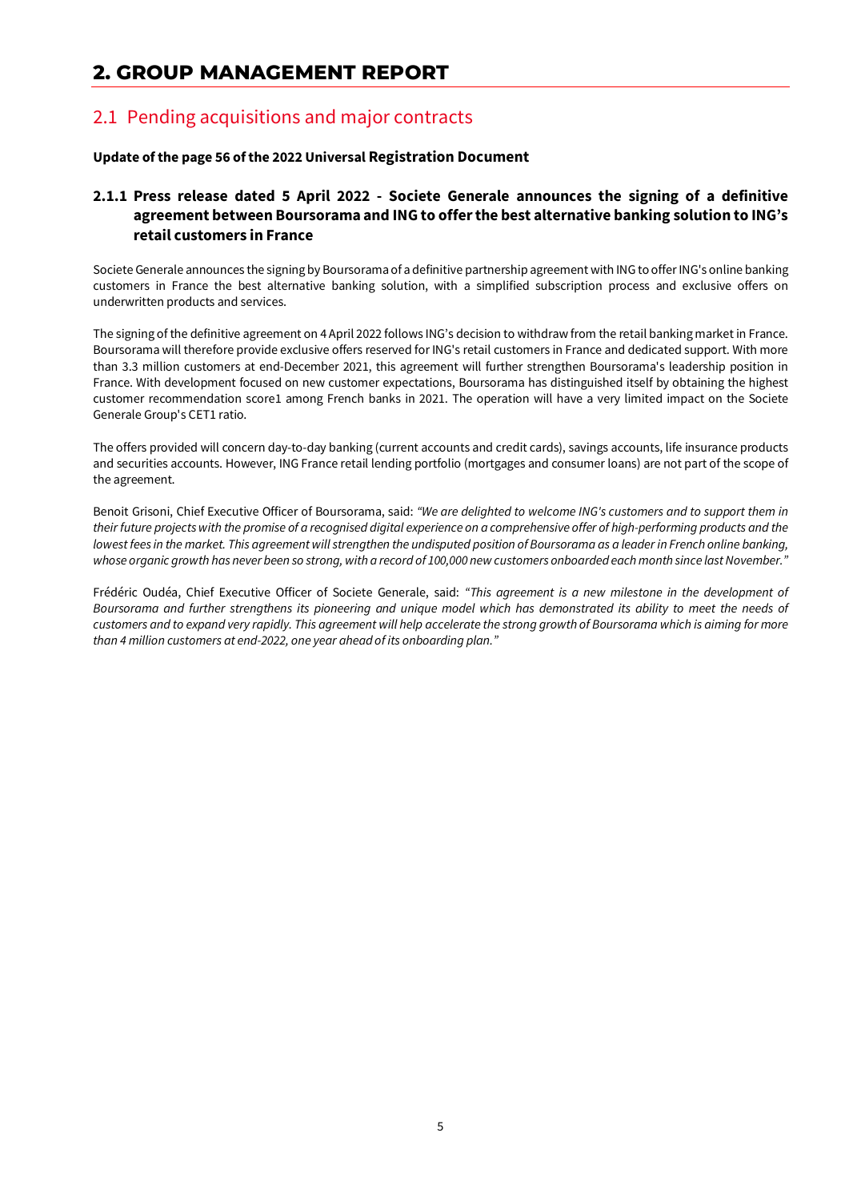# 2. GROUP MANAGEMENT REPORT

## 2.1 Pending acquisitions and major contracts

**Update of the page 56 of the 2022 Universal Registration Document**

### 2.1.1 Press release dated 5 April 2022 - Societe Generale announces the signing of a definitive agreement between Boursorama and ING to offer the best alternative banking solution to ING's retail customers in France

Societe Generale announces the signing by Boursorama of a definitive partnership agreement with ING to offer ING's online banking customers in France the best alternative banking solution, with a simplified subscription process and exclusive offers on underwritten products and services.

The signing of the definitive agreement on 4 April 2022 follows ING's decision to withdraw from the retail banking market in France. Boursorama will therefore provide exclusive offers reserved for ING's retail customers in France and dedicated support. With more than 3.3 million customers at end-December 2021, this agreement will further strengthen Boursorama's leadership position in France. With development focused on new customer expectations, Boursorama has distinguished itself by obtaining the highest customer recommendation score1 among French banks in 2021. The operation will have a very limited impact on the Societe Generale Group's CET1 ratio.

The offers provided will concern day-to-day banking (current accounts and credit cards), savings accounts, life insurance products and securities accounts. However, ING France retail lending portfolio (mortgages and consumer loans) are not part of the scope of the agreement.

Benoit Grisoni, Chief Executive Officer of Boursorama, said: *"We are delighted to welcome ING's customers and to support them in their future projects with the promise of a recognised digital experience on a comprehensive offer of high-performing products and the lowest fees in the market. This agreement will strengthen the undisputed position of Boursorama as a leader in French online banking, whose organic growth has never been so strong, with a record of 100,000 new customers onboarded each month since last November."*

Frédéric Oudéa, Chief Executive Officer of Societe Generale, said: *"This agreement is a new milestone in the development of Boursorama and further strengthens its pioneering and unique model which has demonstrated its ability to meet the needs of customers and to expand very rapidly. This agreement will help accelerate the strong growth of Boursorama which is aiming for more than 4 million customers at end-2022, one year ahead of its onboarding plan."*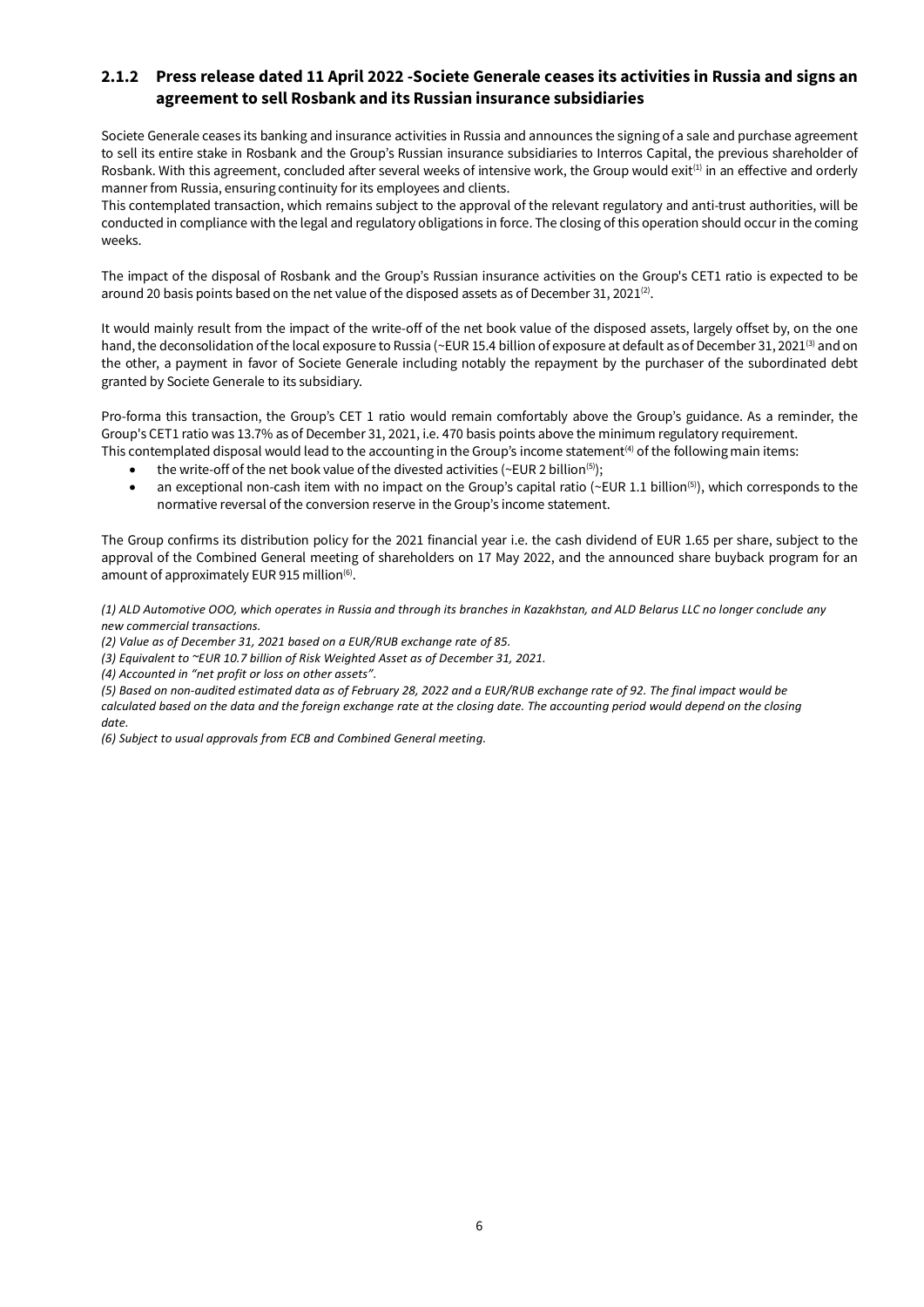### 2.1.2 Press release dated 11 April 2022 -Societe Generale ceases its activities in Russia and signs an agreement to sell Rosbank and its Russian insurance subsidiaries

Societe Generale ceases its banking and insurance activities in Russia and announces the signing of a sale and purchase agreement to sell its entire stake in Rosbank and the Group's Russian insurance subsidiaries to Interros Capital, the previous shareholder of Rosbank. With this agreement, concluded after several weeks of intensive work, the Group would exit[1] in an effective and orderly manner from Russia, ensuring continuity for its employees and clients.

This contemplated transaction, which remains subject to the approval of the relevant regulatory and anti-trust authorities, will be conducted in compliance with the legal and regulatory obligations in force. The closing of this operation should occur in the coming weeks.

The impact of the disposal of Rosbank and the Group's Russian insurance activities on the Group's CET1 ratio is expected to be around 20 basis points based on the net value of the disposed assets as of December 31, 2021[2].

It would mainly result from the impact of the write-off of the net book value of the disposed assets, largely offset by, on the one hand, the deconsolidation of the local exposure to Russia (~EUR 15.4 billion of exposure at default as of December 31, 2021[3] and on the other, a payment in favor of Societe Generale including notably the repayment by the purchaser of the subordinated debt granted by Societe Generale to its subsidiary.

Pro-forma this transaction, the Group's CET 1 ratio would remain comfortably above the Group's guidance. As a reminder, the Group's CET1 ratio was 13.7% as of December 31, 2021, i.e. 470 basis points above the minimum regulatory requirement.
This contemplated disposal would lead to the accounting in the Group's income statement[4] of the following main items:

- the write-off of the net book value of the divested activities (~EUR 2 billion[5]);
- an exceptional non-cash item with no impact on the Group's capital ratio (~EUR 1.1 billion[5]), which corresponds to the normative reversal of the conversion reserve in the Group's income statement.

The Group confirms its distribution policy for the 2021 financial year i.e. the cash dividend of EUR 1.65 per share, subject to the approval of the Combined General meeting of shareholders on 17 May 2022, and the announced share buyback program for an amount of approximately EUR 915 million[6].

*(1) ALD Automotive OOO, which operates in Russia and through its branches in Kazakhstan, and ALD Belarus LLC no longer conclude any new commercial transactions.*

*(2) Value as of December 31, 2021 based on a EUR/RUB exchange rate of 85.*

*(3) Equivalent to ~EUR 10.7 billion of Risk Weighted Asset as of December 31, 2021.*

*(4) Accounted in "net profit or loss on other assets".*

*(5) Based on non-audited estimated data as of February 28, 2022 and a EUR/RUB exchange rate of 92. The final impact would be calculated based on the data and the foreign exchange rate at the closing date. The accounting period would depend on the closing date.*

*(6) Subject to usual approvals from ECB and Combined General meeting.*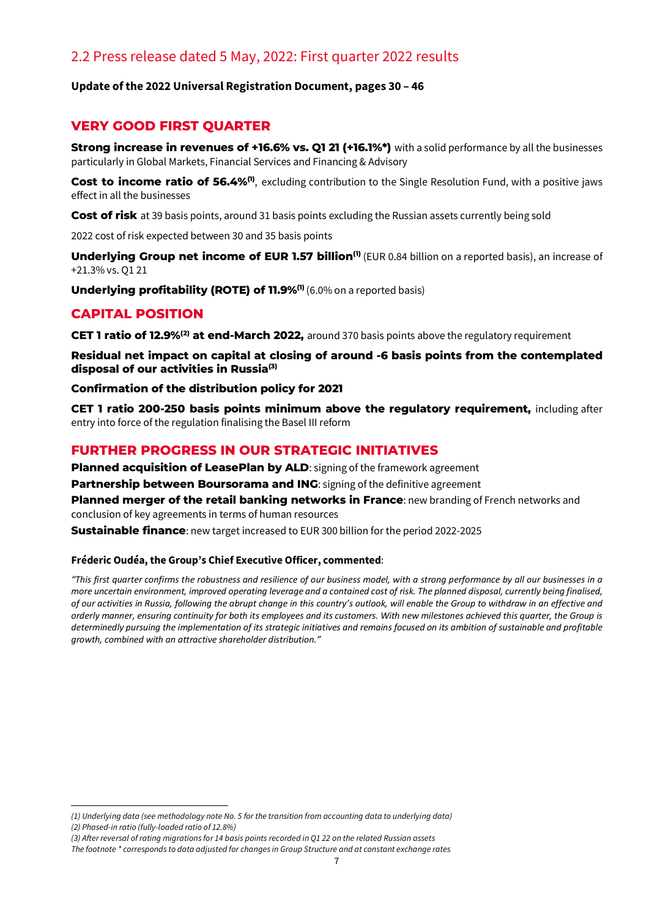## 2.2 Press release dated 5 May, 2022: First quarter 2022 results

**Update of the 2022 Universal Registration Document, pages 30 – 46**

### VERY GOOD FIRST QUARTER

**Strong increase in revenues of +16.6% vs. Q1 21 (+16.1%*)** with a solid performance by all the businesses particularly in Global Markets, Financial Services and Financing & Advisory

**Cost to income ratio of 56.4%[1]**, excluding contribution to the Single Resolution Fund, with a positive jaws effect in all the businesses

**Cost of risk** at 39 basis points, around 31 basis points excluding the Russian assets currently being sold

2022 cost of risk expected between 30 and 35 basis points

**Underlying Group net income of EUR 1.57 billion[1]** (EUR 0.84 billion on a reported basis), an increase of +21.3% vs. Q1 21

**Underlying profitability (ROTE) of 11.9%[1]** (6.0% on a reported basis)

### CAPITAL POSITION

**CET 1 ratio of 12.9%[2] at end-March 2022,** around 370 basis points above the regulatory requirement

**Residual net impact on capital at closing of around -6 basis points from the contemplated disposal of our activities in Russia[3]**

**Confirmation of the distribution policy for 2021**

**CET 1 ratio 200-250 basis points minimum above the regulatory requirement,** including after entry into force of the regulation finalising the Basel III reform

### FURTHER PROGRESS IN OUR STRATEGIC INITIATIVES

**Planned acquisition of LeasePlan by ALD**: signing of the framework agreement

**Partnership between Boursorama and ING**: signing of the definitive agreement

**Planned merger of the retail banking networks in France**: new branding of French networks and conclusion of key agreements in terms of human resources

**Sustainable finance**: new target increased to EUR 300 billion for the period 2022-2025

**Fréderic Oudéa, the Group's Chief Executive Officer, commented**:

*"This first quarter confirms the robustness and resilience of our business model, with a strong performance by all our businesses in a more uncertain environment, improved operating leverage and a contained cost of risk. The planned disposal, currently being finalised, of our activities in Russia, following the abrupt change in this country's outlook, will enable the Group to withdraw in an effective and orderly manner, ensuring continuity for both its employees and its customers. With new milestones achieved this quarter, the Group is determinedly pursuing the implementation of its strategic initiatives and remains focused on its ambition of sustainable and profitable growth, combined with an attractive shareholder distribution."*

---

*(1) Underlying data (see methodology note No. 5 for the transition from accounting data to underlying data)*
*(2) Phased-in ratio (fully-loaded ratio of 12.8%)*
*(3) After reversal of rating migrations for 14 basis points recorded in Q1 22 on the related Russian assets*
*The footnote * corresponds to data adjusted for changes in Group Structure and at constant exchange rates*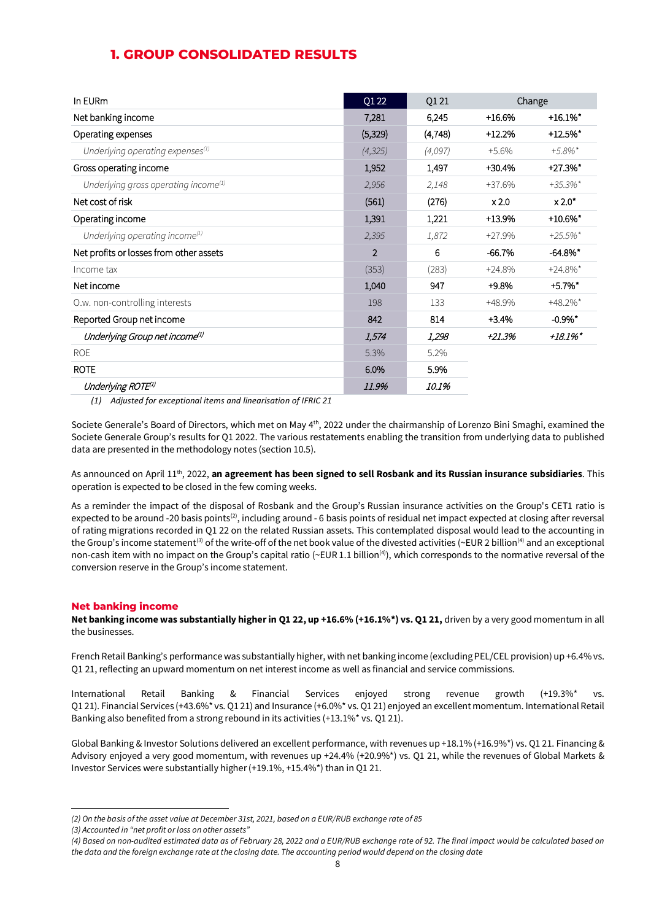## 1. GROUP CONSOLIDATED RESULTS

| In EURm | Q1 22 | Q1 21 | Change | |
|---|---|---|---|---|
| Net banking income | 7,281 | 6,245 | +16.6% | +16.1%* |
| Operating expenses | (5,329) | (4,748) | +12.2% | +12.5%* |
| *Underlying operating expenses[(1)]* | *(4,325)* | *(4,097)* | *+5.6%* | *+5.8%** |
| Gross operating income | 1,952 | 1,497 | +30.4% | +27.3%* |
| *Underlying gross operating income[(1)]* | *2,956* | *2,148* | *+37.6%* | *+35.3%** |
| Net cost of risk | (561) | (276) | x 2.0 | x 2.0* |
| Operating income | 1,391 | 1,221 | +13.9% | +10.6%* |
| *Underlying operating income[(1)]* | *2,395* | *1,872* | *+27.9%* | *+25.5%** |
| Net profits or losses from other assets | 2 | 6 | -66.7% | -64.8%* |
| Income tax | (353) | (283) | +24.8% | +24.8%* |
| Net income | 1,040 | 947 | +9.8% | +5.7%* |
| O.w. non-controlling interests | 198 | 133 | +48.9% | +48.2%* |
| Reported Group net income | 842 | 814 | +3.4% | -0.9%* |
| *Underlying Group net income[(1)]* | *1,574* | *1,298* | *+21.3%* | *+18.1%** |
| ROE | 5.3% | 5.2% | | |
| ROTE | 6.0% | 5.9% | | |
| *Underlying ROTE[(1)]* | *11.9%* | *10.1%* | | |

*(1) Adjusted for exceptional items and linearisation of IFRIC 21*

Societe Generale's Board of Directors, which met on May 4th, 2022 under the chairmanship of Lorenzo Bini Smaghi, examined the Societe Generale Group's results for Q1 2022. The various restatements enabling the transition from underlying data to published data are presented in the methodology notes (section 10.5).

As announced on April 11th, 2022, **an agreement has been signed to sell Rosbank and its Russian insurance subsidiaries**. This operation is expected to be closed in the few coming weeks.

As a reminder the impact of the disposal of Rosbank and the Group's Russian insurance activities on the Group's CET1 ratio is expected to be around -20 basis points[(2)], including around - 6 basis points of residual net impact expected at closing after reversal of rating migrations recorded in Q1 22 on the related Russian assets. This contemplated disposal would lead to the accounting in the Group's income statement[(3)] of the write-off of the net book value of the divested activities (~EUR 2 billion[(4)] and an exceptional non-cash item with no impact on the Group's capital ratio (~EUR 1.1 billion[(4)]), which corresponds to the normative reversal of the conversion reserve in the Group's income statement.

### Net banking income

**Net banking income was substantially higher in Q1 22, up +16.6% (+16.1%*) vs. Q1 21,** driven by a very good momentum in all the businesses.

French Retail Banking's performance was substantially higher, with net banking income (excluding PEL/CEL provision) up +6.4% vs. Q1 21, reflecting an upward momentum on net interest income as well as financial and service commissions.

International Retail Banking & Financial Services enjoyed strong revenue growth (+19.3%* vs. Q1 21). Financial Services (+43.6%* vs. Q1 21) and Insurance (+6.0%* vs. Q1 21) enjoyed an excellent momentum. International Retail Banking also benefited from a strong rebound in its activities (+13.1%* vs. Q1 21).

Global Banking & Investor Solutions delivered an excellent performance, with revenues up +18.1% (+16.9%*) vs. Q1 21. Financing & Advisory enjoyed a very good momentum, with revenues up +24.4% (+20.9%*) vs. Q1 21, while the revenues of Global Markets & Investor Services were substantially higher (+19.1%, +15.4%*) than in Q1 21.

---

*(2) On the basis of the asset value at December 31st, 2021, based on a EUR/RUB exchange rate of 85*

*(3) Accounted in "net profit or loss on other assets"*

*(4) Based on non-audited estimated data as of February 28, 2022 and a EUR/RUB exchange rate of 92. The final impact would be calculated based on the data and the foreign exchange rate at the closing date. The accounting period would depend on the closing date*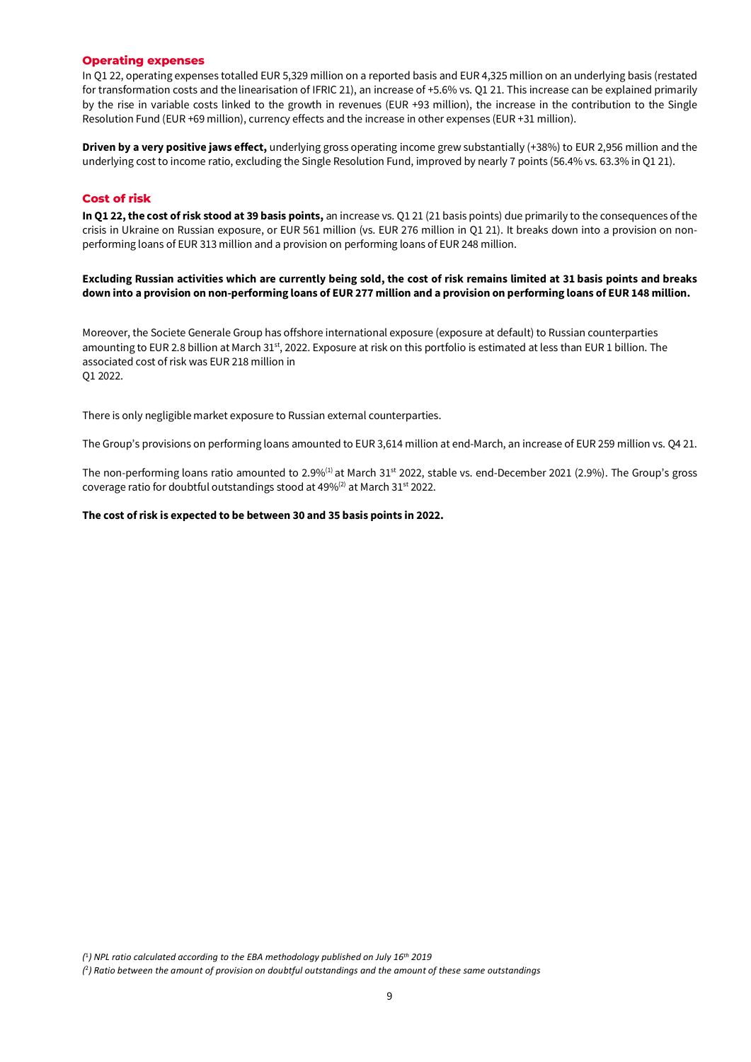## Operating expenses

In Q1 22, operating expenses totalled EUR 5,329 million on a reported basis and EUR 4,325 million on an underlying basis (restated for transformation costs and the linearisation of IFRIC 21), an increase of +5.6% vs. Q1 21. This increase can be explained primarily by the rise in variable costs linked to the growth in revenues (EUR +93 million), the increase in the contribution to the Single Resolution Fund (EUR +69 million), currency effects and the increase in other expenses (EUR +31 million).

**Driven by a very positive jaws effect,** underlying gross operating income grew substantially (+38%) to EUR 2,956 million and the underlying cost to income ratio, excluding the Single Resolution Fund, improved by nearly 7 points (56.4% vs. 63.3% in Q1 21).

## Cost of risk

**In Q1 22, the cost of risk stood at 39 basis points,** an increase vs. Q1 21 (21 basis points) due primarily to the consequences of the crisis in Ukraine on Russian exposure, or EUR 561 million (vs. EUR 276 million in Q1 21). It breaks down into a provision on non-performing loans of EUR 313 million and a provision on performing loans of EUR 248 million.

**Excluding Russian activities which are currently being sold, the cost of risk remains limited at 31 basis points and breaks down into a provision on non-performing loans of EUR 277 million and a provision on performing loans of EUR 148 million.**

Moreover, the Societe Generale Group has offshore international exposure (exposure at default) to Russian counterparties amounting to EUR 2.8 billion at March 31st, 2022. Exposure at risk on this portfolio is estimated at less than EUR 1 billion. The associated cost of risk was EUR 218 million in Q1 2022.

There is only negligible market exposure to Russian external counterparties.

The Group's provisions on performing loans amounted to EUR 3,614 million at end-March, an increase of EUR 259 million vs. Q4 21.

The non-performing loans ratio amounted to 2.9%[1] at March 31st 2022, stable vs. end-December 2021 (2.9%). The Group's gross coverage ratio for doubtful outstandings stood at 49%[2] at March 31st 2022.

**The cost of risk is expected to be between 30 and 35 basis points in 2022.**

*([1]) NPL ratio calculated according to the EBA methodology published on July 16th 2019*

*([2]) Ratio between the amount of provision on doubtful outstandings and the amount of these same outstandings*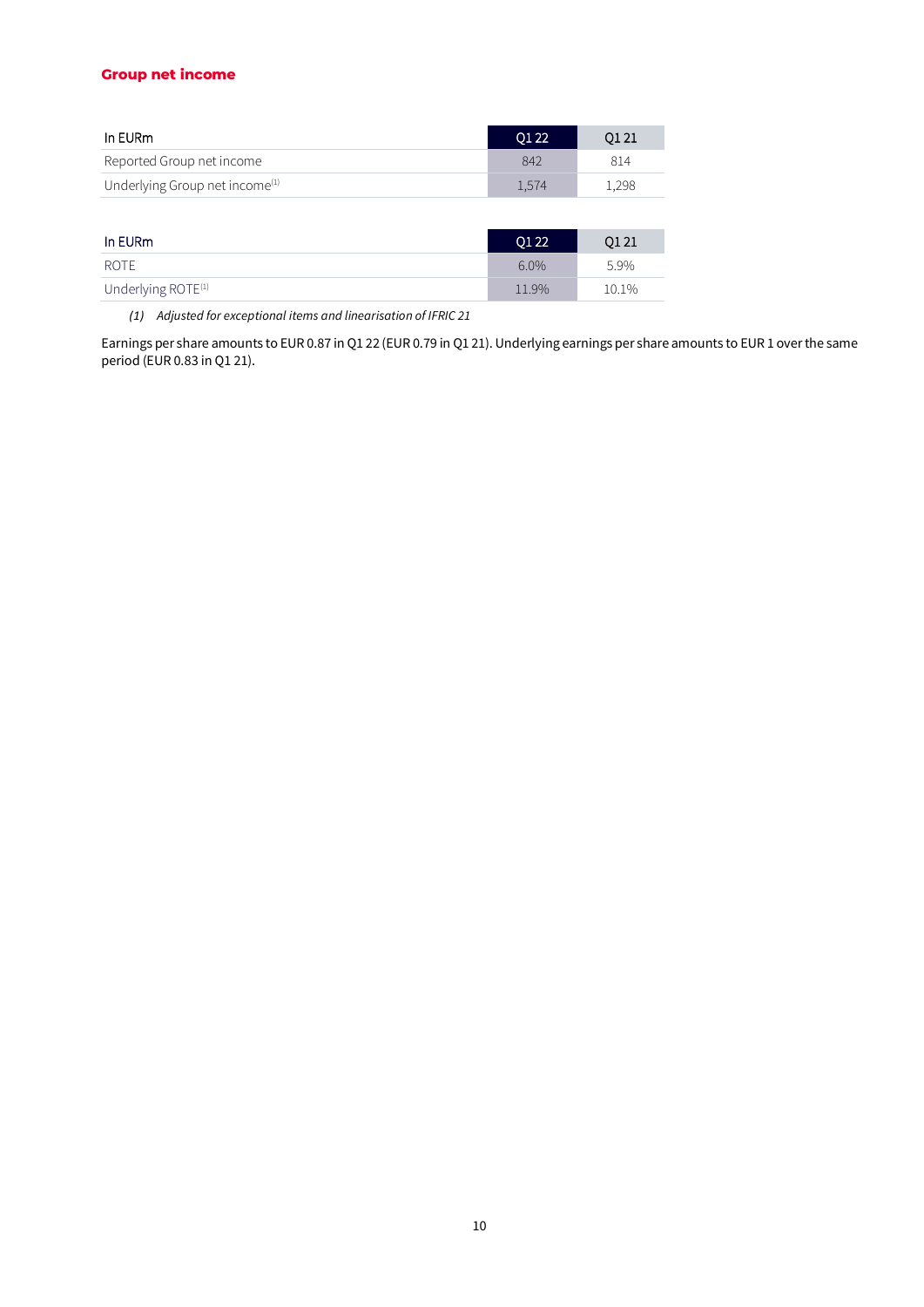### Group net income

| In EURm | Q1 22 | Q1 21 |
|---|---|---|
| Reported Group net income | 842 | 814 |
| Underlying Group net income[1] | 1,574 | 1,298 |

| In EURm | Q1 22 | Q1 21 |
|---|---|---|
| ROTE | 6.0% | 5.9% |
| Underlying ROTE[1] | 11.9% | 10.1% |

*(1) Adjusted for exceptional items and linearisation of IFRIC 21*

Earnings per share amounts to EUR 0.87 in Q1 22 (EUR 0.79 in Q1 21). Underlying earnings per share amounts to EUR 1 over the same period (EUR 0.83 in Q1 21).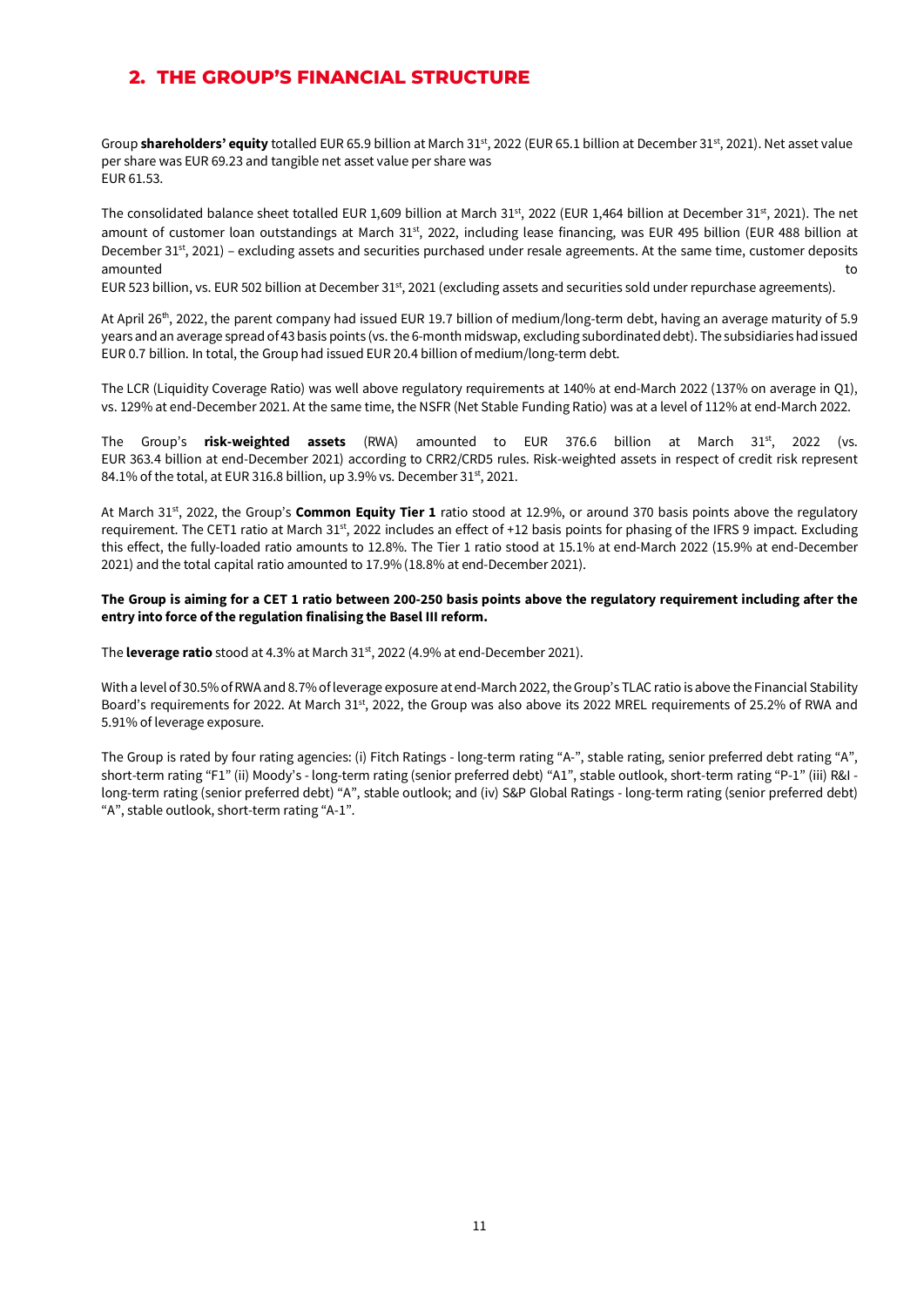## 2. THE GROUP'S FINANCIAL STRUCTURE

Group **shareholders' equity** totalled EUR 65.9 billion at March 31st, 2022 (EUR 65.1 billion at December 31st, 2021). Net asset value per share was EUR 69.23 and tangible net asset value per share was EUR 61.53.

The consolidated balance sheet totalled EUR 1,609 billion at March 31st, 2022 (EUR 1,464 billion at December 31st, 2021). The net amount of customer loan outstandings at March 31st, 2022, including lease financing, was EUR 495 billion (EUR 488 billion at December 31st, 2021) – excluding assets and securities purchased under resale agreements. At the same time, customer deposits amounted to EUR 523 billion, vs. EUR 502 billion at December 31st, 2021 (excluding assets and securities sold under repurchase agreements).

At April 26th, 2022, the parent company had issued EUR 19.7 billion of medium/long-term debt, having an average maturity of 5.9 years and an average spread of 43 basis points (vs. the 6-month midswap, excluding subordinated debt). The subsidiaries had issued EUR 0.7 billion. In total, the Group had issued EUR 20.4 billion of medium/long-term debt.

The LCR (Liquidity Coverage Ratio) was well above regulatory requirements at 140% at end-March 2022 (137% on average in Q1), vs. 129% at end-December 2021. At the same time, the NSFR (Net Stable Funding Ratio) was at a level of 112% at end-March 2022.

The Group's **risk-weighted assets** (RWA) amounted to EUR 376.6 billion at March 31st, 2022 (vs. EUR 363.4 billion at end-December 2021) according to CRR2/CRD5 rules. Risk-weighted assets in respect of credit risk represent 84.1% of the total, at EUR 316.8 billion, up 3.9% vs. December 31st, 2021.

At March 31st, 2022, the Group's **Common Equity Tier 1** ratio stood at 12.9%, or around 370 basis points above the regulatory requirement. The CET1 ratio at March 31st, 2022 includes an effect of +12 basis points for phasing of the IFRS 9 impact. Excluding this effect, the fully-loaded ratio amounts to 12.8%. The Tier 1 ratio stood at 15.1% at end-March 2022 (15.9% at end-December 2021) and the total capital ratio amounted to 17.9% (18.8% at end-December 2021).

**The Group is aiming for a CET 1 ratio between 200-250 basis points above the regulatory requirement including after the entry into force of the regulation finalising the Basel III reform.**

The **leverage ratio** stood at 4.3% at March 31st, 2022 (4.9% at end-December 2021).

With a level of 30.5% of RWA and 8.7% of leverage exposure at end-March 2022, the Group's TLAC ratio is above the Financial Stability Board's requirements for 2022. At March 31st, 2022, the Group was also above its 2022 MREL requirements of 25.2% of RWA and 5.91% of leverage exposure.

The Group is rated by four rating agencies: (i) Fitch Ratings - long-term rating "A-", stable rating, senior preferred debt rating "A", short-term rating "F1" (ii) Moody's - long-term rating (senior preferred debt) "A1", stable outlook, short-term rating "P-1" (iii) R&I - long-term rating (senior preferred debt) "A", stable outlook; and (iv) S&P Global Ratings - long-term rating (senior preferred debt) "A", stable outlook, short-term rating "A-1".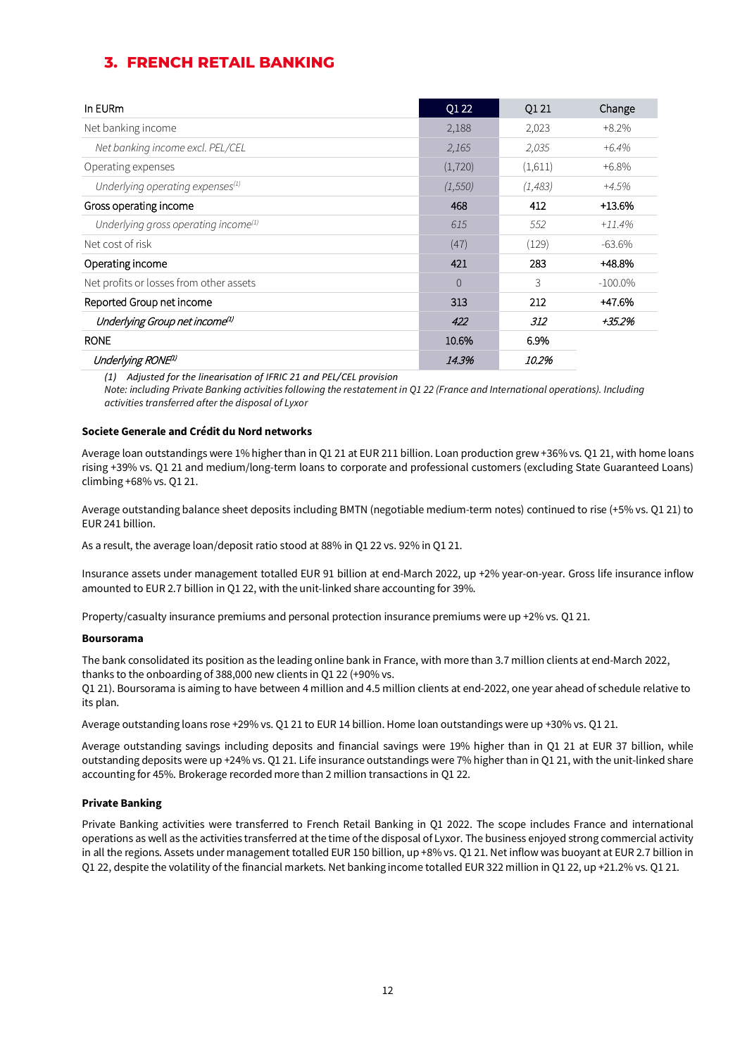## 3. FRENCH RETAIL BANKING

| In EURm | Q1 22 | Q1 21 | Change |
|---|---|---|---|
| Net banking income | 2,188 | 2,023 | +8.2% |
| *Net banking income excl. PEL/CEL* | *2,165* | *2,035* | *+6.4%* |
| Operating expenses | (1,720) | (1,611) | +6.8% |
| *Underlying operating expenses(1)* | *(1,550)* | *(1,483)* | *+4.5%* |
| Gross operating income | 468 | 412 | +13.6% |
| *Underlying gross operating income(1)* | *615* | *552* | *+11.4%* |
| Net cost of risk | (47) | (129) | -63.6% |
| Operating income | 421 | 283 | +48.8% |
| Net profits or losses from other assets | 0 | 3 | -100.0% |
| Reported Group net income | 313 | 212 | +47.6% |
| *Underlying Group net income(1)* | *422* | *312* | *+35.2%* |
| RONE | 10.6% | 6.9% | |
| *Underlying RONE(1)* | *14.3%* | *10.2%* | |

*(1) Adjusted for the linearisation of IFRIC 21 and PEL/CEL provision*
*Note: including Private Banking activities following the restatement in Q1 22 (France and International operations). Including activities transferred after the disposal of Lyxor*

**Societe Generale and Crédit du Nord networks**

Average loan outstandings were 1% higher than in Q1 21 at EUR 211 billion. Loan production grew +36% vs. Q1 21, with home loans rising +39% vs. Q1 21 and medium/long-term loans to corporate and professional customers (excluding State Guaranteed Loans) climbing +68% vs. Q1 21.

Average outstanding balance sheet deposits including BMTN (negotiable medium-term notes) continued to rise (+5% vs. Q1 21) to EUR 241 billion.

As a result, the average loan/deposit ratio stood at 88% in Q1 22 vs. 92% in Q1 21.

Insurance assets under management totalled EUR 91 billion at end-March 2022, up +2% year-on-year. Gross life insurance inflow amounted to EUR 2.7 billion in Q1 22, with the unit-linked share accounting for 39%.

Property/casualty insurance premiums and personal protection insurance premiums were up +2% vs. Q1 21.

**Boursorama**

The bank consolidated its position as the leading online bank in France, with more than 3.7 million clients at end-March 2022, thanks to the onboarding of 388,000 new clients in Q1 22 (+90% vs. Q1 21). Boursorama is aiming to have between 4 million and 4.5 million clients at end-2022, one year ahead of schedule relative to its plan.

Average outstanding loans rose +29% vs. Q1 21 to EUR 14 billion. Home loan outstandings were up +30% vs. Q1 21.

Average outstanding savings including deposits and financial savings were 19% higher than in Q1 21 at EUR 37 billion, while outstanding deposits were up +24% vs. Q1 21. Life insurance outstandings were 7% higher than in Q1 21, with the unit-linked share accounting for 45%. Brokerage recorded more than 2 million transactions in Q1 22.

**Private Banking**

Private Banking activities were transferred to French Retail Banking in Q1 2022. The scope includes France and international operations as well as the activities transferred at the time of the disposal of Lyxor. The business enjoyed strong commercial activity in all the regions. Assets under management totalled EUR 150 billion, up +8% vs. Q1 21. Net inflow was buoyant at EUR 2.7 billion in Q1 22, despite the volatility of the financial markets. Net banking income totalled EUR 322 million in Q1 22, up +21.2% vs. Q1 21.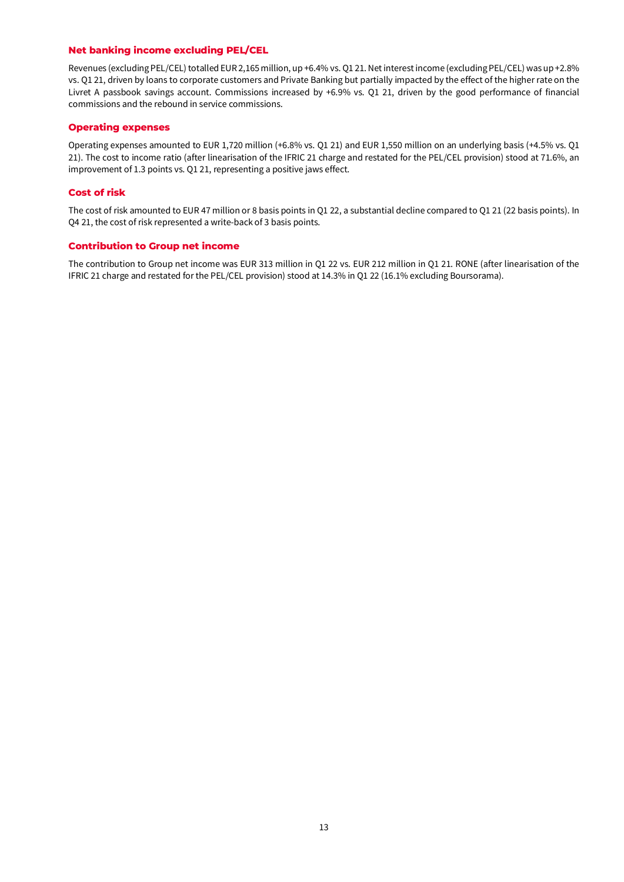### Net banking income excluding PEL/CEL

Revenues (excluding PEL/CEL) totalled EUR 2,165 million, up +6.4% vs. Q1 21. Net interest income (excluding PEL/CEL) was up +2.8% vs. Q1 21, driven by loans to corporate customers and Private Banking but partially impacted by the effect of the higher rate on the Livret A passbook savings account. Commissions increased by +6.9% vs. Q1 21, driven by the good performance of financial commissions and the rebound in service commissions.

### Operating expenses

Operating expenses amounted to EUR 1,720 million (+6.8% vs. Q1 21) and EUR 1,550 million on an underlying basis (+4.5% vs. Q1 21). The cost to income ratio (after linearisation of the IFRIC 21 charge and restated for the PEL/CEL provision) stood at 71.6%, an improvement of 1.3 points vs. Q1 21, representing a positive jaws effect.

### Cost of risk

The cost of risk amounted to EUR 47 million or 8 basis points in Q1 22, a substantial decline compared to Q1 21 (22 basis points). In Q4 21, the cost of risk represented a write-back of 3 basis points.

### Contribution to Group net income

The contribution to Group net income was EUR 313 million in Q1 22 vs. EUR 212 million in Q1 21. RONE (after linearisation of the IFRIC 21 charge and restated for the PEL/CEL provision) stood at 14.3% in Q1 22 (16.1% excluding Boursorama).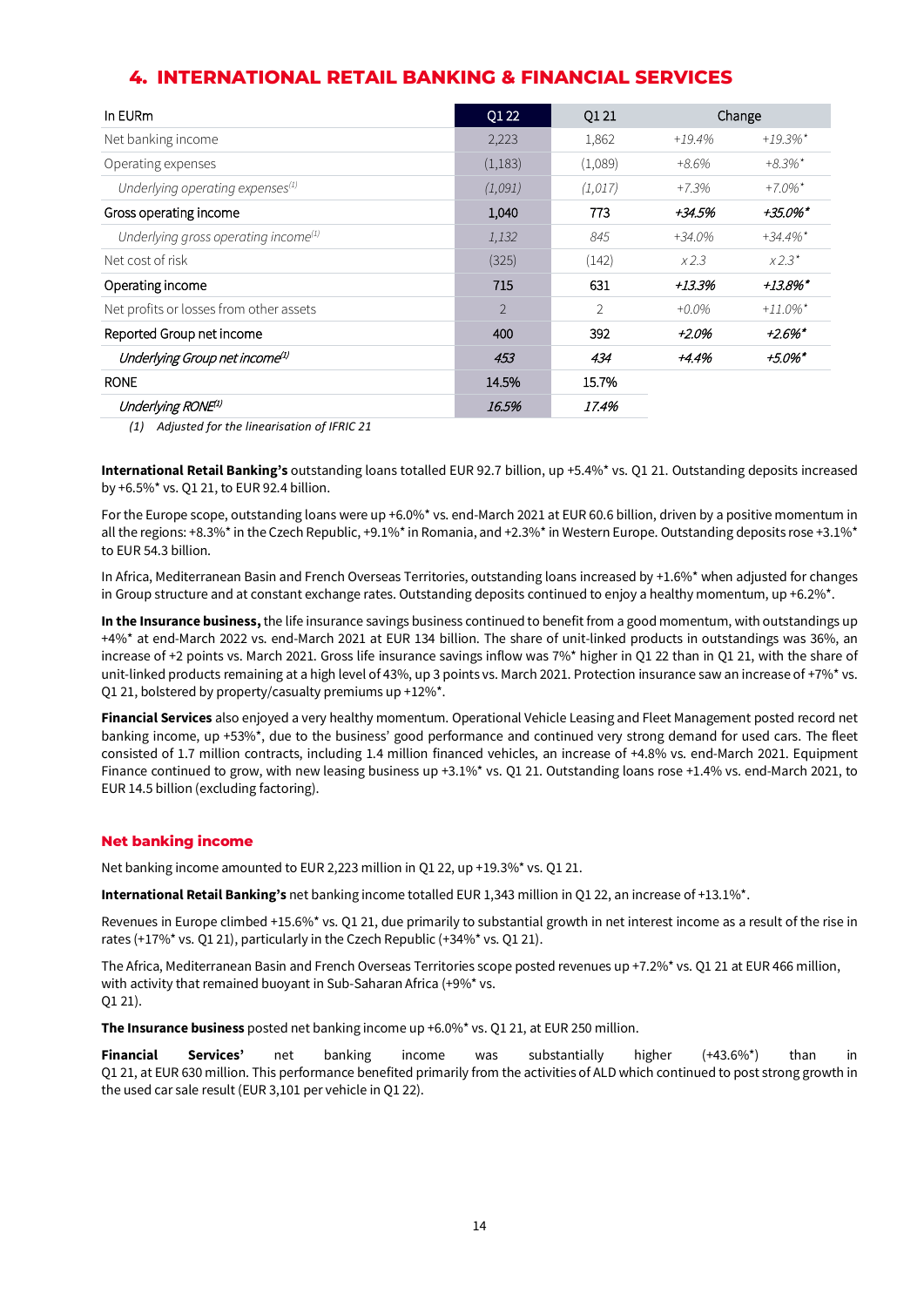## 4. INTERNATIONAL RETAIL BANKING & FINANCIAL SERVICES

| In EURm | Q1 22 | Q1 21 | Change | |
|---|---|---|---|---|
| Net banking income | 2,223 | 1,862 | *+19.4%* | *+19.3%** |
| Operating expenses | (1,183) | (1,089) | *+8.6%* | *+8.3%** |
| *Underlying operating expenses(1)* | *(1,091)* | *(1,017)* | *+7.3%* | *+7.0%** |
| Gross operating income | 1,040 | 773 | *+34.5%* | *+35.0%** |
| *Underlying gross operating income(1)* | *1,132* | *845* | *+34.0%* | *+34.4%** |
| Net cost of risk | (325) | (142) | *x 2.3* | *x 2.3** |
| Operating income | 715 | 631 | *+13.3%* | *+13.8%** |
| Net profits or losses from other assets | 2 | 2 | *+0.0%* | *+11.0%** |
| Reported Group net income | 400 | 392 | *+2.0%* | *+2.6%** |
| *Underlying Group net income(1)* | *453* | *434* | *+4.4%* | *+5.0%** |
| RONE | 14.5% | 15.7% | | |
| *Underlying RONE(1)* | *16.5%* | *17.4%* | | |

*(1) Adjusted for the linearisation of IFRIC 21*

**International Retail Banking's** outstanding loans totalled EUR 92.7 billion, up +5.4%* vs. Q1 21. Outstanding deposits increased by +6.5%* vs. Q1 21, to EUR 92.4 billion.

For the Europe scope, outstanding loans were up +6.0%* vs. end-March 2021 at EUR 60.6 billion, driven by a positive momentum in all the regions: +8.3%* in the Czech Republic, +9.1%* in Romania, and +2.3%* in Western Europe. Outstanding deposits rose +3.1%* to EUR 54.3 billion.

In Africa, Mediterranean Basin and French Overseas Territories, outstanding loans increased by +1.6%* when adjusted for changes in Group structure and at constant exchange rates. Outstanding deposits continued to enjoy a healthy momentum, up +6.2%*.

**In the Insurance business,** the life insurance savings business continued to benefit from a good momentum, with outstandings up +4%* at end-March 2022 vs. end-March 2021 at EUR 134 billion. The share of unit-linked products in outstandings was 36%, an increase of +2 points vs. March 2021. Gross life insurance savings inflow was 7%* higher in Q1 22 than in Q1 21, with the share of unit-linked products remaining at a high level of 43%, up 3 points vs. March 2021. Protection insurance saw an increase of +7%* vs. Q1 21, bolstered by property/casualty premiums up +12%*.

**Financial Services** also enjoyed a very healthy momentum. Operational Vehicle Leasing and Fleet Management posted record net banking income, up +53%*, due to the business' good performance and continued very strong demand for used cars. The fleet consisted of 1.7 million contracts, including 1.4 million financed vehicles, an increase of +4.8% vs. end-March 2021. Equipment Finance continued to grow, with new leasing business up +3.1%* vs. Q1 21. Outstanding loans rose +1.4% vs. end-March 2021, to EUR 14.5 billion (excluding factoring).

### Net banking income

Net banking income amounted to EUR 2,223 million in Q1 22, up +19.3%* vs. Q1 21.

**International Retail Banking's** net banking income totalled EUR 1,343 million in Q1 22, an increase of +13.1%*.

Revenues in Europe climbed +15.6%* vs. Q1 21, due primarily to substantial growth in net interest income as a result of the rise in rates (+17%* vs. Q1 21), particularly in the Czech Republic (+34%* vs. Q1 21).

The Africa, Mediterranean Basin and French Overseas Territories scope posted revenues up +7.2%* vs. Q1 21 at EUR 466 million, with activity that remained buoyant in Sub-Saharan Africa (+9%* vs. Q1 21).

**The Insurance business** posted net banking income up +6.0%* vs. Q1 21, at EUR 250 million.

**Financial Services'** net banking income was substantially higher (+43.6%*) than in Q1 21, at EUR 630 million. This performance benefited primarily from the activities of ALD which continued to post strong growth in the used car sale result (EUR 3,101 per vehicle in Q1 22).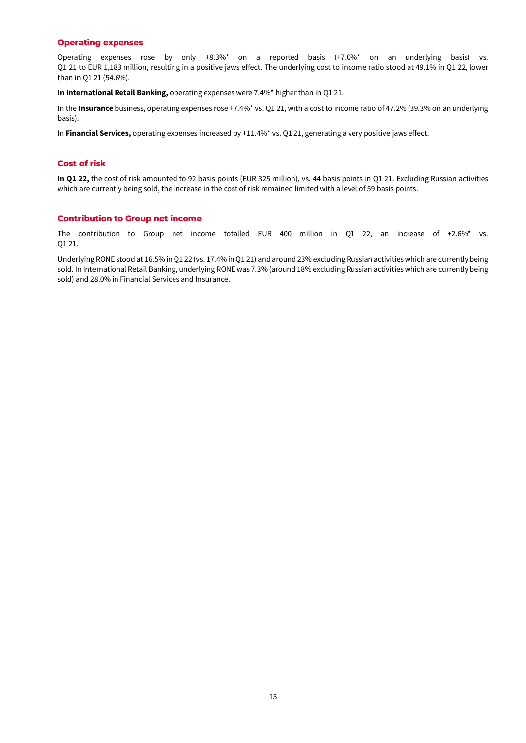### Operating expenses

Operating expenses rose by only +8.3%* on a reported basis (+7.0%* on an underlying basis) vs. Q1 21 to EUR 1,183 million, resulting in a positive jaws effect. The underlying cost to income ratio stood at 49.1% in Q1 22, lower than in Q1 21 (54.6%).

**In International Retail Banking,** operating expenses were 7.4%* higher than in Q1 21.

In the **Insurance** business, operating expenses rose +7.4%* vs. Q1 21, with a cost to income ratio of 47.2% (39.3% on an underlying basis).

In **Financial Services,** operating expenses increased by +11.4%* vs. Q1 21, generating a very positive jaws effect.

### Cost of risk

**In Q1 22,** the cost of risk amounted to 92 basis points (EUR 325 million), vs. 44 basis points in Q1 21. Excluding Russian activities which are currently being sold, the increase in the cost of risk remained limited with a level of 59 basis points.

### Contribution to Group net income

The contribution to Group net income totalled EUR 400 million in Q1 22, an increase of +2.6%* vs. Q1 21.

Underlying RONE stood at 16.5% in Q1 22 (vs. 17.4% in Q1 21) and around 23% excluding Russian activities which are currently being sold. In International Retail Banking, underlying RONE was 7.3% (around 18% excluding Russian activities which are currently being sold) and 28.0% in Financial Services and Insurance.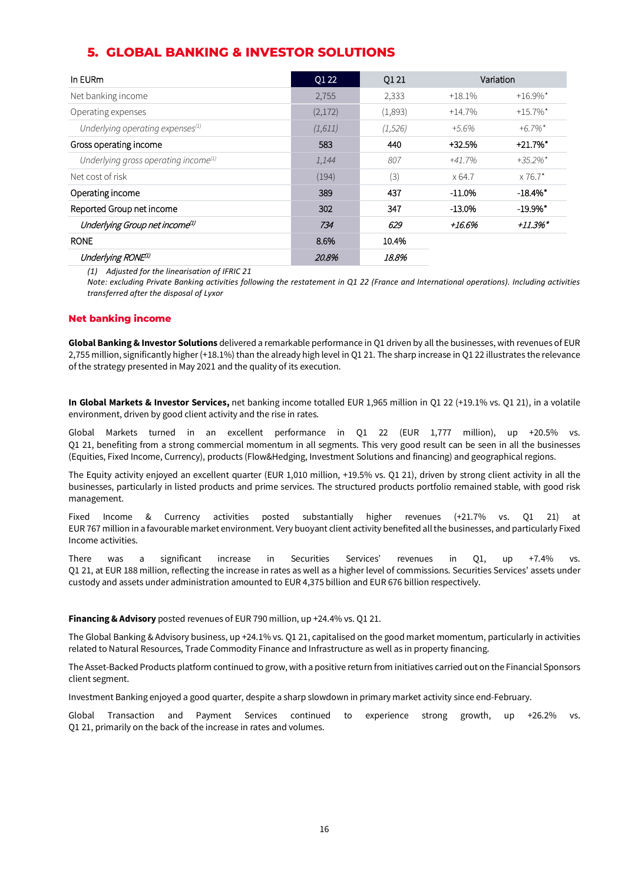## 5. GLOBAL BANKING & INVESTOR SOLUTIONS

| In EURm | Q1 22 | Q1 21 | Variation | |
|---|---|---|---|---|
| Net banking income | 2,755 | 2,333 | +18.1% | +16.9%* |
| Operating expenses | (2,172) | (1,893) | +14.7% | +15.7%* |
| *Underlying operating expenses(1)* | *(1,611)* | *(1,526)* | *+5.6%* | *+6.7%** |
| Gross operating income | 583 | 440 | +32.5% | +21.7%* |
| *Underlying gross operating income(1)* | *1,144* | *807* | *+41.7%* | *+35.2%** |
| Net cost of risk | (194) | (3) | x 64.7 | x 76.7* |
| Operating income | 389 | 437 | -11.0% | -18.4%* |
| Reported Group net income | 302 | 347 | -13.0% | -19.9%* |
| *Underlying Group net income(1)* | *734* | *629* | *+16.6%* | *+11.3%** |
| RONE | 8.6% | 10.4% | | |
| *Underlying RONE(1)* | *20.8%* | *18.8%* | | |

*(1) Adjusted for the linearisation of IFRIC 21*
*Note: excluding Private Banking activities following the restatement in Q1 22 (France and International operations). Including activities transferred after the disposal of Lyxor*

### Net banking income

**Global Banking & Investor Solutions** delivered a remarkable performance in Q1 driven by all the businesses, with revenues of EUR 2,755 million, significantly higher (+18.1%) than the already high level in Q1 21. The sharp increase in Q1 22 illustrates the relevance of the strategy presented in May 2021 and the quality of its execution.

**In Global Markets & Investor Services,** net banking income totalled EUR 1,965 million in Q1 22 (+19.1% vs. Q1 21), in a volatile environment, driven by good client activity and the rise in rates.

Global Markets turned in an excellent performance in Q1 22 (EUR 1,777 million), up +20.5% vs. Q1 21, benefiting from a strong commercial momentum in all segments. This very good result can be seen in all the businesses (Equities, Fixed Income, Currency), products (Flow&Hedging, Investment Solutions and financing) and geographical regions.

The Equity activity enjoyed an excellent quarter (EUR 1,010 million, +19.5% vs. Q1 21), driven by strong client activity in all the businesses, particularly in listed products and prime services. The structured products portfolio remained stable, with good risk management.

Fixed Income & Currency activities posted substantially higher revenues (+21.7% vs. Q1 21) at EUR 767 million in a favourable market environment. Very buoyant client activity benefited all the businesses, and particularly Fixed Income activities.

There was a significant increase in Securities Services' revenues in Q1, up +7.4% vs. Q1 21, at EUR 188 million, reflecting the increase in rates as well as a higher level of commissions. Securities Services' assets under custody and assets under administration amounted to EUR 4,375 billion and EUR 676 billion respectively.

**Financing & Advisory** posted revenues of EUR 790 million, up +24.4% vs. Q1 21.

The Global Banking & Advisory business, up +24.1% vs. Q1 21, capitalised on the good market momentum, particularly in activities related to Natural Resources, Trade Commodity Finance and Infrastructure as well as in property financing.

The Asset-Backed Products platform continued to grow, with a positive return from initiatives carried out on the Financial Sponsors client segment.

Investment Banking enjoyed a good quarter, despite a sharp slowdown in primary market activity since end-February.

Global Transaction and Payment Services continued to experience strong growth, up +26.2% vs. Q1 21, primarily on the back of the increase in rates and volumes.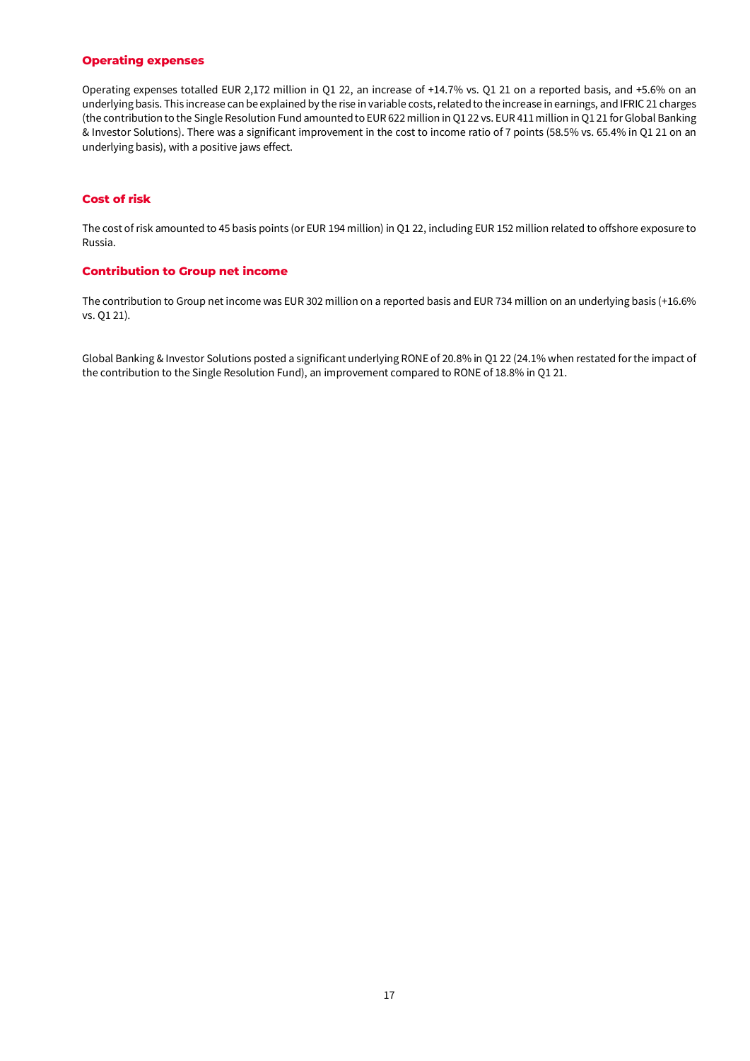### Operating expenses

Operating expenses totalled EUR 2,172 million in Q1 22, an increase of +14.7% vs. Q1 21 on a reported basis, and +5.6% on an underlying basis. This increase can be explained by the rise in variable costs, related to the increase in earnings, and IFRIC 21 charges (the contribution to the Single Resolution Fund amounted to EUR 622 million in Q1 22 vs. EUR 411 million in Q1 21 for Global Banking & Investor Solutions). There was a significant improvement in the cost to income ratio of 7 points (58.5% vs. 65.4% in Q1 21 on an underlying basis), with a positive jaws effect.

### Cost of risk

The cost of risk amounted to 45 basis points (or EUR 194 million) in Q1 22, including EUR 152 million related to offshore exposure to Russia.

### Contribution to Group net income

The contribution to Group net income was EUR 302 million on a reported basis and EUR 734 million on an underlying basis (+16.6% vs. Q1 21).

Global Banking & Investor Solutions posted a significant underlying RONE of 20.8% in Q1 22 (24.1% when restated for the impact of the contribution to the Single Resolution Fund), an improvement compared to RONE of 18.8% in Q1 21.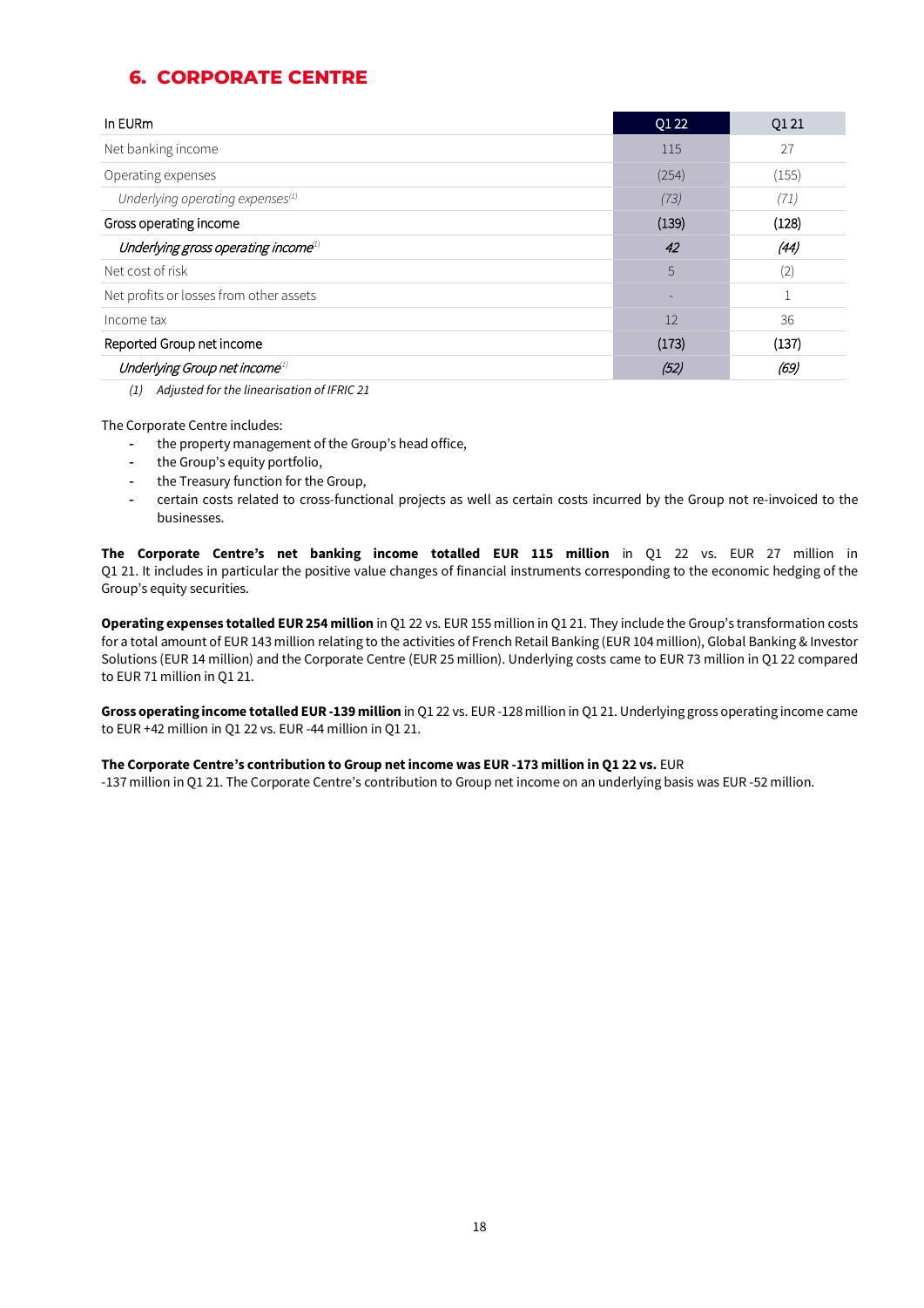## 6. CORPORATE CENTRE

| In EURm | Q1 22 | Q1 21 |
|---|---|---|
| Net banking income | 115 | 27 |
| Operating expenses | (254) | (155) |
| *Underlying operating expenses[(1)]* | *(73)* | *(71)* |
| Gross operating income | (139) | (128) |
| *Underlying gross operating income[(1)]* | *42* | *(44)* |
| Net cost of risk | 5 | (2) |
| Net profits or losses from other assets | - | 1 |
| Income tax | 12 | 36 |
| Reported Group net income | (173) | (137) |
| *Underlying Group net income[(1)]* | *(52)* | *(69)* |

*(1) Adjusted for the linearisation of IFRIC 21*

The Corporate Centre includes:

- the property management of the Group's head office,
- the Group's equity portfolio,
- the Treasury function for the Group,
- certain costs related to cross-functional projects as well as certain costs incurred by the Group not re-invoiced to the businesses.

**The Corporate Centre's net banking income totalled EUR 115 million** in Q1 22 vs. EUR 27 million in Q1 21. It includes in particular the positive value changes of financial instruments corresponding to the economic hedging of the Group's equity securities.

**Operating expenses totalled EUR 254 million** in Q1 22 vs. EUR 155 million in Q1 21. They include the Group's transformation costs for a total amount of EUR 143 million relating to the activities of French Retail Banking (EUR 104 million), Global Banking & Investor Solutions (EUR 14 million) and the Corporate Centre (EUR 25 million). Underlying costs came to EUR 73 million in Q1 22 compared to EUR 71 million in Q1 21.

**Gross operating income totalled EUR -139 million** in Q1 22 vs. EUR -128 million in Q1 21. Underlying gross operating income came to EUR +42 million in Q1 22 vs. EUR -44 million in Q1 21.

**The Corporate Centre's contribution to Group net income was EUR -173 million in Q1 22 vs.** EUR -137 million in Q1 21. The Corporate Centre's contribution to Group net income on an underlying basis was EUR -52 million.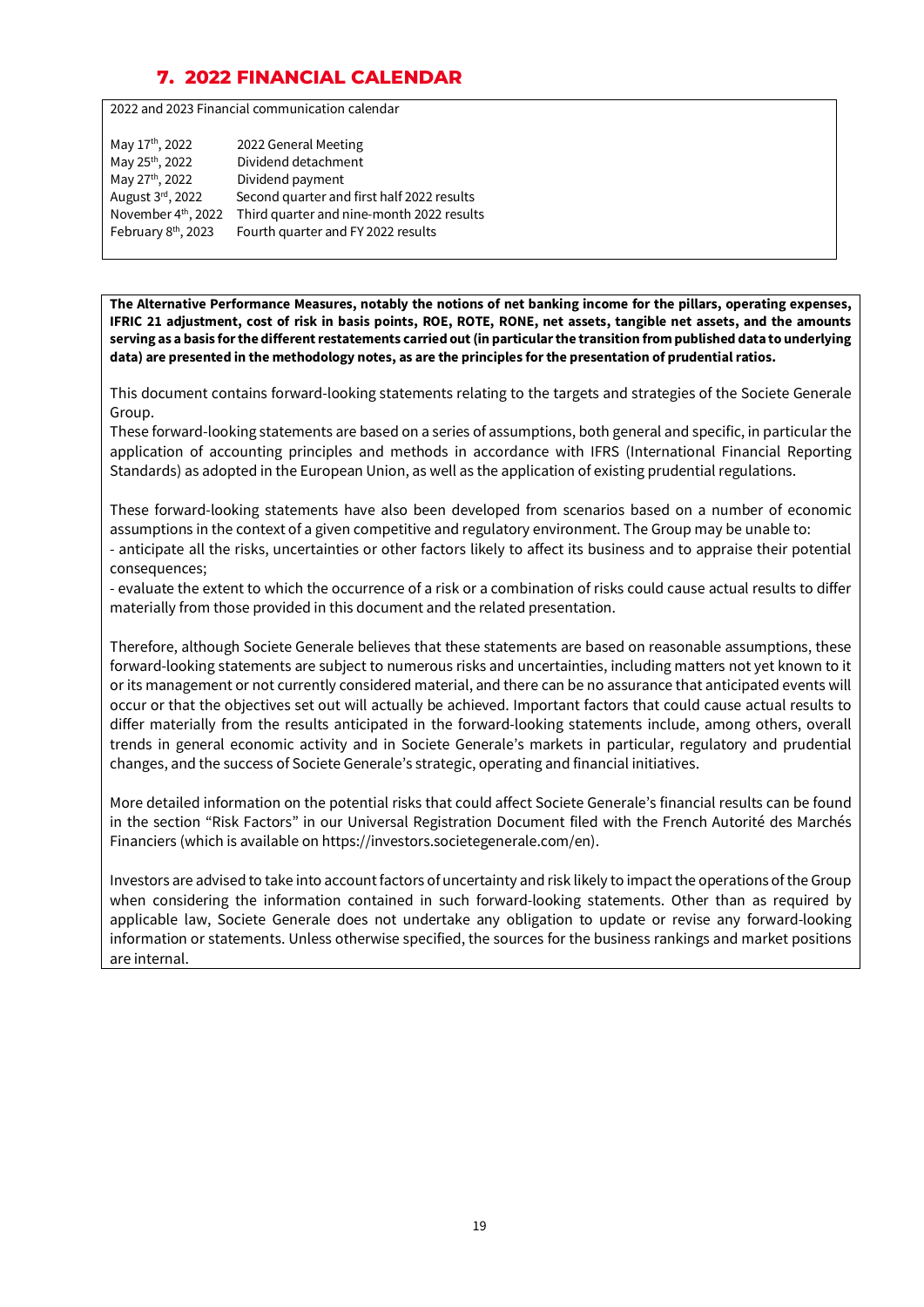## 7. 2022 FINANCIAL CALENDAR

2022 and 2023 Financial communication calendar

| | |
|---|---|
| May 17th, 2022 | 2022 General Meeting |
| May 25th, 2022 | Dividend detachment |
| May 27th, 2022 | Dividend payment |
| August 3rd, 2022 | Second quarter and first half 2022 results |
| November 4th, 2022 | Third quarter and nine-month 2022 results |
| February 8th, 2023 | Fourth quarter and FY 2022 results |

**The Alternative Performance Measures, notably the notions of net banking income for the pillars, operating expenses, IFRIC 21 adjustment, cost of risk in basis points, ROE, ROTE, RONE, net assets, tangible net assets, and the amounts serving as a basis for the different restatements carried out (in particular the transition from published data to underlying data) are presented in the methodology notes, as are the principles for the presentation of prudential ratios.**

This document contains forward-looking statements relating to the targets and strategies of the Societe Generale Group.

These forward-looking statements are based on a series of assumptions, both general and specific, in particular the application of accounting principles and methods in accordance with IFRS (International Financial Reporting Standards) as adopted in the European Union, as well as the application of existing prudential regulations.

These forward-looking statements have also been developed from scenarios based on a number of economic assumptions in the context of a given competitive and regulatory environment. The Group may be unable to:

- anticipate all the risks, uncertainties or other factors likely to affect its business and to appraise their potential consequences;
- evaluate the extent to which the occurrence of a risk or a combination of risks could cause actual results to differ materially from those provided in this document and the related presentation.

Therefore, although Societe Generale believes that these statements are based on reasonable assumptions, these forward-looking statements are subject to numerous risks and uncertainties, including matters not yet known to it or its management or not currently considered material, and there can be no assurance that anticipated events will occur or that the objectives set out will actually be achieved. Important factors that could cause actual results to differ materially from the results anticipated in the forward-looking statements include, among others, overall trends in general economic activity and in Societe Generale's markets in particular, regulatory and prudential changes, and the success of Societe Generale's strategic, operating and financial initiatives.

More detailed information on the potential risks that could affect Societe Generale's financial results can be found in the section "Risk Factors" in our Universal Registration Document filed with the French Autorité des Marchés Financiers (which is available on https://investors.societegenerale.com/en).

Investors are advised to take into account factors of uncertainty and risk likely to impact the operations of the Group when considering the information contained in such forward-looking statements. Other than as required by applicable law, Societe Generale does not undertake any obligation to update or revise any forward-looking information or statements. Unless otherwise specified, the sources for the business rankings and market positions are internal.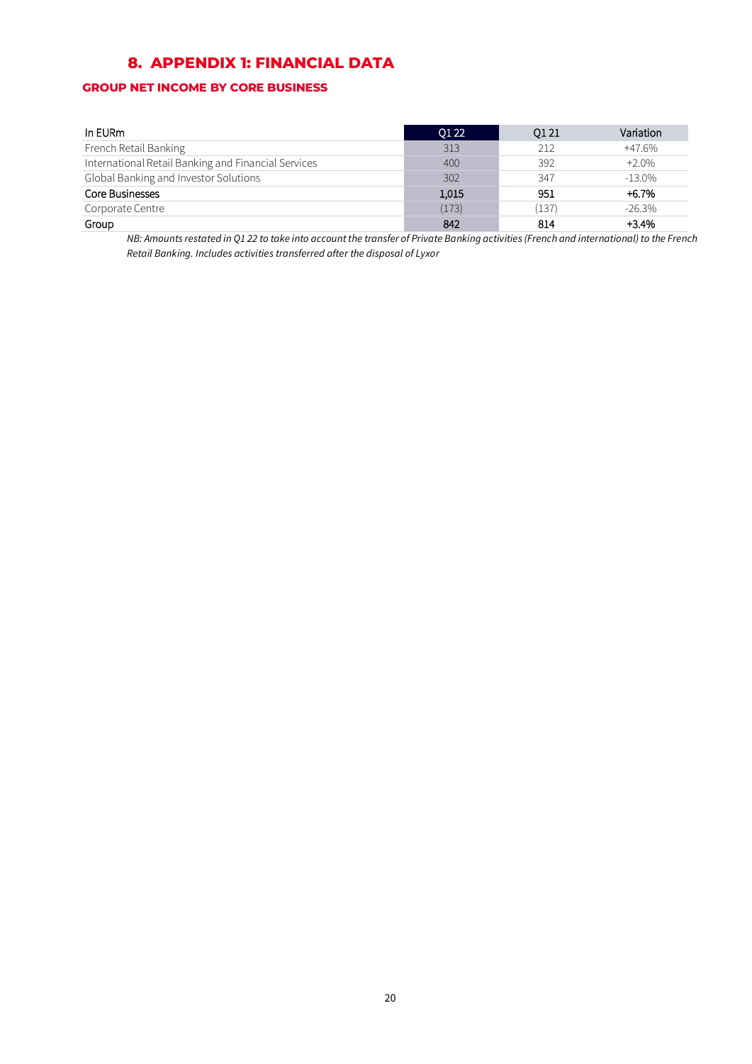# 8. APPENDIX 1: FINANCIAL DATA

### GROUP NET INCOME BY CORE BUSINESS

| In EURm | Q1 22 | Q1 21 | Variation |
|---|---|---|---|
| French Retail Banking | 313 | 212 | +47.6% |
| International Retail Banking and Financial Services | 400 | 392 | +2.0% |
| Global Banking and Investor Solutions | 302 | 347 | -13.0% |
| Core Businesses | 1,015 | 951 | +6.7% |
| Corporate Centre | (173) | (137) | -26.3% |
| Group | 842 | 814 | +3.4% |

*NB: Amounts restated in Q1 22 to take into account the transfer of Private Banking activities (French and international) to the French Retail Banking. Includes activities transferred after the disposal of Lyxor*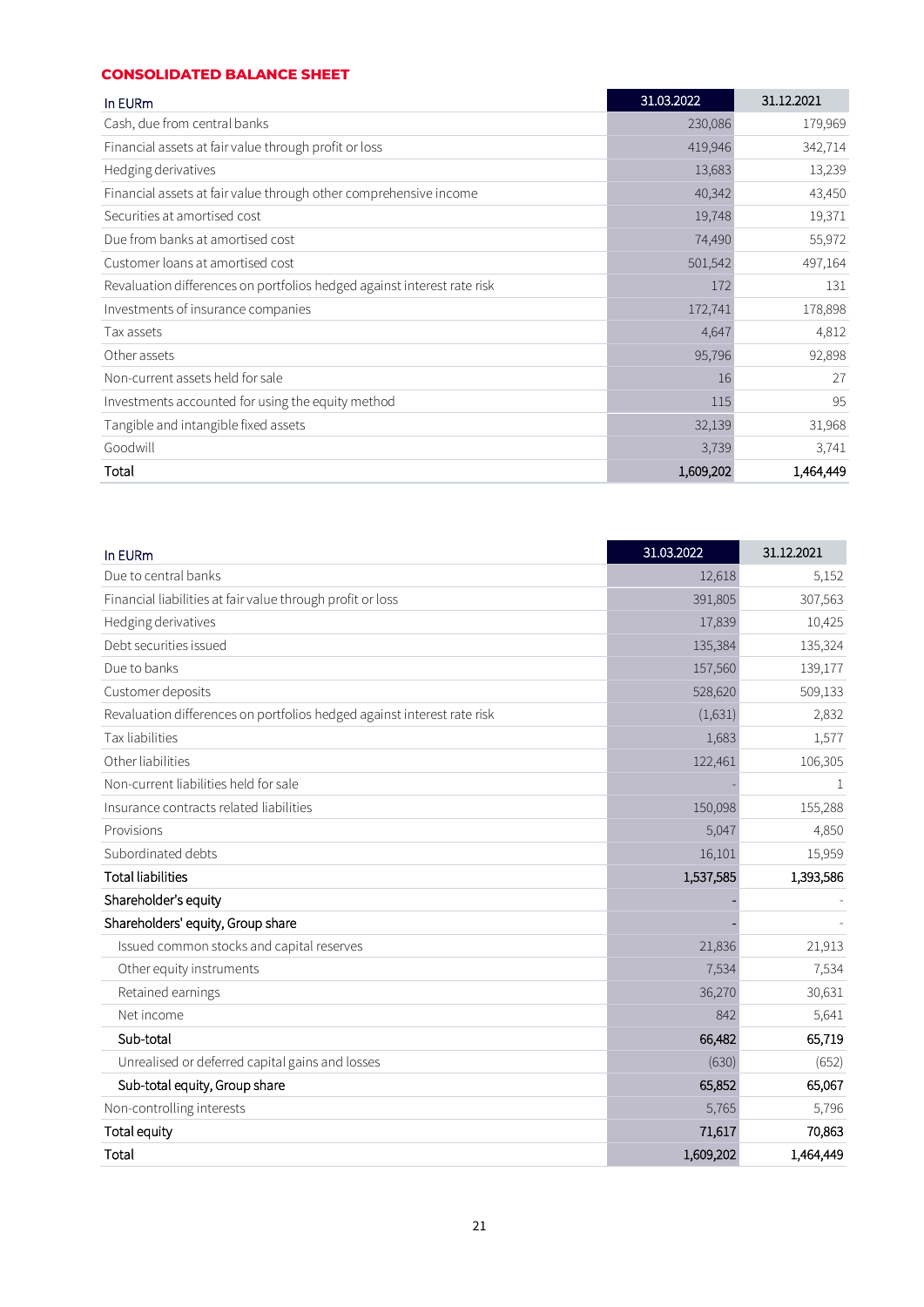## CONSOLIDATED BALANCE SHEET

| In EURm | 31.03.2022 | 31.12.2021 |
|---|---|---|
| Cash, due from central banks | 230,086 | 179,969 |
| Financial assets at fair value through profit or loss | 419,946 | 342,714 |
| Hedging derivatives | 13,683 | 13,239 |
| Financial assets at fair value through other comprehensive income | 40,342 | 43,450 |
| Securities at amortised cost | 19,748 | 19,371 |
| Due from banks at amortised cost | 74,490 | 55,972 |
| Customer loans at amortised cost | 501,542 | 497,164 |
| Revaluation differences on portfolios hedged against interest rate risk | 172 | 131 |
| Investments of insurance companies | 172,741 | 178,898 |
| Tax assets | 4,647 | 4,812 |
| Other assets | 95,796 | 92,898 |
| Non-current assets held for sale | 16 | 27 |
| Investments accounted for using the equity method | 115 | 95 |
| Tangible and intangible fixed assets | 32,139 | 31,968 |
| Goodwill | 3,739 | 3,741 |
| **Total** | **1,609,202** | **1,464,449** |

| In EURm | 31.03.2022 | 31.12.2021 |
|---|---|---|
| Due to central banks | 12,618 | 5,152 |
| Financial liabilities at fair value through profit or loss | 391,805 | 307,563 |
| Hedging derivatives | 17,839 | 10,425 |
| Debt securities issued | 135,384 | 135,324 |
| Due to banks | 157,560 | 139,177 |
| Customer deposits | 528,620 | 509,133 |
| Revaluation differences on portfolios hedged against interest rate risk | (1,631) | 2,832 |
| Tax liabilities | 1,683 | 1,577 |
| Other liabilities | 122,461 | 106,305 |
| Non-current liabilities held for sale | - | 1 |
| Insurance contracts related liabilities | 150,098 | 155,288 |
| Provisions | 5,047 | 4,850 |
| Subordinated debts | 16,101 | 15,959 |
| **Total liabilities** | **1,537,585** | **1,393,586** |
| **Shareholder's equity** | - | - |
| **Shareholders' equity, Group share** | - | - |
| Issued common stocks and capital reserves | 21,836 | 21,913 |
| Other equity instruments | 7,534 | 7,534 |
| Retained earnings | 36,270 | 30,631 |
| Net income | 842 | 5,641 |
| **Sub-total** | **66,482** | **65,719** |
| Unrealised or deferred capital gains and losses | (630) | (652) |
| **Sub-total equity, Group share** | **65,852** | **65,067** |
| Non-controlling interests | 5,765 | 5,796 |
| **Total equity** | **71,617** | **70,863** |
| **Total** | **1,609,202** | **1,464,449** |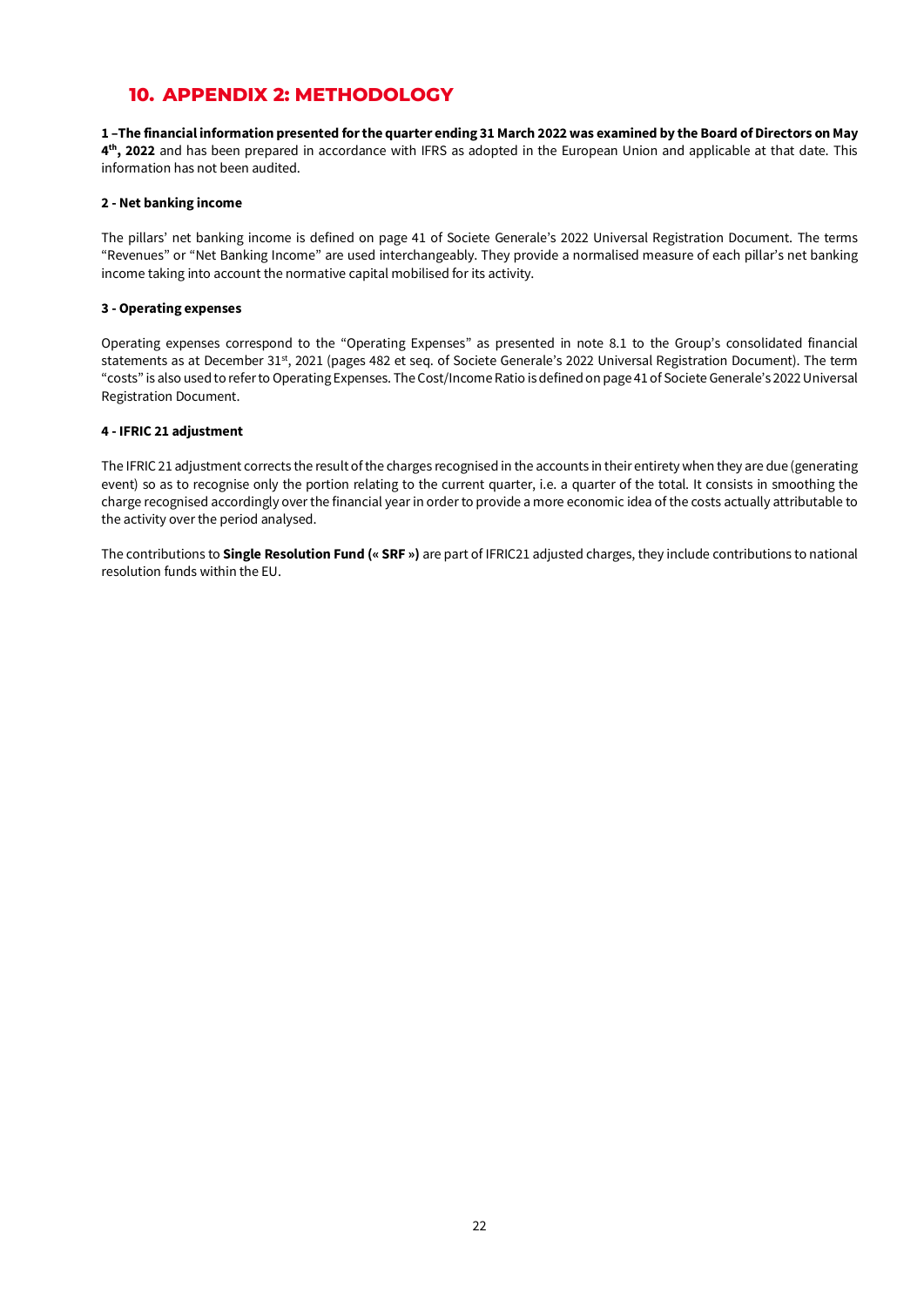## 10. APPENDIX 2: METHODOLOGY

**1 –The financial information presented for the quarter ending 31 March 2022 was examined by the Board of Directors on May 4th, 2022** and has been prepared in accordance with IFRS as adopted in the European Union and applicable at that date. This information has not been audited.

**2 - Net banking income**

The pillars' net banking income is defined on page 41 of Societe Generale's 2022 Universal Registration Document. The terms "Revenues" or "Net Banking Income" are used interchangeably. They provide a normalised measure of each pillar's net banking income taking into account the normative capital mobilised for its activity.

**3 - Operating expenses**

Operating expenses correspond to the "Operating Expenses" as presented in note 8.1 to the Group's consolidated financial statements as at December 31st, 2021 (pages 482 et seq. of Societe Generale's 2022 Universal Registration Document). The term "costs" is also used to refer to Operating Expenses. The Cost/Income Ratio is defined on page 41 of Societe Generale's 2022 Universal Registration Document.

**4 - IFRIC 21 adjustment**

The IFRIC 21 adjustment corrects the result of the charges recognised in the accounts in their entirety when they are due (generating event) so as to recognise only the portion relating to the current quarter, i.e. a quarter of the total. It consists in smoothing the charge recognised accordingly over the financial year in order to provide a more economic idea of the costs actually attributable to the activity over the period analysed.

The contributions to **Single Resolution Fund (« SRF »)** are part of IFRIC21 adjusted charges, they include contributions to national resolution funds within the EU.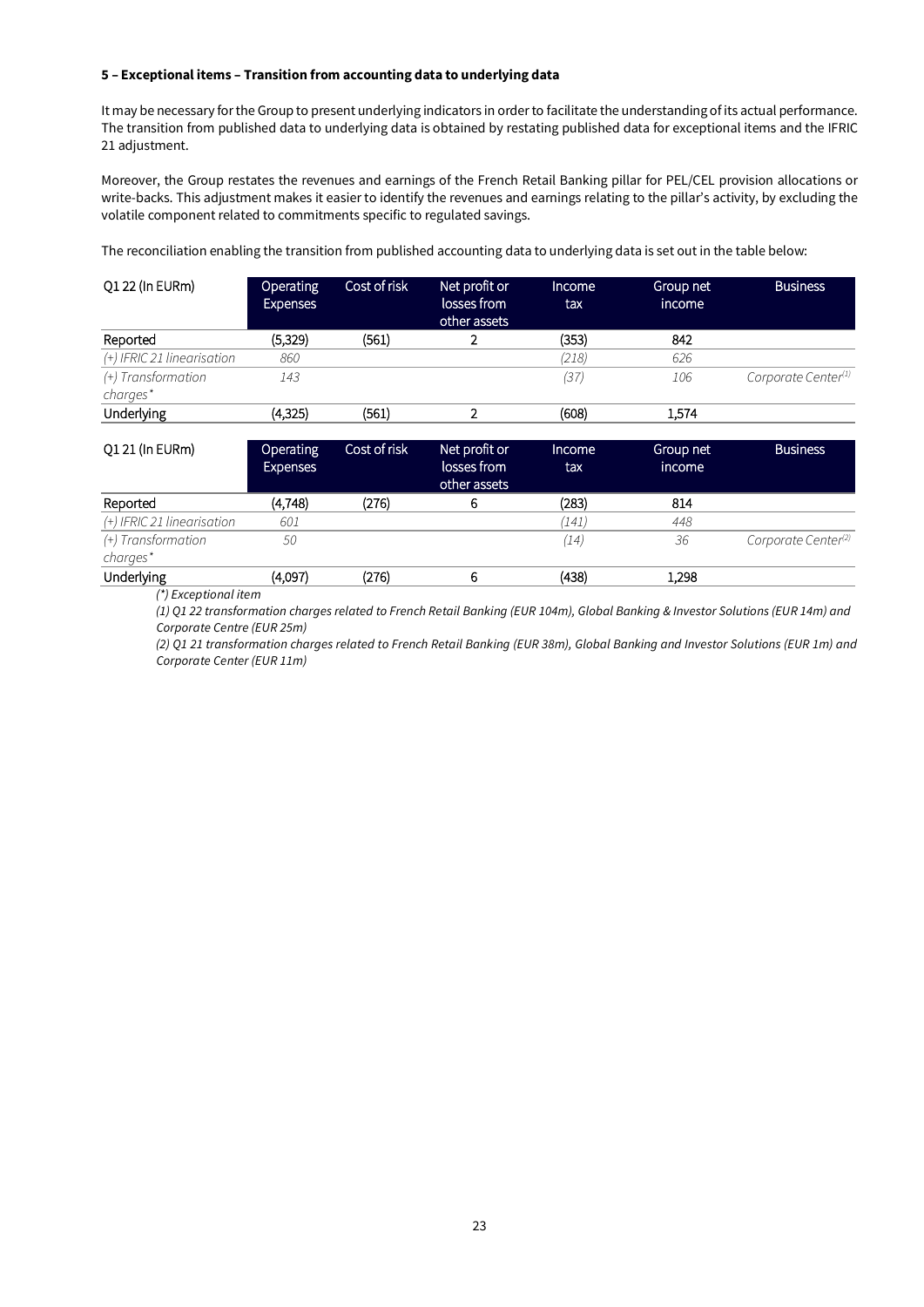**5 – Exceptional items – Transition from accounting data to underlying data**

It may be necessary for the Group to present underlying indicators in order to facilitate the understanding of its actual performance. The transition from published data to underlying data is obtained by restating published data for exceptional items and the IFRIC 21 adjustment.

Moreover, the Group restates the revenues and earnings of the French Retail Banking pillar for PEL/CEL provision allocations or write-backs. This adjustment makes it easier to identify the revenues and earnings relating to the pillar's activity, by excluding the volatile component related to commitments specific to regulated savings.

The reconciliation enabling the transition from published accounting data to underlying data is set out in the table below:

| Q1 22 (In EURm) | Operating Expenses | Cost of risk | Net profit or losses from other assets | Income tax | Group net income | Business |
|---|---|---|---|---|---|---|
| Reported | (5,329) | (561) | 2 | (353) | 842 | |
| *(+) IFRIC 21 linearisation* | *860* | | | *(218)* | *626* | |
| *(+) Transformation charges** | *143* | | | *(37)* | *106* | *Corporate Center[1]* |
| Underlying | (4,325) | (561) | 2 | (608) | 1,574 | |

| Q1 21 (In EURm) | Operating Expenses | Cost of risk | Net profit or losses from other assets | Income tax | Group net income | Business |
|---|---|---|---|---|---|---|
| Reported | (4,748) | (276) | 6 | (283) | 814 | |
| *(+) IFRIC 21 linearisation* | *601* | | | *(141)* | *448* | |
| *(+) Transformation charges** | *50* | | | *(14)* | *36* | *Corporate Center[2]* |
| Underlying | (4,097) | (276) | 6 | (438) | 1,298 | |

*(*) Exceptional item*

*(1) Q1 22 transformation charges related to French Retail Banking (EUR 104m), Global Banking & Investor Solutions (EUR 14m) and Corporate Centre (EUR 25m)*

*(2) Q1 21 transformation charges related to French Retail Banking (EUR 38m), Global Banking and Investor Solutions (EUR 1m) and Corporate Center (EUR 11m)*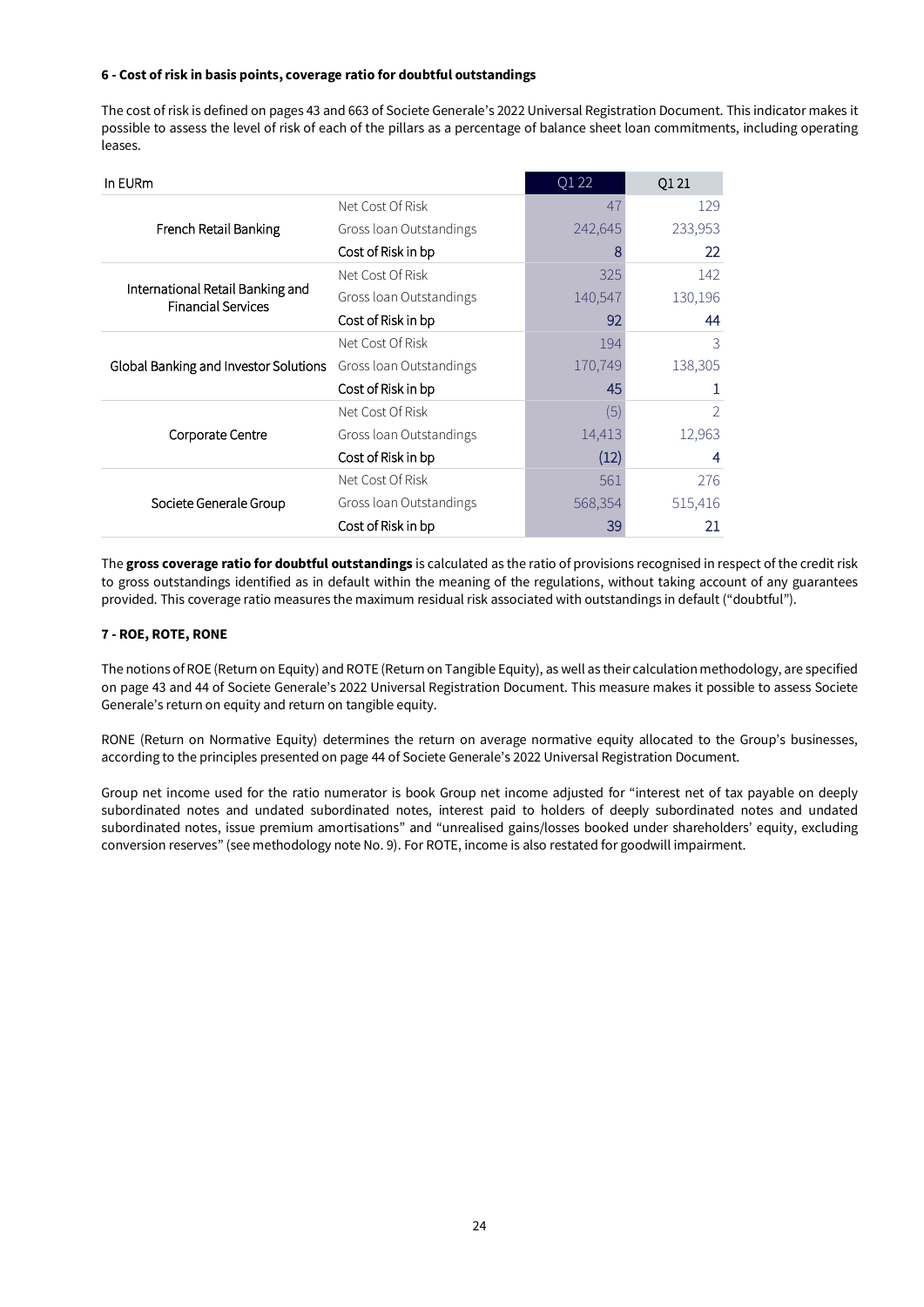**6 - Cost of risk in basis points, coverage ratio for doubtful outstandings**

The cost of risk is defined on pages 43 and 663 of Societe Generale's 2022 Universal Registration Document. This indicator makes it possible to assess the level of risk of each of the pillars as a percentage of balance sheet loan commitments, including operating leases.

| In EURm | | Q1 22 | Q1 21 |
|---|---|---|---|
| French Retail Banking | Net Cost Of Risk | 47 | 129 |
| | Gross loan Outstandings | 242,645 | 233,953 |
| | Cost of Risk in bp | 8 | 22 |
| International Retail Banking and Financial Services | Net Cost Of Risk | 325 | 142 |
| | Gross loan Outstandings | 140,547 | 130,196 |
| | Cost of Risk in bp | 92 | 44 |
| Global Banking and Investor Solutions | Net Cost Of Risk | 194 | 3 |
| | Gross loan Outstandings | 170,749 | 138,305 |
| | Cost of Risk in bp | 45 | 1 |
| Corporate Centre | Net Cost Of Risk | (5) | 2 |
| | Gross loan Outstandings | 14,413 | 12,963 |
| | Cost of Risk in bp | (12) | 4 |
| Societe Generale Group | Net Cost Of Risk | 561 | 276 |
| | Gross loan Outstandings | 568,354 | 515,416 |
| | Cost of Risk in bp | 39 | 21 |

The **gross coverage ratio for doubtful outstandings** is calculated as the ratio of provisions recognised in respect of the credit risk to gross outstandings identified as in default within the meaning of the regulations, without taking account of any guarantees provided. This coverage ratio measures the maximum residual risk associated with outstandings in default ("doubtful").

**7 - ROE, ROTE, RONE**

The notions of ROE (Return on Equity) and ROTE (Return on Tangible Equity), as well as their calculation methodology, are specified on page 43 and 44 of Societe Generale's 2022 Universal Registration Document. This measure makes it possible to assess Societe Generale's return on equity and return on tangible equity.

RONE (Return on Normative Equity) determines the return on average normative equity allocated to the Group's businesses, according to the principles presented on page 44 of Societe Generale's 2022 Universal Registration Document.

Group net income used for the ratio numerator is book Group net income adjusted for "interest net of tax payable on deeply subordinated notes and undated subordinated notes, interest paid to holders of deeply subordinated notes and undated subordinated notes, issue premium amortisations" and "unrealised gains/losses booked under shareholders' equity, excluding conversion reserves" (see methodology note No. 9). For ROTE, income is also restated for goodwill impairment.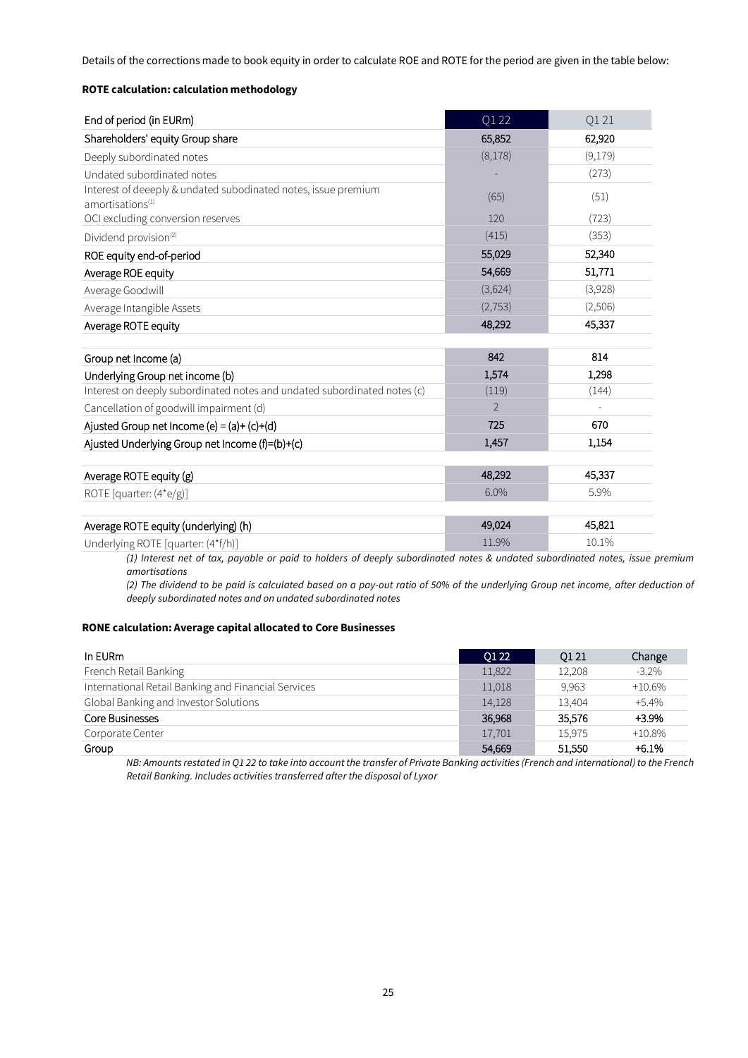Details of the corrections made to book equity in order to calculate ROE and ROTE for the period are given in the table below:

**ROTE calculation: calculation methodology**

| End of period (in EURm) | Q1 22 | Q1 21 |
|---|---|---|
| Shareholders' equity Group share | 65,852 | 62,920 |
| Deeply subordinated notes | (8,178) | (9,179) |
| Undated subordinated notes | - | (273) |
| Interest of deeeply & undated subodinated notes, issue premium amortisations[(1)] | (65) | (51) |
| OCI excluding conversion reserves | 120 | (723) |
| Dividend provision[(2)] | (415) | (353) |
| ROE equity end-of-period | 55,029 | 52,340 |
| Average ROE equity | 54,669 | 51,771 |
| Average Goodwill | (3,624) | (3,928) |
| Average Intangible Assets | (2,753) | (2,506) |
| Average ROTE equity | 48,292 | 45,337 |
| | | |
| Group net Income (a) | 842 | 814 |
| Underlying Group net income (b) | 1,574 | 1,298 |
| Interest on deeply subordinated notes and undated subordinated notes (c) | (119) | (144) |
| Cancellation of goodwill impairment (d) | 2 | - |
| Ajusted Group net Income (e) = (a)+ (c)+(d) | 725 | 670 |
| Ajusted Underlying Group net Income (f)=(b)+(c) | 1,457 | 1,154 |
| | | |
| Average ROTE equity (g) | 48,292 | 45,337 |
| ROTE [quarter: (4*e/g)] | 6.0% | 5.9% |
| | | |
| Average ROTE equity (underlying) (h) | 49,024 | 45,821 |
| Underlying ROTE [quarter: (4*f/h)] | 11.9% | 10.1% |

*(1) Interest net of tax, payable or paid to holders of deeply subordinated notes & undated subordinated notes, issue premium amortisations*

*(2) The dividend to be paid is calculated based on a pay-out ratio of 50% of the underlying Group net income, after deduction of deeply subordinated notes and on undated subordinated notes*

**RONE calculation: Average capital allocated to Core Businesses**

| In EURm | Q1 22 | Q1 21 | Change |
|---|---|---|---|
| French Retail Banking | 11,822 | 12,208 | -3.2% |
| International Retail Banking and Financial Services | 11,018 | 9,963 | +10.6% |
| Global Banking and Investor Solutions | 14,128 | 13,404 | +5.4% |
| Core Businesses | 36,968 | 35,576 | +3.9% |
| Corporate Center | 17,701 | 15,975 | +10.8% |
| Group | 54,669 | 51,550 | +6.1% |

*NB: Amounts restated in Q1 22 to take into account the transfer of Private Banking activities (French and international) to the French Retail Banking. Includes activities transferred after the disposal of Lyxor*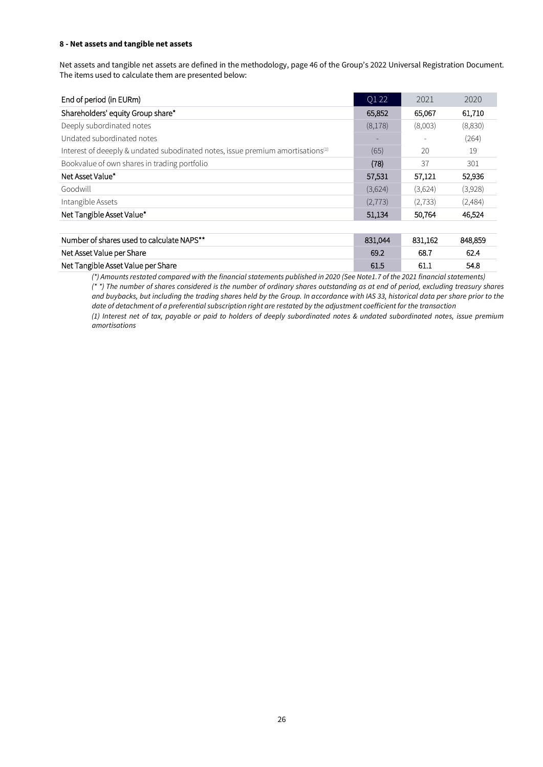**8 - Net assets and tangible net assets**

Net assets and tangible net assets are defined in the methodology, page 46 of the Group's 2022 Universal Registration Document. The items used to calculate them are presented below:

| End of period (in EURm) | Q1 22 | 2021 | 2020 |
|---|---|---|---|
| Shareholders' equity Group share* | 65,852 | 65,067 | 61,710 |
| Deeply subordinated notes | (8,178) | (8,003) | (8,830) |
| Undated subordinated notes | - | - | (264) |
| Interest of deeeply & undated subodinated notes, issue premium amortisations[1] | (65) | 20 | 19 |
| Bookvalue of own shares in trading portfolio | (78) | 37 | 301 |
| Net Asset Value* | 57,531 | 57,121 | 52,936 |
| Goodwill | (3,624) | (3,624) | (3,928) |
| Intangible Assets | (2,773) | (2,733) | (2,484) |
| Net Tangible Asset Value* | 51,134 | 50,764 | 46,524 |
| | | | |
| Number of shares used to calculate NAPS** | 831,044 | 831,162 | 848,859 |
| Net Asset Value per Share | 69.2 | 68.7 | 62.4 |
| Net Tangible Asset Value per Share | 61.5 | 61.1 | 54.8 |

*(\*) Amounts restated compared with the financial statements published in 2020 (See Note1.7 of the 2021 financial statements)*

*(\* \*) The number of shares considered is the number of ordinary shares outstanding as at end of period, excluding treasury shares and buybacks, but including the trading shares held by the Group. In accordance with IAS 33, historical data per share prior to the date of detachment of a preferential subscription right are restated by the adjustment coefficient for the transaction*

*(1) Interest net of tax, payable or paid to holders of deeply subordinated notes & undated subordinated notes, issue premium amortisations*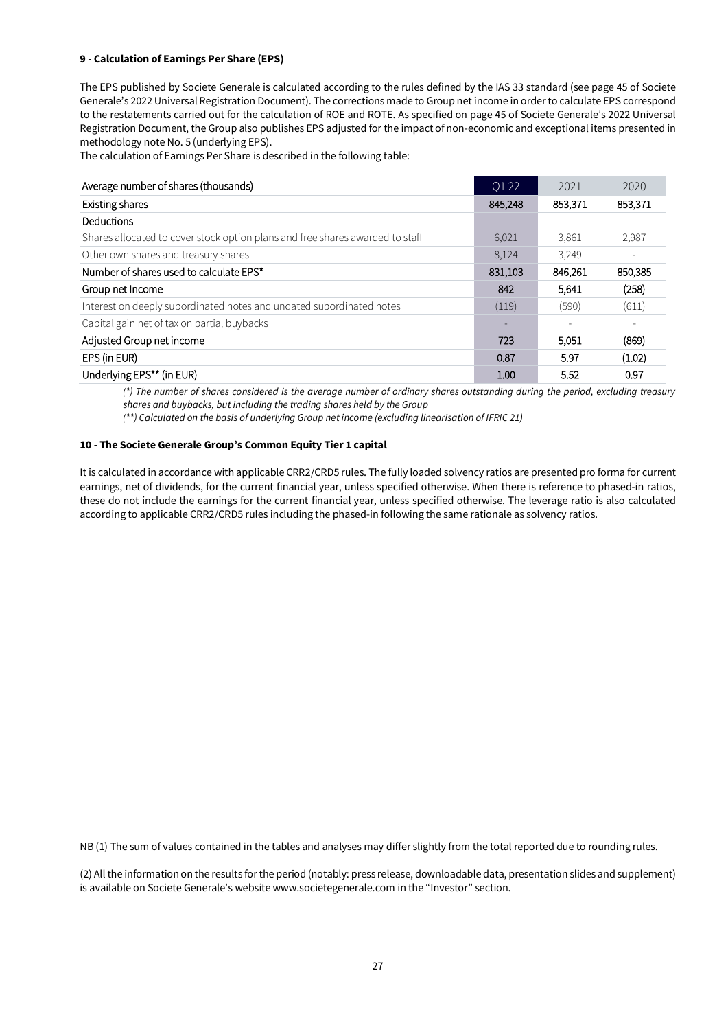**9 - Calculation of Earnings Per Share (EPS)**

The EPS published by Societe Generale is calculated according to the rules defined by the IAS 33 standard (see page 45 of Societe Generale's 2022 Universal Registration Document). The corrections made to Group net income in order to calculate EPS correspond to the restatements carried out for the calculation of ROE and ROTE. As specified on page 45 of Societe Generale's 2022 Universal Registration Document, the Group also publishes EPS adjusted for the impact of non-economic and exceptional items presented in methodology note No. 5 (underlying EPS).

The calculation of Earnings Per Share is described in the following table:

| Average number of shares (thousands) | Q1 22 | 2021 | 2020 |
|---|---|---|---|
| Existing shares | 845,248 | 853,371 | 853,371 |
| Deductions | | | |
| Shares allocated to cover stock option plans and free shares awarded to staff | 6,021 | 3,861 | 2,987 |
| Other own shares and treasury shares | 8,124 | 3,249 | - |
| Number of shares used to calculate EPS* | 831,103 | 846,261 | 850,385 |
| Group net Income | 842 | 5,641 | (258) |
| Interest on deeply subordinated notes and undated subordinated notes | (119) | (590) | (611) |
| Capital gain net of tax on partial buybacks | - | - | - |
| Adjusted Group net income | 723 | 5,051 | (869) |
| EPS (in EUR) | 0.87 | 5.97 | (1.02) |
| Underlying EPS** (in EUR) | 1.00 | 5.52 | 0.97 |

*(\*) The number of shares considered is the average number of ordinary shares outstanding during the period, excluding treasury shares and buybacks, but including the trading shares held by the Group*

*(\*\*) Calculated on the basis of underlying Group net income (excluding linearisation of IFRIC 21)*

**10 - The Societe Generale Group's Common Equity Tier 1 capital**

It is calculated in accordance with applicable CRR2/CRD5 rules. The fully loaded solvency ratios are presented pro forma for current earnings, net of dividends, for the current financial year, unless specified otherwise. When there is reference to phased-in ratios, these do not include the earnings for the current financial year, unless specified otherwise. The leverage ratio is also calculated according to applicable CRR2/CRD5 rules including the phased-in following the same rationale as solvency ratios.

NB (1) The sum of values contained in the tables and analyses may differ slightly from the total reported due to rounding rules.

(2) All the information on the results for the period (notably: press release, downloadable data, presentation slides and supplement) is available on Societe Generale's website www.societegenerale.com in the "Investor" section.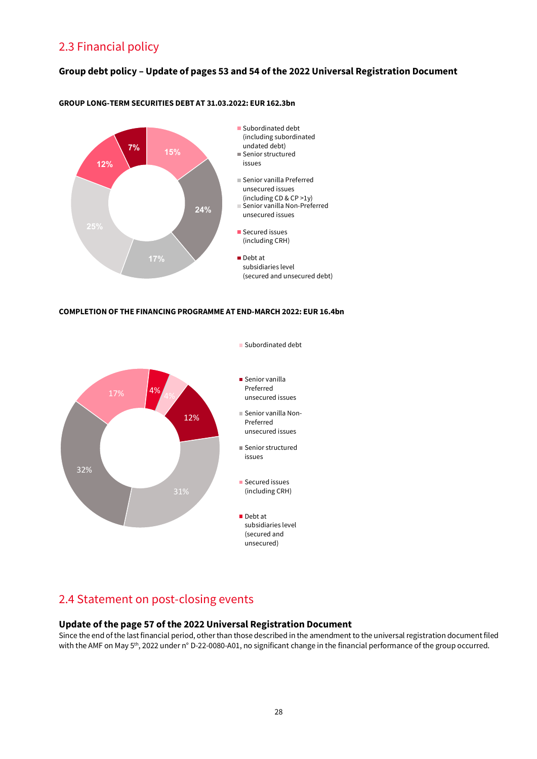## 2.3 Financial policy

### Group debt policy – Update of pages 53 and 54 of the 2022 Universal Registration Document

**GROUP LONG-TERM SECURITIES DEBT AT 31.03.2022: EUR 162.3bn**

- Subordinated debt (including subordinated undated debt): 15%
- Senior structured issues: 24%
- Senior vanilla Preferred unsecured issues (including CD & CP >1y): 17%
- Senior vanilla Non-Preferred unsecured issues: 25%
- Secured issues (including CRH): 12%
- Debt at subsidiaries level (secured and unsecured debt): 7%

**COMPLETION OF THE FINANCING PROGRAMME AT END-MARCH 2022: EUR 16.4bn**

- Subordinated debt: 4%
- Senior vanilla Preferred unsecured issues: 12%
- Senior vanilla Non-Preferred unsecured issues: 31%
- Senior structured issues: 32%
- Secured issues (including CRH): 17%
- Debt at subsidiaries level (secured and unsecured): 4%

## 2.4 Statement on post-closing events

### Update of the page 57 of the 2022 Universal Registration Document

Since the end of the last financial period, other than those described in the amendment to the universal registration document filed with the AMF on May 5th, 2022 under n° D-22-0080-A01, no significant change in the financial performance of the group occurred.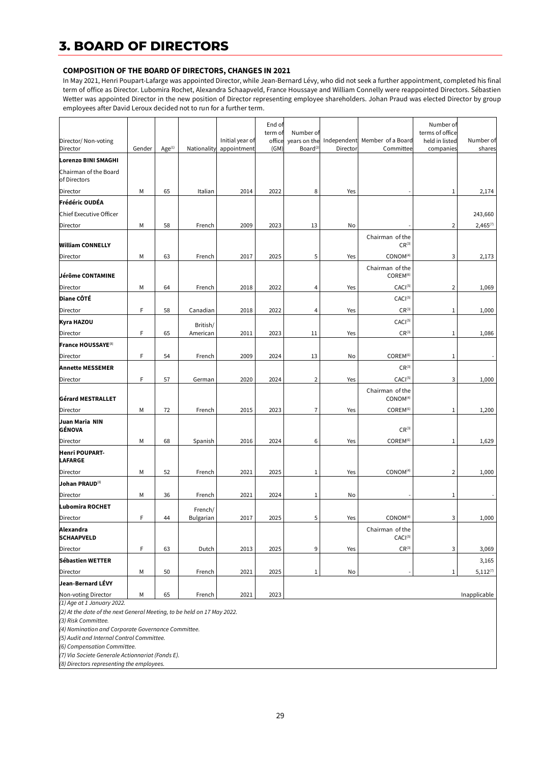# 3. BOARD OF DIRECTORS

### COMPOSITION OF THE BOARD OF DIRECTORS, CHANGES IN 2021

In May 2021, Henri Poupart-Lafarge was appointed Director, while Jean-Bernard Lévy, who did not seek a further appointment, completed his final term of office as Director. Lubomira Rochet, Alexandra Schaapveld, France Houssaye and William Connelly were reappointed Directors. Sébastien Wetter was appointed Director in the new position of Director representing employee shareholders. Johan Praud was elected Director by group employees after David Leroux decided not to run for a further term.

| Director/ Non-voting Director | Gender | Age[(1)] | Nationality | Initial year of appointment | End of term of office (GM) | Number of years on the Board[(2)] | Independent Director | Member of a Board Committee | Number of terms of office held in listed companies | Number of shares |
|---|---|---|---|---|---|---|---|---|---|---|
| **Lorenzo BINI SMAGHI** | | | | | | | | | | |
| Chairman of the Board of Directors | | | | | | | | | | |
| Director | M | 65 | Italian | 2014 | 2022 | 8 | Yes | - | 1 | 2,174 |
| **Frédéric OUDÉA** | | | | | | | | | | |
| Chief Executive Officer | | | | | | | | | | 243,660 |
| Director | M | 58 | French | 2009 | 2023 | 13 | No | - | 2 | 2,465[(7)] |
| **William CONNELLY** | | | | | | | | Chairman of the CR[(3)] | | |
| Director | M | 63 | French | 2017 | 2025 | 5 | Yes | CONOM[(4)] | 3 | 2,173 |
| **Jérôme CONTAMINE** | | | | | | | | Chairman of the COREM[(6)] | | |
| Director | M | 64 | French | 2018 | 2022 | 4 | Yes | CACI[(5)] | 2 | 1,069 |
| **Diane CÔTÉ** | | | | | | | | CACI[(5)] | | |
| Director | F | 58 | Canadian | 2018 | 2022 | 4 | Yes | CR[(3)] | 1 | 1,000 |
| **Kyra HAZOU** | | | British/ | | | | | CACI[(5)] | | |
| Director | F | 65 | American | 2011 | 2023 | 11 | Yes | CR[(3)] | 1 | 1,086 |
| **France HOUSSAYE**[(8)] | | | | | | | | | | |
| Director | F | 54 | French | 2009 | 2024 | 13 | No | COREM[(6)] | 1 | - |
| **Annette MESSEMER** | | | | | | | | CR[(3)] | | |
| Director | F | 57 | German | 2020 | 2024 | 2 | Yes | CACI[(5)] | 3 | 1,000 |
| **Gérard MESTRALLET** | | | | | | | | Chairman of the CONOM[(4)] | | |
| Director | M | 72 | French | 2015 | 2023 | 7 | Yes | COREM[(6)] | 1 | 1,200 |
| **Juan Maria NIN GÉNOVA** | | | | | | | | CR[(3)] | | |
| Director | M | 68 | Spanish | 2016 | 2024 | 6 | Yes | COREM[(6)] | 1 | 1,629 |
| **Henri POUPART-LAFARGE** | | | | | | | | | | |
| Director | M | 52 | French | 2021 | 2025 | 1 | Yes | CONOM[(4)] | 2 | 1,000 |
| **Johan PRAUD**[(8)] | | | | | | | | | | |
| Director | M | 36 | French | 2021 | 2024 | 1 | No | - | 1 | - |
| **Lubomira ROCHET** | | | French/ | | | | | | | |
| Director | F | 44 | Bulgarian | 2017 | 2025 | 5 | Yes | CONOM[(4)] | 3 | 1,000 |
| **Alexandra SCHAAPVELD** | | | | | | | | Chairman of the CACI[(5)] | | |
| Director | F | 63 | Dutch | 2013 | 2025 | 9 | Yes | CR[(3)] | 3 | 3,069 |
| **Sébastien WETTER** | | | | | | | | | | 3,165 |
| Director | M | 50 | French | 2021 | 2025 | 1 | No | - | 1 | 5,112[(7)] |
| **Jean-Bernard LÉVY** | | | | | | | | | | |
| Non-voting Director | M | 65 | French | 2021 | 2023 | | | | | Inapplicable |

*(1) Age at 1 January 2022.*
*(2) At the date of the next General Meeting, to be held on 17 May 2022.*
*(3) Risk Committee.*
*(4) Nomination and Corporate Governance Committee.*
*(5) Audit and Internal Control Committee.*
*(6) Compensation Committee.*
*(7) Via Societe Generale Actionnariat (Fonds E).*
*(8) Directors representing the employees.*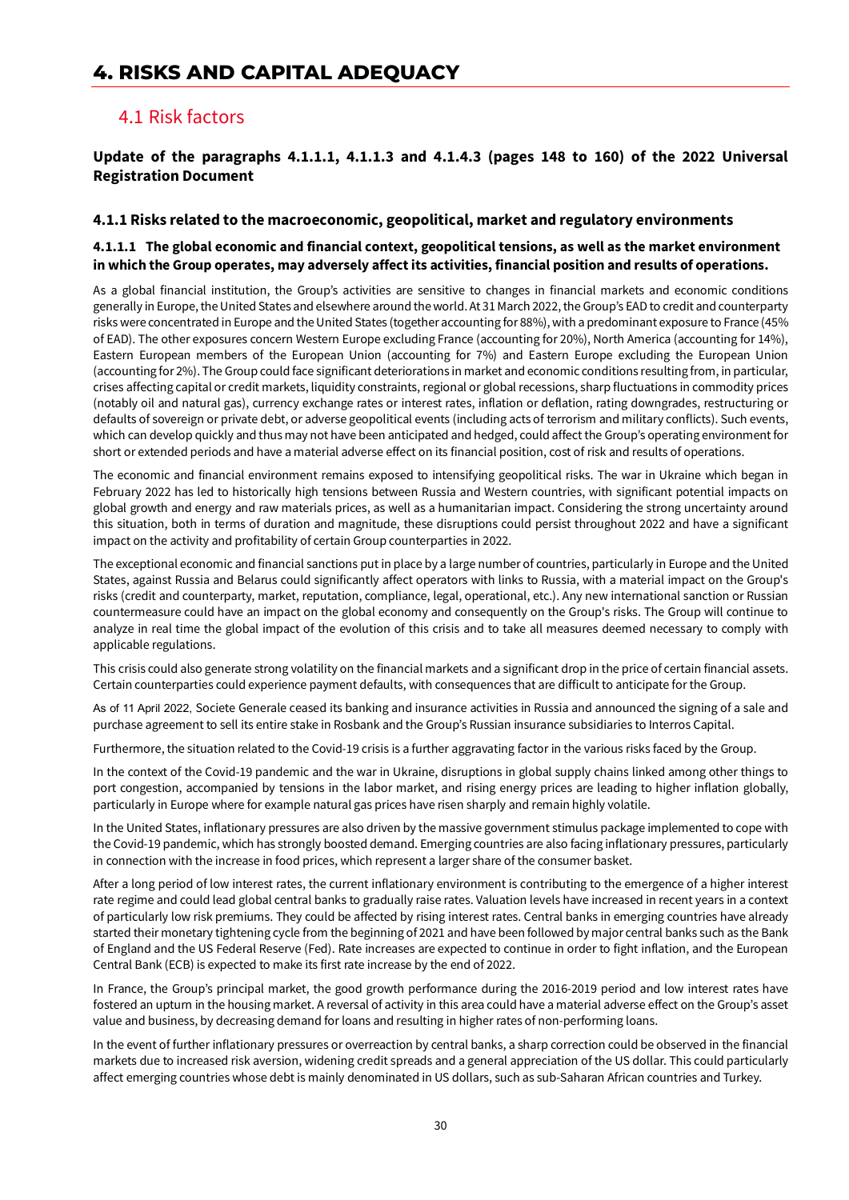# 4. RISKS AND CAPITAL ADEQUACY

## 4.1 Risk factors

**Update of the paragraphs 4.1.1.1, 4.1.1.3 and 4.1.4.3 (pages 148 to 160) of the 2022 Universal Registration Document**

### 4.1.1 Risks related to the macroeconomic, geopolitical, market and regulatory environments

#### 4.1.1.1 The global economic and financial context, geopolitical tensions, as well as the market environment in which the Group operates, may adversely affect its activities, financial position and results of operations.

As a global financial institution, the Group's activities are sensitive to changes in financial markets and economic conditions generally in Europe, the United States and elsewhere around the world. At 31 March 2022, the Group's EAD to credit and counterparty risks were concentrated in Europe and the United States (together accounting for 88%), with a predominant exposure to France (45% of EAD). The other exposures concern Western Europe excluding France (accounting for 20%), North America (accounting for 14%), Eastern European members of the European Union (accounting for 7%) and Eastern Europe excluding the European Union (accounting for 2%). The Group could face significant deteriorations in market and economic conditions resulting from, in particular, crises affecting capital or credit markets, liquidity constraints, regional or global recessions, sharp fluctuations in commodity prices (notably oil and natural gas), currency exchange rates or interest rates, inflation or deflation, rating downgrades, restructuring or defaults of sovereign or private debt, or adverse geopolitical events (including acts of terrorism and military conflicts). Such events, which can develop quickly and thus may not have been anticipated and hedged, could affect the Group's operating environment for short or extended periods and have a material adverse effect on its financial position, cost of risk and results of operations.

The economic and financial environment remains exposed to intensifying geopolitical risks. The war in Ukraine which began in February 2022 has led to historically high tensions between Russia and Western countries, with significant potential impacts on global growth and energy and raw materials prices, as well as a humanitarian impact. Considering the strong uncertainty around this situation, both in terms of duration and magnitude, these disruptions could persist throughout 2022 and have a significant impact on the activity and profitability of certain Group counterparties in 2022.

The exceptional economic and financial sanctions put in place by a large number of countries, particularly in Europe and the United States, against Russia and Belarus could significantly affect operators with links to Russia, with a material impact on the Group's risks (credit and counterparty, market, reputation, compliance, legal, operational, etc.). Any new international sanction or Russian countermeasure could have an impact on the global economy and consequently on the Group's risks. The Group will continue to analyze in real time the global impact of the evolution of this crisis and to take all measures deemed necessary to comply with applicable regulations.

This crisis could also generate strong volatility on the financial markets and a significant drop in the price of certain financial assets. Certain counterparties could experience payment defaults, with consequences that are difficult to anticipate for the Group.

As of 11 April 2022, Societe Generale ceased its banking and insurance activities in Russia and announced the signing of a sale and purchase agreement to sell its entire stake in Rosbank and the Group's Russian insurance subsidiaries to Interros Capital.

Furthermore, the situation related to the Covid-19 crisis is a further aggravating factor in the various risks faced by the Group.

In the context of the Covid-19 pandemic and the war in Ukraine, disruptions in global supply chains linked among other things to port congestion, accompanied by tensions in the labor market, and rising energy prices are leading to higher inflation globally, particularly in Europe where for example natural gas prices have risen sharply and remain highly volatile.

In the United States, inflationary pressures are also driven by the massive government stimulus package implemented to cope with the Covid-19 pandemic, which has strongly boosted demand. Emerging countries are also facing inflationary pressures, particularly in connection with the increase in food prices, which represent a larger share of the consumer basket.

After a long period of low interest rates, the current inflationary environment is contributing to the emergence of a higher interest rate regime and could lead global central banks to gradually raise rates. Valuation levels have increased in recent years in a context of particularly low risk premiums. They could be affected by rising interest rates. Central banks in emerging countries have already started their monetary tightening cycle from the beginning of 2021 and have been followed by major central banks such as the Bank of England and the US Federal Reserve (Fed). Rate increases are expected to continue in order to fight inflation, and the European Central Bank (ECB) is expected to make its first rate increase by the end of 2022.

In France, the Group's principal market, the good growth performance during the 2016-2019 period and low interest rates have fostered an upturn in the housing market. A reversal of activity in this area could have a material adverse effect on the Group's asset value and business, by decreasing demand for loans and resulting in higher rates of non-performing loans.

In the event of further inflationary pressures or overreaction by central banks, a sharp correction could be observed in the financial markets due to increased risk aversion, widening credit spreads and a general appreciation of the US dollar. This could particularly affect emerging countries whose debt is mainly denominated in US dollars, such as sub-Saharan African countries and Turkey.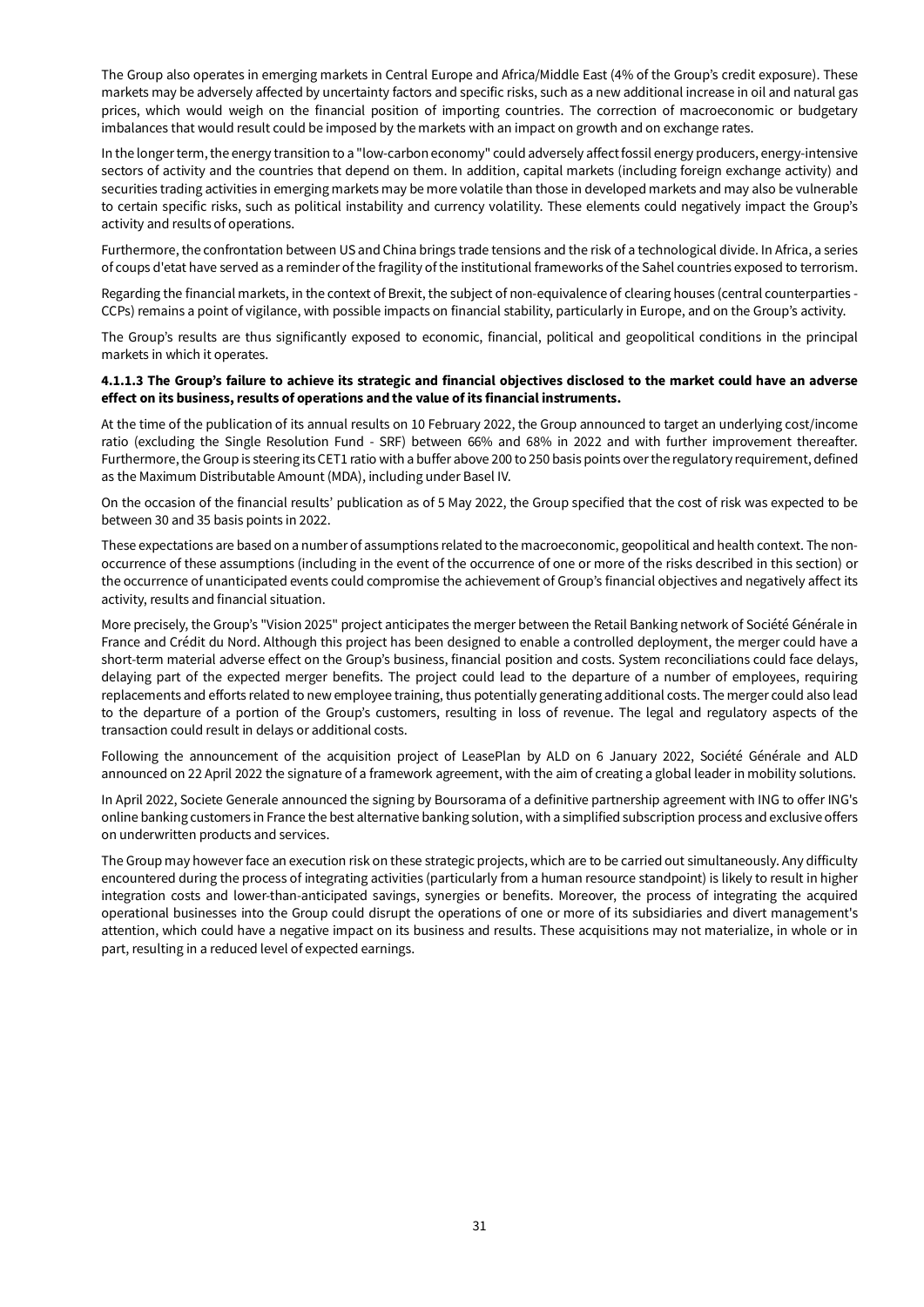The Group also operates in emerging markets in Central Europe and Africa/Middle East (4% of the Group's credit exposure). These markets may be adversely affected by uncertainty factors and specific risks, such as a new additional increase in oil and natural gas prices, which would weigh on the financial position of importing countries. The correction of macroeconomic or budgetary imbalances that would result could be imposed by the markets with an impact on growth and on exchange rates.

In the longer term, the energy transition to a "low-carbon economy" could adversely affect fossil energy producers, energy-intensive sectors of activity and the countries that depend on them. In addition, capital markets (including foreign exchange activity) and securities trading activities in emerging markets may be more volatile than those in developed markets and may also be vulnerable to certain specific risks, such as political instability and currency volatility. These elements could negatively impact the Group's activity and results of operations.

Furthermore, the confrontation between US and China brings trade tensions and the risk of a technological divide. In Africa, a series of coups d'etat have served as a reminder of the fragility of the institutional frameworks of the Sahel countries exposed to terrorism.

Regarding the financial markets, in the context of Brexit, the subject of non-equivalence of clearing houses (central counterparties - CCPs) remains a point of vigilance, with possible impacts on financial stability, particularly in Europe, and on the Group's activity.

The Group's results are thus significantly exposed to economic, financial, political and geopolitical conditions in the principal markets in which it operates.

**4.1.1.3 The Group's failure to achieve its strategic and financial objectives disclosed to the market could have an adverse effect on its business, results of operations and the value of its financial instruments.**

At the time of the publication of its annual results on 10 February 2022, the Group announced to target an underlying cost/income ratio (excluding the Single Resolution Fund - SRF) between 66% and 68% in 2022 and with further improvement thereafter. Furthermore, the Group is steering its CET1 ratio with a buffer above 200 to 250 basis points over the regulatory requirement, defined as the Maximum Distributable Amount (MDA), including under Basel IV.

On the occasion of the financial results' publication as of 5 May 2022, the Group specified that the cost of risk was expected to be between 30 and 35 basis points in 2022.

These expectations are based on a number of assumptions related to the macroeconomic, geopolitical and health context. The non-occurrence of these assumptions (including in the event of the occurrence of one or more of the risks described in this section) or the occurrence of unanticipated events could compromise the achievement of Group's financial objectives and negatively affect its activity, results and financial situation.

More precisely, the Group's "Vision 2025" project anticipates the merger between the Retail Banking network of Société Générale in France and Crédit du Nord. Although this project has been designed to enable a controlled deployment, the merger could have a short-term material adverse effect on the Group's business, financial position and costs. System reconciliations could face delays, delaying part of the expected merger benefits. The project could lead to the departure of a number of employees, requiring replacements and efforts related to new employee training, thus potentially generating additional costs. The merger could also lead to the departure of a portion of the Group's customers, resulting in loss of revenue. The legal and regulatory aspects of the transaction could result in delays or additional costs.

Following the announcement of the acquisition project of LeasePlan by ALD on 6 January 2022, Société Générale and ALD announced on 22 April 2022 the signature of a framework agreement, with the aim of creating a global leader in mobility solutions.

In April 2022, Societe Generale announced the signing by Boursorama of a definitive partnership agreement with ING to offer ING's online banking customers in France the best alternative banking solution, with a simplified subscription process and exclusive offers on underwritten products and services.

The Group may however face an execution risk on these strategic projects, which are to be carried out simultaneously. Any difficulty encountered during the process of integrating activities (particularly from a human resource standpoint) is likely to result in higher integration costs and lower-than-anticipated savings, synergies or benefits. Moreover, the process of integrating the acquired operational businesses into the Group could disrupt the operations of one or more of its subsidiaries and divert management's attention, which could have a negative impact on its business and results. These acquisitions may not materialize, in whole or in part, resulting in a reduced level of expected earnings.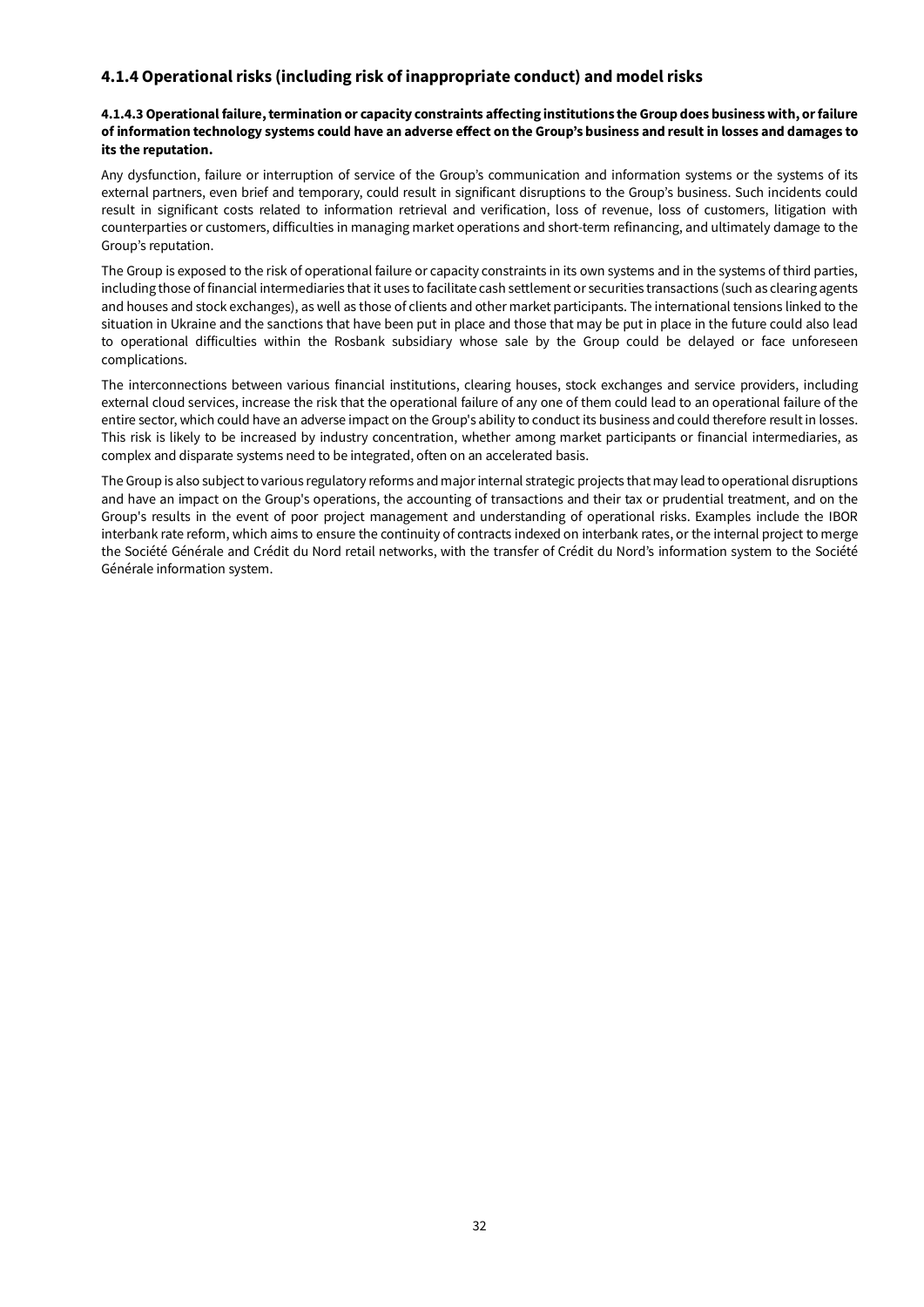### 4.1.4 Operational risks (including risk of inappropriate conduct) and model risks

#### 4.1.4.3 Operational failure, termination or capacity constraints affecting institutions the Group does business with, or failure of information technology systems could have an adverse effect on the Group's business and result in losses and damages to its the reputation.

Any dysfunction, failure or interruption of service of the Group's communication and information systems or the systems of its external partners, even brief and temporary, could result in significant disruptions to the Group's business. Such incidents could result in significant costs related to information retrieval and verification, loss of revenue, loss of customers, litigation with counterparties or customers, difficulties in managing market operations and short-term refinancing, and ultimately damage to the Group's reputation.

The Group is exposed to the risk of operational failure or capacity constraints in its own systems and in the systems of third parties, including those of financial intermediaries that it uses to facilitate cash settlement or securities transactions (such as clearing agents and houses and stock exchanges), as well as those of clients and other market participants. The international tensions linked to the situation in Ukraine and the sanctions that have been put in place and those that may be put in place in the future could also lead to operational difficulties within the Rosbank subsidiary whose sale by the Group could be delayed or face unforeseen complications.

The interconnections between various financial institutions, clearing houses, stock exchanges and service providers, including external cloud services, increase the risk that the operational failure of any one of them could lead to an operational failure of the entire sector, which could have an adverse impact on the Group's ability to conduct its business and could therefore result in losses. This risk is likely to be increased by industry concentration, whether among market participants or financial intermediaries, as complex and disparate systems need to be integrated, often on an accelerated basis.

The Group is also subject to various regulatory reforms and major internal strategic projects that may lead to operational disruptions and have an impact on the Group's operations, the accounting of transactions and their tax or prudential treatment, and on the Group's results in the event of poor project management and understanding of operational risks. Examples include the IBOR interbank rate reform, which aims to ensure the continuity of contracts indexed on interbank rates, or the internal project to merge the Société Générale and Crédit du Nord retail networks, with the transfer of Crédit du Nord's information system to the Société Générale information system.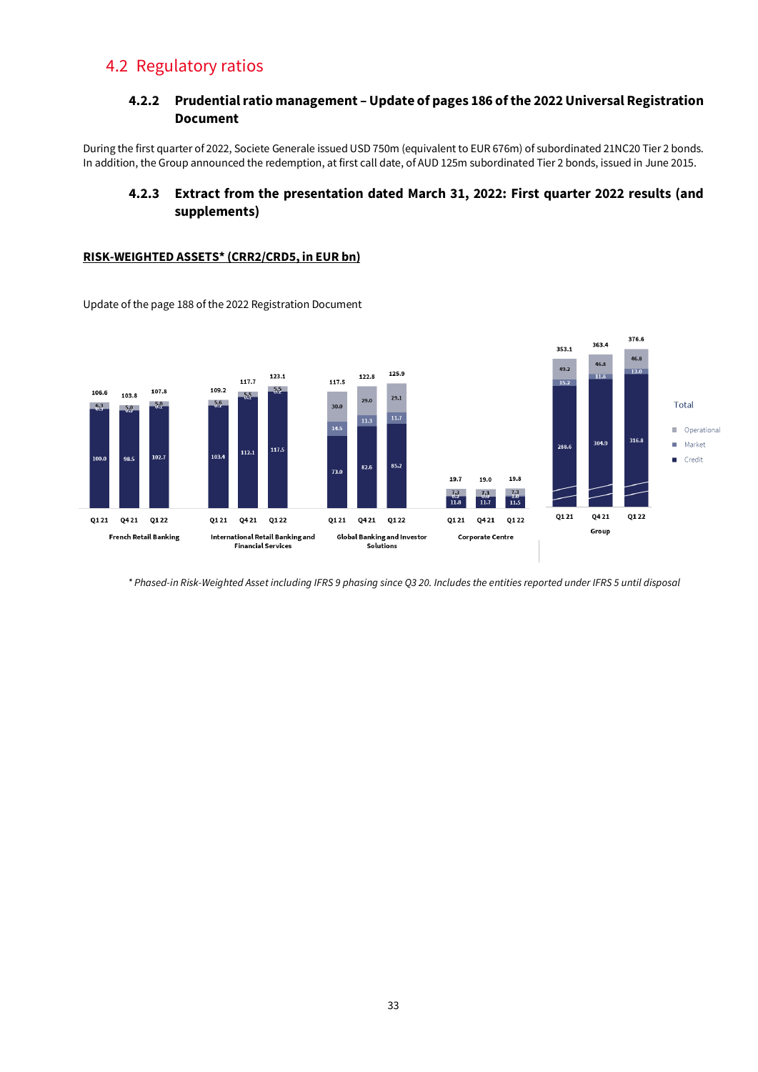# 4.2 Regulatory ratios

### 4.2.2 Prudential ratio management – Update of pages 186 of the 2022 Universal Registration Document

During the first quarter of 2022, Societe Generale issued USD 750m (equivalent to EUR 676m) of subordinated 21NC20 Tier 2 bonds. In addition, the Group announced the redemption, at first call date, of AUD 125m subordinated Tier 2 bonds, issued in June 2015.

### 4.2.3 Extract from the presentation dated March 31, 2022: First quarter 2022 results (and supplements)

**RISK-WEIGHTED ASSETS* (CRR2/CRD5, in EUR bn)**

Update of the page 188 of the 2022 Registration Document

| | | Credit | Market | Operational | Total |
|---|---|---|---|---|---|
| French Retail Banking | Q1 21 | 100.0 | 0.3 | 6.3 | 106.6 |
| | Q4 21 | 98.5 | 0.3 | 5.0 | 103.8 |
| | Q1 22 | 102.7 | 0.1 | 5.0 | 107.8 |
| International Retail Banking and Financial Services | Q1 21 | 103.4 | 0.2 | 5.6 | 109.2 |
| | Q4 21 | 112.1 | 0.1 | 5.5 | 117.7 |
| | Q1 22 | 117.5 | 0.1 | 5.5 | 123.1 |
| Global Banking and Investor Solutions | Q1 21 | 73.0 | 14.5 | 30.0 | 117.5 |
| | Q4 21 | 82.6 | 11.3 | 29.0 | 122.8 |
| | Q1 22 | 85.2 | 11.7 | 29.1 | 125.9 |
| Corporate Centre | Q1 21 | 11.8 | 0.6 | 7.3 | 19.7 |
| | Q4 21 | 11.7 | 0.0 | 7.3 | 19.0 |
| | Q1 22 | 11.5 | 1.0 | 7.3 | 19.8 |
| Group | Q1 21 | 288.6 | 15.2 | 49.2 | 353.1 |
| | Q4 21 | 304.9 | 11.6 | 46.8 | 363.4 |
| | Q1 22 | 316.8 | 13.0 | 46.8 | 376.6 |

*\* Phased-in Risk-Weighted Asset including IFRS 9 phasing since Q3 20. Includes the entities reported under IFRS 5 until disposal*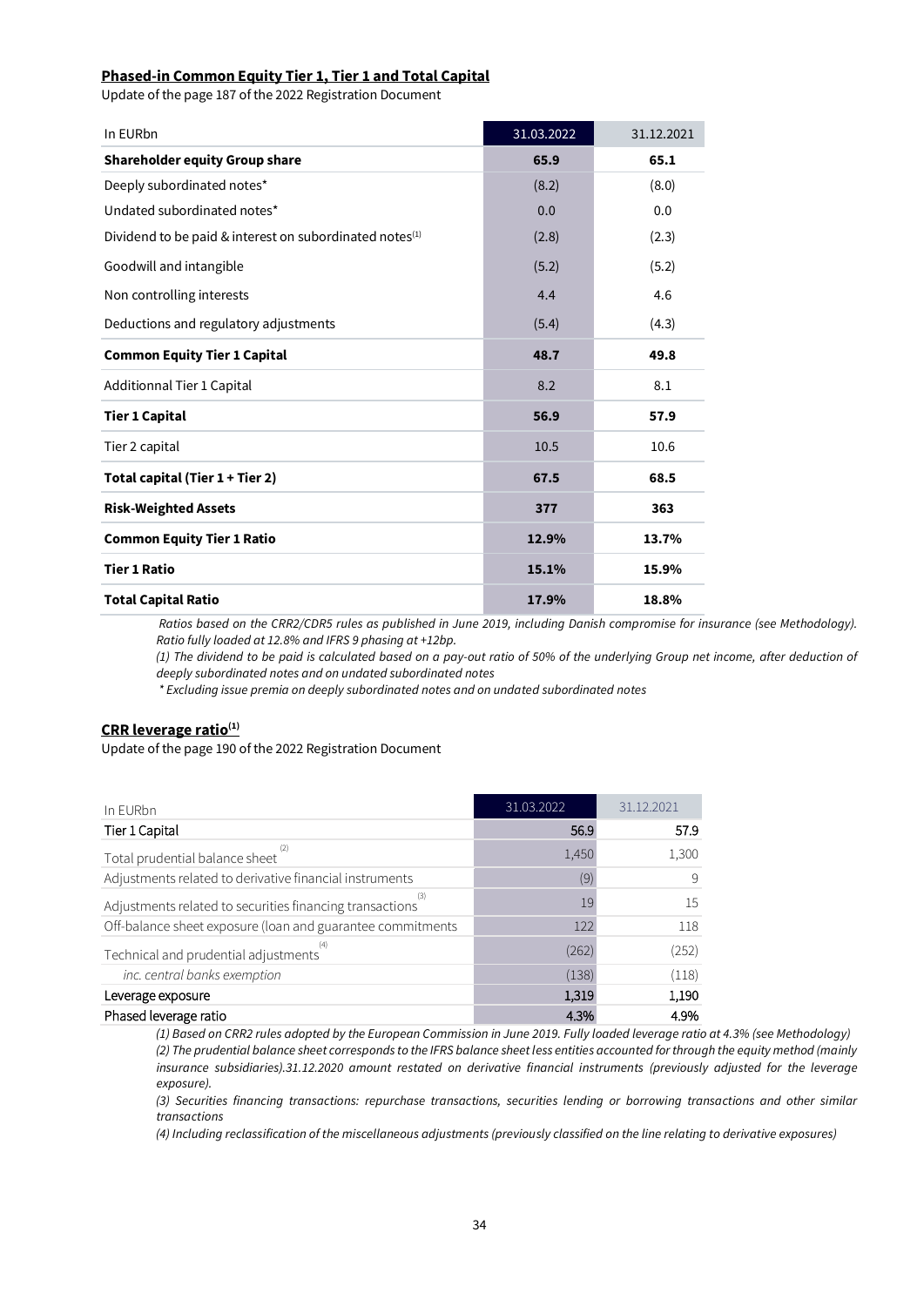## Phased-in Common Equity Tier 1, Tier 1 and Total Capital

Update of the page 187 of the 2022 Registration Document

| In EURbn | 31.03.2022 | 31.12.2021 |
|---|---|---|
| **Shareholder equity Group share** | **65.9** | **65.1** |
| Deeply subordinated notes* | (8.2) | (8.0) |
| Undated subordinated notes* | 0.0 | 0.0 |
| Dividend to be paid & interest on subordinated notes[1] | (2.8) | (2.3) |
| Goodwill and intangible | (5.2) | (5.2) |
| Non controlling interests | 4.4 | 4.6 |
| Deductions and regulatory adjustments | (5.4) | (4.3) |
| **Common Equity Tier 1 Capital** | **48.7** | **49.8** |
| Additionnal Tier 1 Capital | 8.2 | 8.1 |
| **Tier 1 Capital** | **56.9** | **57.9** |
| Tier 2 capital | 10.5 | 10.6 |
| **Total capital (Tier 1 + Tier 2)** | **67.5** | **68.5** |
| **Risk-Weighted Assets** | **377** | **363** |
| **Common Equity Tier 1 Ratio** | **12.9%** | **13.7%** |
| **Tier 1 Ratio** | **15.1%** | **15.9%** |
| **Total Capital Ratio** | **17.9%** | **18.8%** |

*Ratios based on the CRR2/CDR5 rules as published in June 2019, including Danish compromise for insurance (see Methodology). Ratio fully loaded at 12.8% and IFRS 9 phasing at +12bp.*

*(1) The dividend to be paid is calculated based on a pay-out ratio of 50% of the underlying Group net income, after deduction of deeply subordinated notes and on undated subordinated notes*

*\* Excluding issue premia on deeply subordinated notes and on undated subordinated notes*

## CRR leverage ratio[1]

Update of the page 190 of the 2022 Registration Document

| In EURbn | 31.03.2022 | 31.12.2021 |
|---|---|---|
| Tier 1 Capital | 56.9 | 57.9 |
| Total prudential balance sheet[2] | 1,450 | 1,300 |
| Adjustments related to derivative financial instruments | (9) | 9 |
| Adjustments related to securities financing transactions[3] | 19 | 15 |
| Off-balance sheet exposure (loan and guarantee commitments | 122 | 118 |
| Technical and prudential adjustments[4] | (262) | (252) |
| *inc. central banks exemption* | (138) | (118) |
| Leverage exposure | 1,319 | 1,190 |
| Phased leverage ratio | 4.3% | 4.9% |

*(1) Based on CRR2 rules adopted by the European Commission in June 2019. Fully loaded leverage ratio at 4.3% (see Methodology)*

*(2) The prudential balance sheet corresponds to the IFRS balance sheet less entities accounted for through the equity method (mainly insurance subsidiaries).31.12.2020 amount restated on derivative financial instruments (previously adjusted for the leverage exposure).*

*(3) Securities financing transactions: repurchase transactions, securities lending or borrowing transactions and other similar transactions*

*(4) Including reclassification of the miscellaneous adjustments (previously classified on the line relating to derivative exposures)*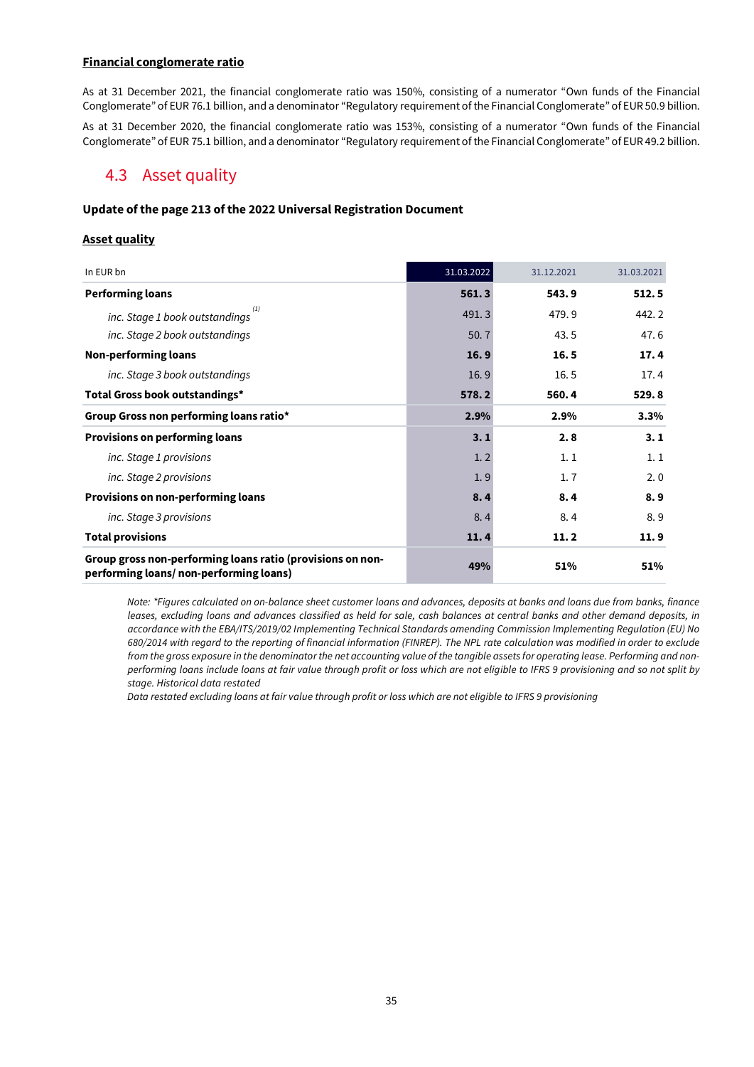**Financial conglomerate ratio**

As at 31 December 2021, the financial conglomerate ratio was 150%, consisting of a numerator "Own funds of the Financial Conglomerate" of EUR 76.1 billion, and a denominator "Regulatory requirement of the Financial Conglomerate" of EUR 50.9 billion.

As at 31 December 2020, the financial conglomerate ratio was 153%, consisting of a numerator "Own funds of the Financial Conglomerate" of EUR 75.1 billion, and a denominator "Regulatory requirement of the Financial Conglomerate" of EUR 49.2 billion.

## 4.3 Asset quality

**Update of the page 213 of the 2022 Universal Registration Document**

**Asset quality**

| In EUR bn | 31.03.2022 | 31.12.2021 | 31.03.2021 |
|---|---|---|---|
| **Performing loans** | **561.3** | **543.9** | **512.5** |
| *inc. Stage 1 book outstandings* (1) | 491.3 | 479.9 | 442.2 |
| *inc. Stage 2 book outstandings* | 50.7 | 43.5 | 47.6 |
| **Non-performing loans** | **16.9** | **16.5** | **17.4** |
| *inc. Stage 3 book outstandings* | 16.9 | 16.5 | 17.4 |
| **Total Gross book outstandings*** | **578.2** | **560.4** | **529.8** |
| **Group Gross non performing loans ratio*** | **2.9%** | **2.9%** | **3.3%** |
| **Provisions on performing loans** | **3.1** | **2.8** | **3.1** |
| *inc. Stage 1 provisions* | 1.2 | 1.1 | 1.1 |
| *inc. Stage 2 provisions* | 1.9 | 1.7 | 2.0 |
| **Provisions on non-performing loans** | **8.4** | **8.4** | **8.9** |
| *inc. Stage 3 provisions* | 8.4 | 8.4 | 8.9 |
| **Total provisions** | **11.4** | **11.2** | **11.9** |
| **Group gross non-performing loans ratio (provisions on non-performing loans/ non-performing loans)** | **49%** | **51%** | **51%** |

*Note: *Figures calculated on on-balance sheet customer loans and advances, deposits at banks and loans due from banks, finance leases, excluding loans and advances classified as held for sale, cash balances at central banks and other demand deposits, in accordance with the EBA/ITS/2019/02 Implementing Technical Standards amending Commission Implementing Regulation (EU) No 680/2014 with regard to the reporting of financial information (FINREP). The NPL rate calculation was modified in order to exclude from the gross exposure in the denominator the net accounting value of the tangible assets for operating lease. Performing and non-performing loans include loans at fair value through profit or loss which are not eligible to IFRS 9 provisioning and so not split by stage. Historical data restated*

*Data restated excluding loans at fair value through profit or loss which are not eligible to IFRS 9 provisioning*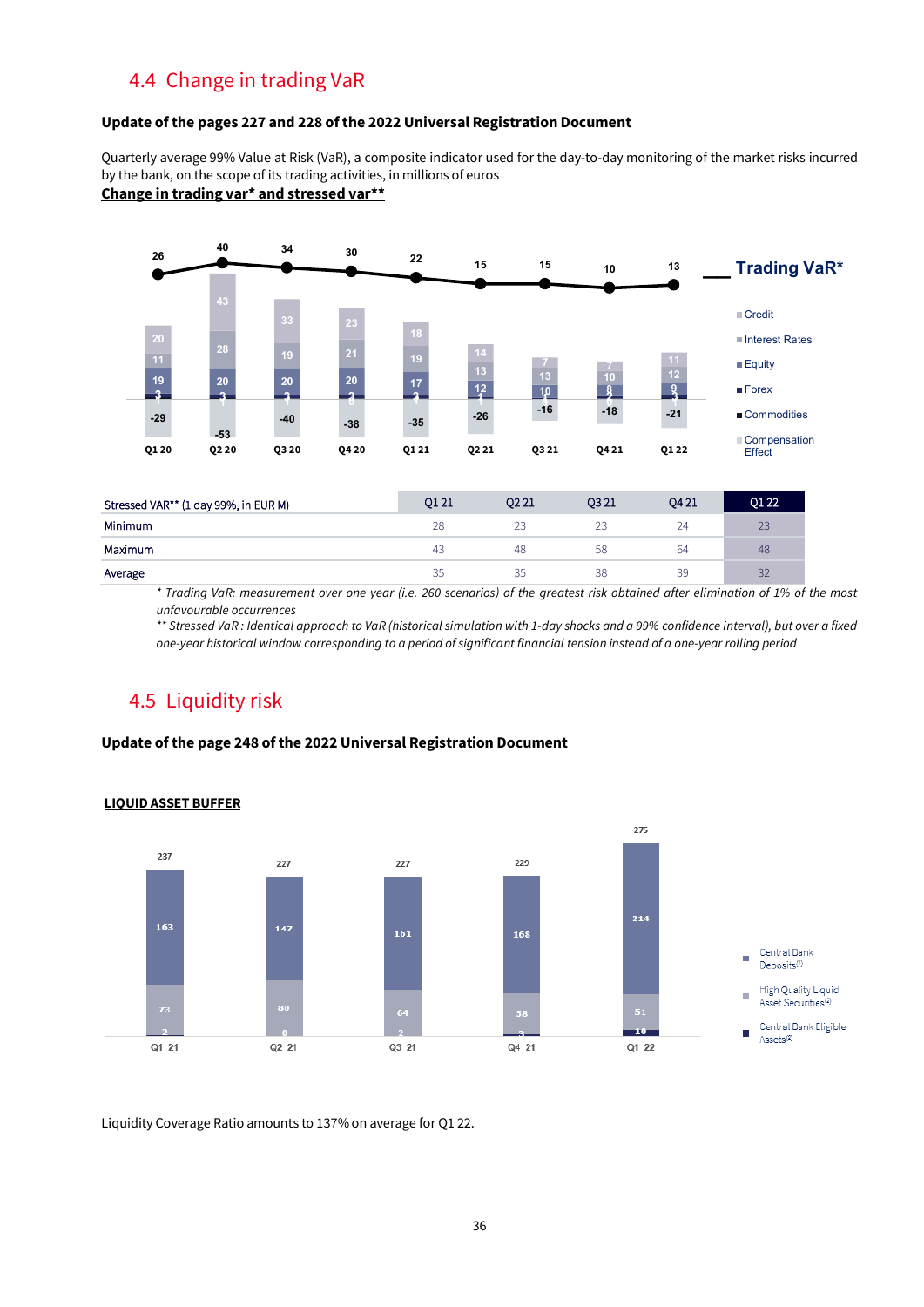## 4.4 Change in trading VaR

**Update of the pages 227 and 228 of the 2022 Universal Registration Document**

Quarterly average 99% Value at Risk (VaR), a composite indicator used for the day-to-day monitoring of the market risks incurred by the bank, on the scope of its trading activities, in millions of euros

**Change in trading var* and stressed var****

| Stressed VAR** (1 day 99%, in EUR M) | Q1 21 | Q2 21 | Q3 21 | Q4 21 | Q1 22 |
|---|---|---|---|---|---|
| Minimum | 28 | 23 | 23 | 24 | 23 |
| Maximum | 43 | 48 | 58 | 64 | 48 |
| Average | 35 | 35 | 38 | 39 | 32 |

*\* Trading VaR: measurement over one year (i.e. 260 scenarios) of the greatest risk obtained after elimination of 1% of the most unfavourable occurrences*

*\*\* Stressed VaR : Identical approach to VaR (historical simulation with 1-day shocks and a 99% confidence interval), but over a fixed one-year historical window corresponding to a period of significant financial tension instead of a one-year rolling period*

## 4.5 Liquidity risk

**Update of the page 248 of the 2022 Universal Registration Document**

**LIQUID ASSET BUFFER**

Liquidity Coverage Ratio amounts to 137% on average for Q1 22.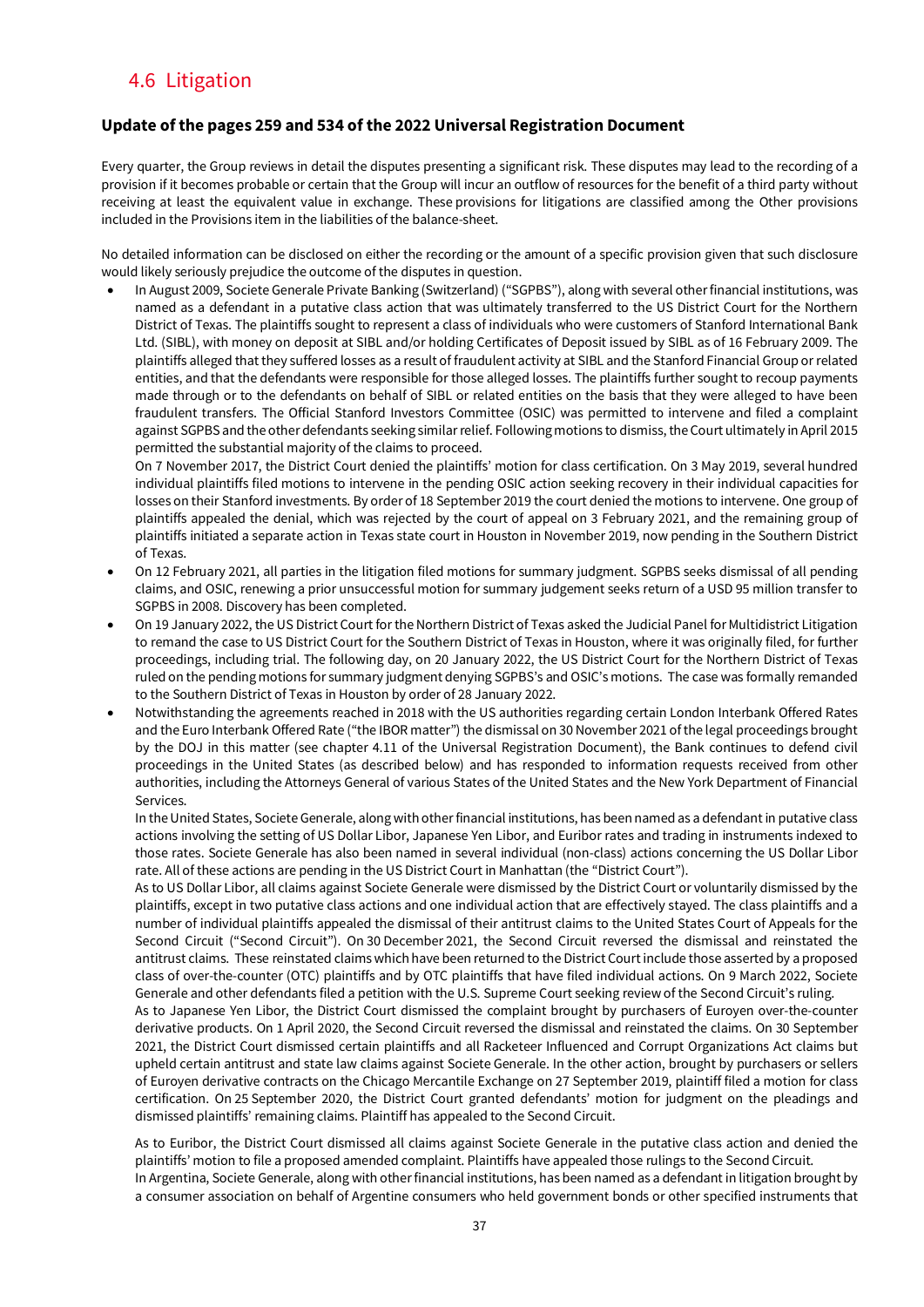## 4.6 Litigation

### Update of the pages 259 and 534 of the 2022 Universal Registration Document

Every quarter, the Group reviews in detail the disputes presenting a significant risk. These disputes may lead to the recording of a provision if it becomes probable or certain that the Group will incur an outflow of resources for the benefit of a third party without receiving at least the equivalent value in exchange. These provisions for litigations are classified among the Other provisions included in the Provisions item in the liabilities of the balance-sheet.

No detailed information can be disclosed on either the recording or the amount of a specific provision given that such disclosure would likely seriously prejudice the outcome of the disputes in question.

- In August 2009, Societe Generale Private Banking (Switzerland) ("SGPBS"), along with several other financial institutions, was named as a defendant in a putative class action that was ultimately transferred to the US District Court for the Northern District of Texas. The plaintiffs sought to represent a class of individuals who were customers of Stanford International Bank Ltd. (SIBL), with money on deposit at SIBL and/or holding Certificates of Deposit issued by SIBL as of 16 February 2009. The plaintiffs alleged that they suffered losses as a result of fraudulent activity at SIBL and the Stanford Financial Group or related entities, and that the defendants were responsible for those alleged losses. The plaintiffs further sought to recoup payments made through or to the defendants on behalf of SIBL or related entities on the basis that they were alleged to have been fraudulent transfers. The Official Stanford Investors Committee (OSIC) was permitted to intervene and filed a complaint against SGPBS and the other defendants seeking similar relief. Following motions to dismiss, the Court ultimately in April 2015 permitted the substantial majority of the claims to proceed.
  On 7 November 2017, the District Court denied the plaintiffs' motion for class certification. On 3 May 2019, several hundred individual plaintiffs filed motions to intervene in the pending OSIC action seeking recovery in their individual capacities for losses on their Stanford investments. By order of 18 September 2019 the court denied the motions to intervene. One group of plaintiffs appealed the denial, which was rejected by the court of appeal on 3 February 2021, and the remaining group of plaintiffs initiated a separate action in Texas state court in Houston in November 2019, now pending in the Southern District of Texas.
- On 12 February 2021, all parties in the litigation filed motions for summary judgment. SGPBS seeks dismissal of all pending claims, and OSIC, renewing a prior unsuccessful motion for summary judgement seeks return of a USD 95 million transfer to SGPBS in 2008. Discovery has been completed.
- On 19 January 2022, the US District Court for the Northern District of Texas asked the Judicial Panel for Multidistrict Litigation to remand the case to US District Court for the Southern District of Texas in Houston, where it was originally filed, for further proceedings, including trial. The following day, on 20 January 2022, the US District Court for the Northern District of Texas ruled on the pending motions for summary judgment denying SGPBS's and OSIC's motions. The case was formally remanded to the Southern District of Texas in Houston by order of 28 January 2022.
- Notwithstanding the agreements reached in 2018 with the US authorities regarding certain London Interbank Offered Rates and the Euro Interbank Offered Rate ("the IBOR matter") the dismissal on 30 November 2021 of the legal proceedings brought by the DOJ in this matter (see chapter 4.11 of the Universal Registration Document), the Bank continues to defend civil proceedings in the United States (as described below) and has responded to information requests received from other authorities, including the Attorneys General of various States of the United States and the New York Department of Financial Services.
  In the United States, Societe Generale, along with other financial institutions, has been named as a defendant in putative class actions involving the setting of US Dollar Libor, Japanese Yen Libor, and Euribor rates and trading in instruments indexed to those rates. Societe Generale has also been named in several individual (non-class) actions concerning the US Dollar Libor rate. All of these actions are pending in the US District Court in Manhattan (the "District Court").
  As to US Dollar Libor, all claims against Societe Generale were dismissed by the District Court or voluntarily dismissed by the plaintiffs, except in two putative class actions and one individual action that are effectively stayed. The class plaintiffs and a number of individual plaintiffs appealed the dismissal of their antitrust claims to the United States Court of Appeals for the Second Circuit ("Second Circuit"). On 30 December 2021, the Second Circuit reversed the dismissal and reinstated the antitrust claims. These reinstated claims which have been returned to the District Court include those asserted by a proposed class of over-the-counter (OTC) plaintiffs and by OTC plaintiffs that have filed individual actions. On 9 March 2022, Societe Generale and other defendants filed a petition with the U.S. Supreme Court seeking review of the Second Circuit's ruling.
  As to Japanese Yen Libor, the District Court dismissed the complaint brought by purchasers of Euroyen over-the-counter derivative products. On 1 April 2020, the Second Circuit reversed the dismissal and reinstated the claims. On 30 September 2021, the District Court dismissed certain plaintiffs and all Racketeer Influenced and Corrupt Organizations Act claims but upheld certain antitrust and state law claims against Societe Generale. In the other action, brought by purchasers or sellers of Euroyen derivative contracts on the Chicago Mercantile Exchange on 27 September 2019, plaintiff filed a motion for class certification. On 25 September 2020, the District Court granted defendants' motion for judgment on the pleadings and dismissed plaintiffs' remaining claims. Plaintiff has appealed to the Second Circuit.

  As to Euribor, the District Court dismissed all claims against Societe Generale in the putative class action and denied the plaintiffs' motion to file a proposed amended complaint. Plaintiffs have appealed those rulings to the Second Circuit.
  In Argentina, Societe Generale, along with other financial institutions, has been named as a defendant in litigation brought by a consumer association on behalf of Argentine consumers who held government bonds or other specified instruments that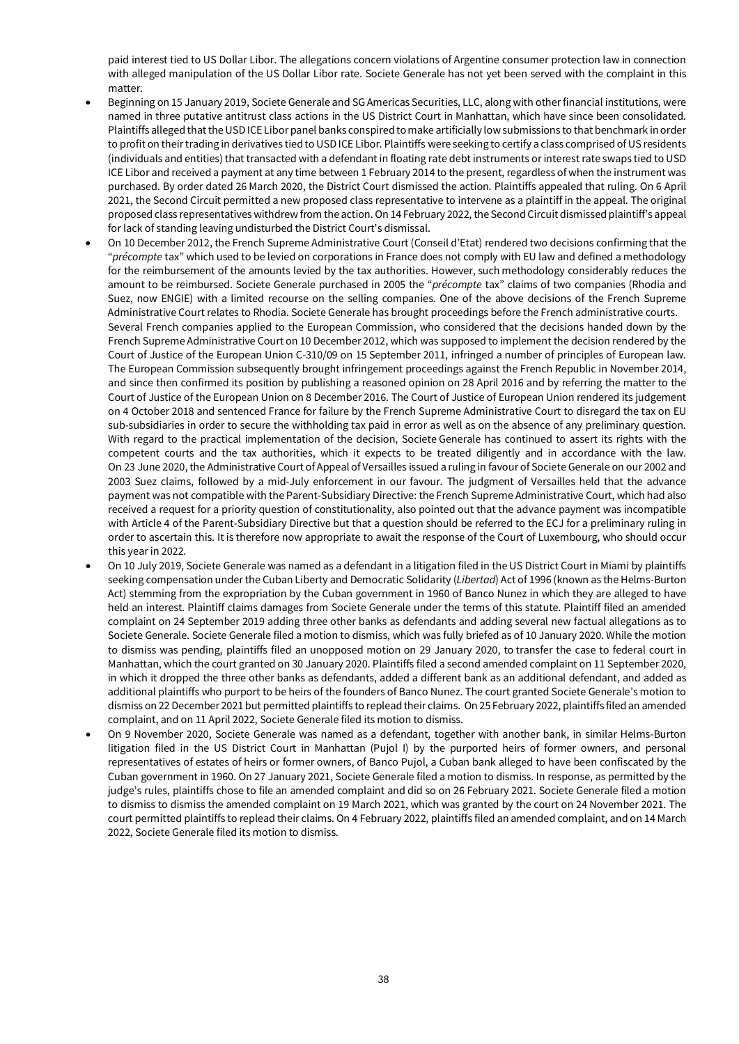paid interest tied to US Dollar Libor. The allegations concern violations of Argentine consumer protection law in connection with alleged manipulation of the US Dollar Libor rate. Societe Generale has not yet been served with the complaint in this matter.

- Beginning on 15 January 2019, Societe Generale and SG Americas Securities, LLC, along with other financial institutions, were named in three putative antitrust class actions in the US District Court in Manhattan, which have since been consolidated. Plaintiffs alleged that the USD ICE Libor panel banks conspired to make artificially low submissions to that benchmark in order to profit on their trading in derivatives tied to USD ICE Libor. Plaintiffs were seeking to certify a class comprised of US residents (individuals and entities) that transacted with a defendant in floating rate debt instruments or interest rate swaps tied to USD ICE Libor and received a payment at any time between 1 February 2014 to the present, regardless of when the instrument was purchased. By order dated 26 March 2020, the District Court dismissed the action. Plaintiffs appealed that ruling. On 6 April 2021, the Second Circuit permitted a new proposed class representative to intervene as a plaintiff in the appeal. The original proposed class representatives withdrew from the action. On 14 February 2022, the Second Circuit dismissed plaintiff's appeal for lack of standing leaving undisturbed the District Court's dismissal.
- On 10 December 2012, the French Supreme Administrative Court (Conseil d'Etat) rendered two decisions confirming that the "*précompte* tax" which used to be levied on corporations in France does not comply with EU law and defined a methodology for the reimbursement of the amounts levied by the tax authorities. However, such methodology considerably reduces the amount to be reimbursed. Societe Generale purchased in 2005 the "*précompte* tax" claims of two companies (Rhodia and Suez, now ENGIE) with a limited recourse on the selling companies. One of the above decisions of the French Supreme Administrative Court relates to Rhodia. Societe Generale has brought proceedings before the French administrative courts.
  Several French companies applied to the European Commission, who considered that the decisions handed down by the French Supreme Administrative Court on 10 December 2012, which was supposed to implement the decision rendered by the Court of Justice of the European Union C-310/09 on 15 September 2011, infringed a number of principles of European law. The European Commission subsequently brought infringement proceedings against the French Republic in November 2014, and since then confirmed its position by publishing a reasoned opinion on 28 April 2016 and by referring the matter to the Court of Justice of the European Union on 8 December 2016. The Court of Justice of European Union rendered its judgement on 4 October 2018 and sentenced France for failure by the French Supreme Administrative Court to disregard the tax on EU sub-subsidiaries in order to secure the withholding tax paid in error as well as on the absence of any preliminary question. With regard to the practical implementation of the decision, Societe Generale has continued to assert its rights with the competent courts and the tax authorities, which it expects to be treated diligently and in accordance with the law. On 23 June 2020, the Administrative Court of Appeal of Versailles issued a ruling in favour of Societe Generale on our 2002 and 2003 Suez claims, followed by a mid-July enforcement in our favour. The judgment of Versailles held that the advance payment was not compatible with the Parent-Subsidiary Directive: the French Supreme Administrative Court, which had also received a request for a priority question of constitutionality, also pointed out that the advance payment was incompatible with Article 4 of the Parent-Subsidiary Directive but that a question should be referred to the ECJ for a preliminary ruling in order to ascertain this. It is therefore now appropriate to await the response of the Court of Luxembourg, who should occur this year in 2022.
- On 10 July 2019, Societe Generale was named as a defendant in a litigation filed in the US District Court in Miami by plaintiffs seeking compensation under the Cuban Liberty and Democratic Solidarity (*Libertad*) Act of 1996 (known as the Helms-Burton Act) stemming from the expropriation by the Cuban government in 1960 of Banco Nunez in which they are alleged to have held an interest. Plaintiff claims damages from Societe Generale under the terms of this statute. Plaintiff filed an amended complaint on 24 September 2019 adding three other banks as defendants and adding several new factual allegations as to Societe Generale. Societe Generale filed a motion to dismiss, which was fully briefed as of 10 January 2020. While the motion to dismiss was pending, plaintiffs filed an unopposed motion on 29 January 2020, to transfer the case to federal court in Manhattan, which the court granted on 30 January 2020. Plaintiffs filed a second amended complaint on 11 September 2020, in which it dropped the three other banks as defendants, added a different bank as an additional defendant, and added as additional plaintiffs who purport to be heirs of the founders of Banco Nunez. The court granted Societe Generale's motion to dismiss on 22 December 2021 but permitted plaintiffs to replead their claims. On 25 February 2022, plaintiffs filed an amended complaint, and on 11 April 2022, Societe Generale filed its motion to dismiss.
- On 9 November 2020, Societe Generale was named as a defendant, together with another bank, in similar Helms-Burton litigation filed in the US District Court in Manhattan (Pujol I) by the purported heirs of former owners, and personal representatives of estates of heirs or former owners, of Banco Pujol, a Cuban bank alleged to have been confiscated by the Cuban government in 1960. On 27 January 2021, Societe Generale filed a motion to dismiss. In response, as permitted by the judge's rules, plaintiffs chose to file an amended complaint and did so on 26 February 2021. Societe Generale filed a motion to dismiss to dismiss the amended complaint on 19 March 2021, which was granted by the court on 24 November 2021. The court permitted plaintiffs to replead their claims. On 4 February 2022, plaintiffs filed an amended complaint, and on 14 March 2022, Societe Generale filed its motion to dismiss.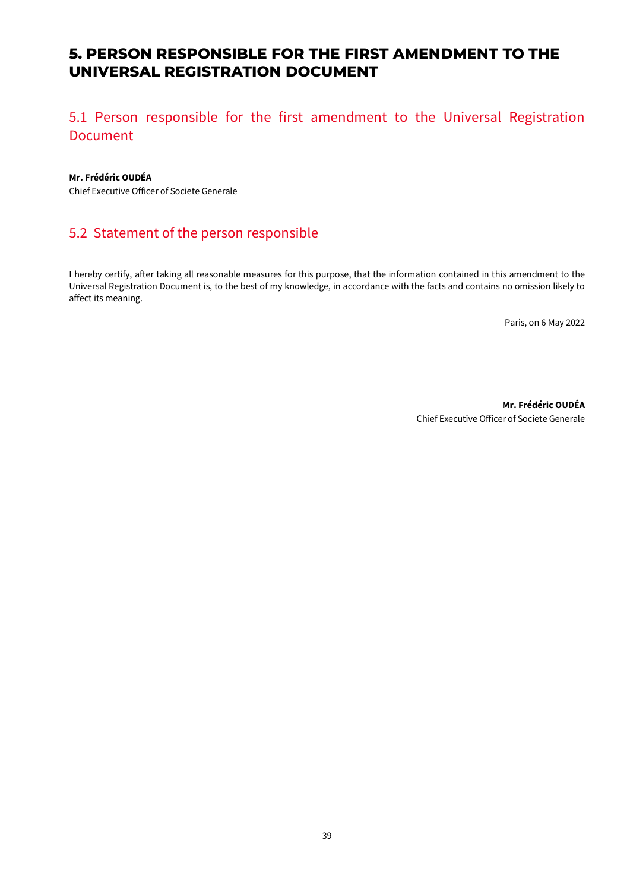# 5. PERSON RESPONSIBLE FOR THE FIRST AMENDMENT TO THE UNIVERSAL REGISTRATION DOCUMENT

## 5.1 Person responsible for the first amendment to the Universal Registration Document

**Mr. Frédéric OUDÉA**
Chief Executive Officer of Societe Generale

## 5.2 Statement of the person responsible

I hereby certify, after taking all reasonable measures for this purpose, that the information contained in this amendment to the Universal Registration Document is, to the best of my knowledge, in accordance with the facts and contains no omission likely to affect its meaning.

Paris, on 6 May 2022

**Mr. Frédéric OUDÉA**
Chief Executive Officer of Societe Generale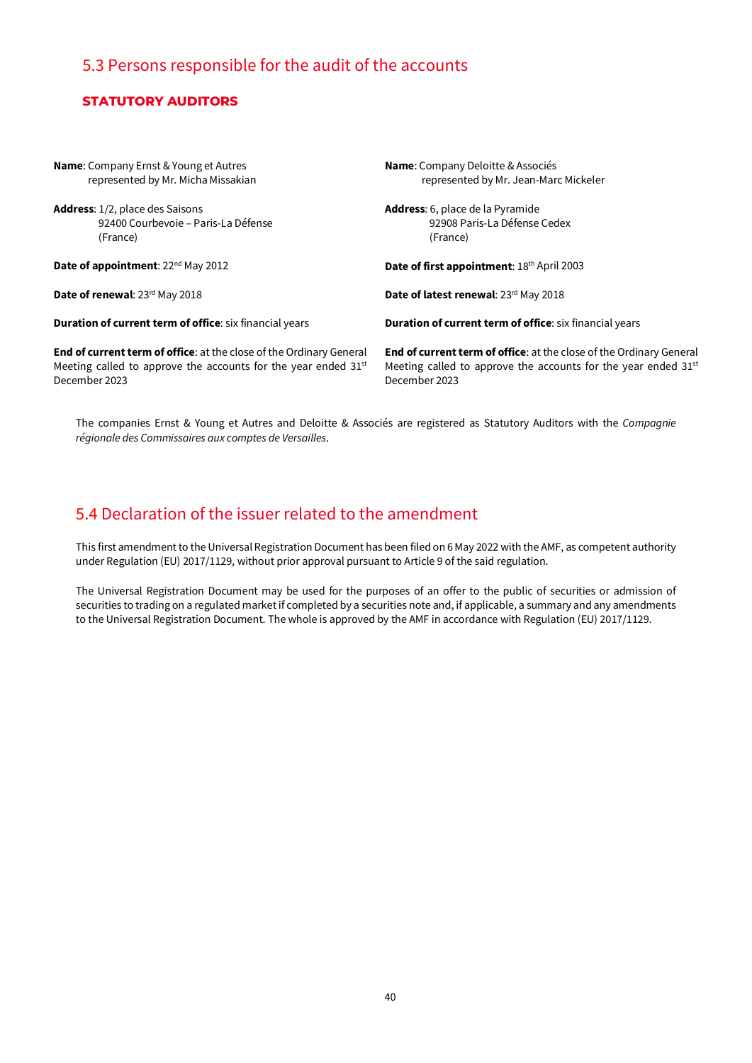## 5.3 Persons responsible for the audit of the accounts

### STATUTORY AUDITORS

**Name**: Company Ernst & Young et Autres
represented by Mr. Micha Missakian

**Address**: 1/2, place des Saisons
92400 Courbevoie – Paris-La Défense
(France)

**Date of appointment**: 22nd May 2012

**Date of renewal**: 23rd May 2018

**Duration of current term of office**: six financial years

**End of current term of office**: at the close of the Ordinary General Meeting called to approve the accounts for the year ended 31st December 2023

**Name**: Company Deloitte & Associés
represented by Mr. Jean-Marc Mickeler

**Address**: 6, place de la Pyramide
92908 Paris-La Défense Cedex
(France)

**Date of first appointment**: 18th April 2003

**Date of latest renewal**: 23rd May 2018

**Duration of current term of office**: six financial years

**End of current term of office**: at the close of the Ordinary General Meeting called to approve the accounts for the year ended 31st December 2023

The companies Ernst & Young et Autres and Deloitte & Associés are registered as Statutory Auditors with the *Compagnie régionale des Commissaires aux comptes de Versailles*.

## 5.4 Declaration of the issuer related to the amendment

This first amendment to the Universal Registration Document has been filed on 6 May 2022 with the AMF, as competent authority under Regulation (EU) 2017/1129, without prior approval pursuant to Article 9 of the said regulation.

The Universal Registration Document may be used for the purposes of an offer to the public of securities or admission of securities to trading on a regulated market if completed by a securities note and, if applicable, a summary and any amendments to the Universal Registration Document. The whole is approved by the AMF in accordance with Regulation (EU) 2017/1129.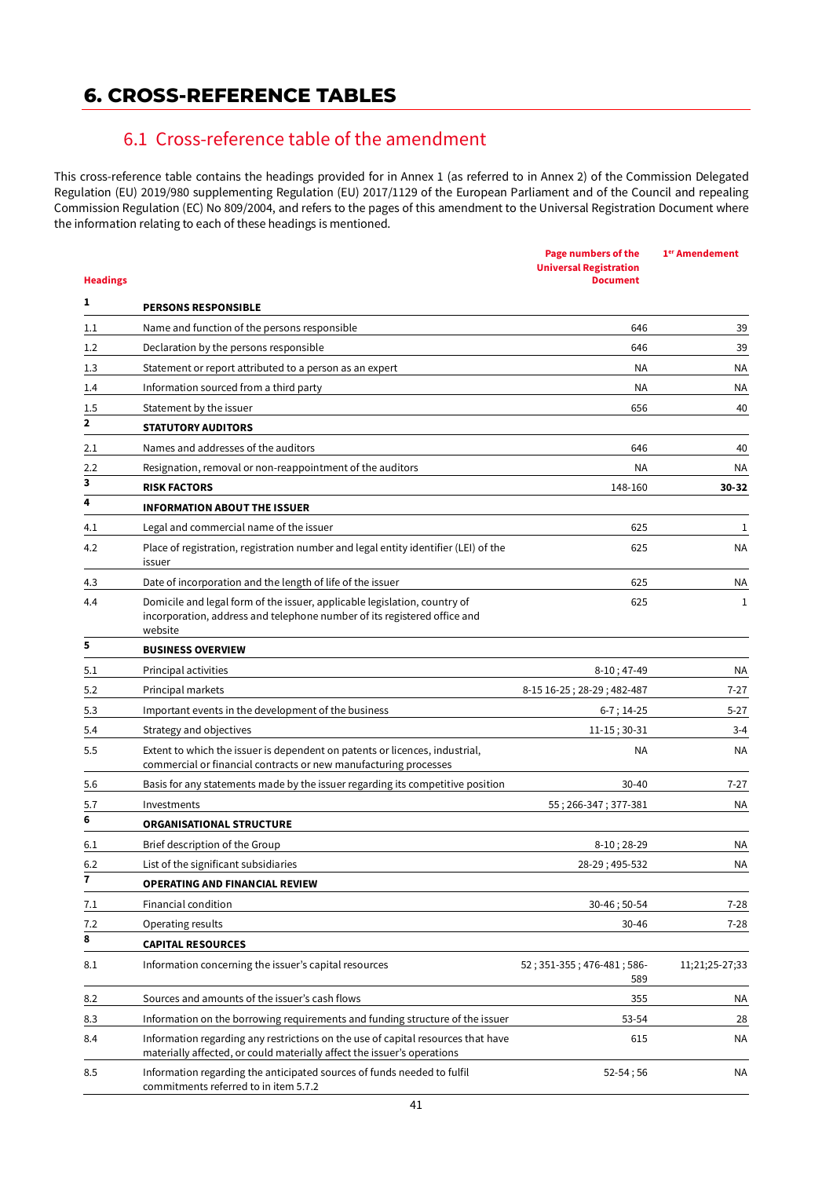# 6. CROSS-REFERENCE TABLES

## 6.1 Cross-reference table of the amendment

This cross-reference table contains the headings provided for in Annex 1 (as referred to in Annex 2) of the Commission Delegated Regulation (EU) 2019/980 supplementing Regulation (EU) 2017/1129 of the European Parliament and of the Council and repealing Commission Regulation (EC) No 809/2004, and refers to the pages of this amendment to the Universal Registration Document where the information relating to each of these headings is mentioned.

| Headings | | Page numbers of the Universal Registration Document | 1er Amendement |
|---|---|---|---|
| **1** | **PERSONS RESPONSIBLE** | | |
| 1.1 | Name and function of the persons responsible | 646 | 39 |
| 1.2 | Declaration by the persons responsible | 646 | 39 |
| 1.3 | Statement or report attributed to a person as an expert | NA | NA |
| 1.4 | Information sourced from a third party | NA | NA |
| 1.5 | Statement by the issuer | 656 | 40 |
| **2** | **STATUTORY AUDITORS** | | |
| 2.1 | Names and addresses of the auditors | 646 | 40 |
| 2.2 | Resignation, removal or non-reappointment of the auditors | NA | NA |
| **3** | **RISK FACTORS** | 148-160 | **30-32** |
| **4** | **INFORMATION ABOUT THE ISSUER** | | |
| 4.1 | Legal and commercial name of the issuer | 625 | 1 |
| 4.2 | Place of registration, registration number and legal entity identifier (LEI) of the issuer | 625 | NA |
| 4.3 | Date of incorporation and the length of life of the issuer | 625 | NA |
| 4.4 | Domicile and legal form of the issuer, applicable legislation, country of incorporation, address and telephone number of its registered office and website | 625 | 1 |
| **5** | **BUSINESS OVERVIEW** | | |
| 5.1 | Principal activities | 8-10 ; 47-49 | NA |
| 5.2 | Principal markets | 8-15 16-25 ; 28-29 ; 482-487 | 7-27 |
| 5.3 | Important events in the development of the business | 6-7 ; 14-25 | 5-27 |
| 5.4 | Strategy and objectives | 11-15 ; 30-31 | 3-4 |
| 5.5 | Extent to which the issuer is dependent on patents or licences, industrial, commercial or financial contracts or new manufacturing processes | NA | NA |
| 5.6 | Basis for any statements made by the issuer regarding its competitive position | 30-40 | 7-27 |
| 5.7 | Investments | 55 ; 266-347 ; 377-381 | NA |
| **6** | **ORGANISATIONAL STRUCTURE** | | |
| 6.1 | Brief description of the Group | 8-10 ; 28-29 | NA |
| 6.2 | List of the significant subsidiaries | 28-29 ; 495-532 | NA |
| **7** | **OPERATING AND FINANCIAL REVIEW** | | |
| 7.1 | Financial condition | 30-46 ; 50-54 | 7-28 |
| 7.2 | Operating results | 30-46 | 7-28 |
| **8** | **CAPITAL RESOURCES** | | |
| 8.1 | Information concerning the issuer's capital resources | 52 ; 351-355 ; 476-481 ; 586-589 | 11;21;25-27;33 |
| 8.2 | Sources and amounts of the issuer's cash flows | 355 | NA |
| 8.3 | Information on the borrowing requirements and funding structure of the issuer | 53-54 | 28 |
| 8.4 | Information regarding any restrictions on the use of capital resources that have materially affected, or could materially affect the issuer's operations | 615 | NA |
| 8.5 | Information regarding the anticipated sources of funds needed to fulfil commitments referred to in item 5.7.2 | 52-54 ; 56 | NA |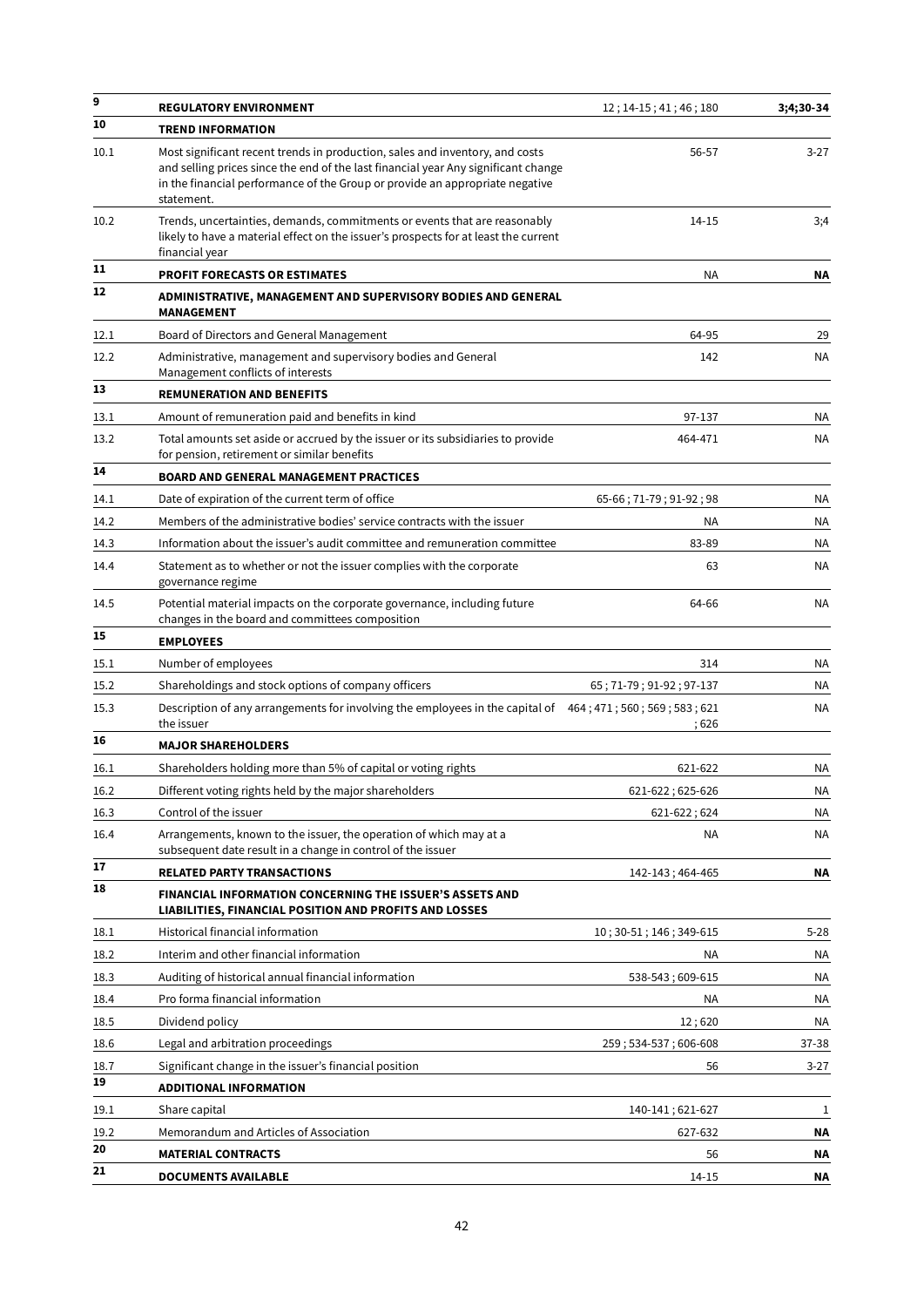| | | | |
|---|---|---|---|
| **9** | **REGULATORY ENVIRONMENT** | 12 ; 14-15 ; 41 ; 46 ; 180 | **3;4;30-34** |
| **10** | **TREND INFORMATION** | | |
| 10.1 | Most significant recent trends in production, sales and inventory, and costs and selling prices since the end of the last financial year Any significant change in the financial performance of the Group or provide an appropriate negative statement. | 56-57 | 3-27 |
| 10.2 | Trends, uncertainties, demands, commitments or events that are reasonably likely to have a material effect on the issuer's prospects for at least the current financial year | 14-15 | 3;4 |
| **11** | **PROFIT FORECASTS OR ESTIMATES** | NA | **NA** |
| **12** | **ADMINISTRATIVE, MANAGEMENT AND SUPERVISORY BODIES AND GENERAL MANAGEMENT** | | |
| 12.1 | Board of Directors and General Management | 64-95 | 29 |
| 12.2 | Administrative, management and supervisory bodies and General Management conflicts of interests | 142 | NA |
| **13** | **REMUNERATION AND BENEFITS** | | |
| 13.1 | Amount of remuneration paid and benefits in kind | 97-137 | NA |
| 13.2 | Total amounts set aside or accrued by the issuer or its subsidiaries to provide for pension, retirement or similar benefits | 464-471 | NA |
| **14** | **BOARD AND GENERAL MANAGEMENT PRACTICES** | | |
| 14.1 | Date of expiration of the current term of office | 65-66 ; 71-79 ; 91-92 ; 98 | NA |
| 14.2 | Members of the administrative bodies' service contracts with the issuer | NA | NA |
| 14.3 | Information about the issuer's audit committee and remuneration committee | 83-89 | NA |
| 14.4 | Statement as to whether or not the issuer complies with the corporate governance regime | 63 | NA |
| 14.5 | Potential material impacts on the corporate governance, including future changes in the board and committees composition | 64-66 | NA |
| **15** | **EMPLOYEES** | | |
| 15.1 | Number of employees | 314 | NA |
| 15.2 | Shareholdings and stock options of company officers | 65 ; 71-79 ; 91-92 ; 97-137 | NA |
| 15.3 | Description of any arrangements for involving the employees in the capital of the issuer | 464 ; 471 ; 560 ; 569 ; 583 ; 621 ; 626 | NA |
| **16** | **MAJOR SHAREHOLDERS** | | |
| 16.1 | Shareholders holding more than 5% of capital or voting rights | 621-622 | NA |
| 16.2 | Different voting rights held by the major shareholders | 621-622 ; 625-626 | NA |
| 16.3 | Control of the issuer | 621-622 ; 624 | NA |
| 16.4 | Arrangements, known to the issuer, the operation of which may at a subsequent date result in a change in control of the issuer | NA | NA |
| **17** | **RELATED PARTY TRANSACTIONS** | 142-143 ; 464-465 | **NA** |
| **18** | **FINANCIAL INFORMATION CONCERNING THE ISSUER'S ASSETS AND LIABILITIES, FINANCIAL POSITION AND PROFITS AND LOSSES** | | |
| 18.1 | Historical financial information | 10 ; 30-51 ; 146 ; 349-615 | 5-28 |
| 18.2 | Interim and other financial information | NA | NA |
| 18.3 | Auditing of historical annual financial information | 538-543 ; 609-615 | NA |
| 18.4 | Pro forma financial information | NA | NA |
| 18.5 | Dividend policy | 12 ; 620 | NA |
| 18.6 | Legal and arbitration proceedings | 259 ; 534-537 ; 606-608 | 37-38 |
| 18.7 | Significant change in the issuer's financial position | 56 | 3-27 |
| **19** | **ADDITIONAL INFORMATION** | | |
| 19.1 | Share capital | 140-141 ; 621-627 | 1 |
| 19.2 | Memorandum and Articles of Association | 627-632 | **NA** |
| **20** | **MATERIAL CONTRACTS** | 56 | **NA** |
| **21** | **DOCUMENTS AVAILABLE** | 14-15 | **NA** |